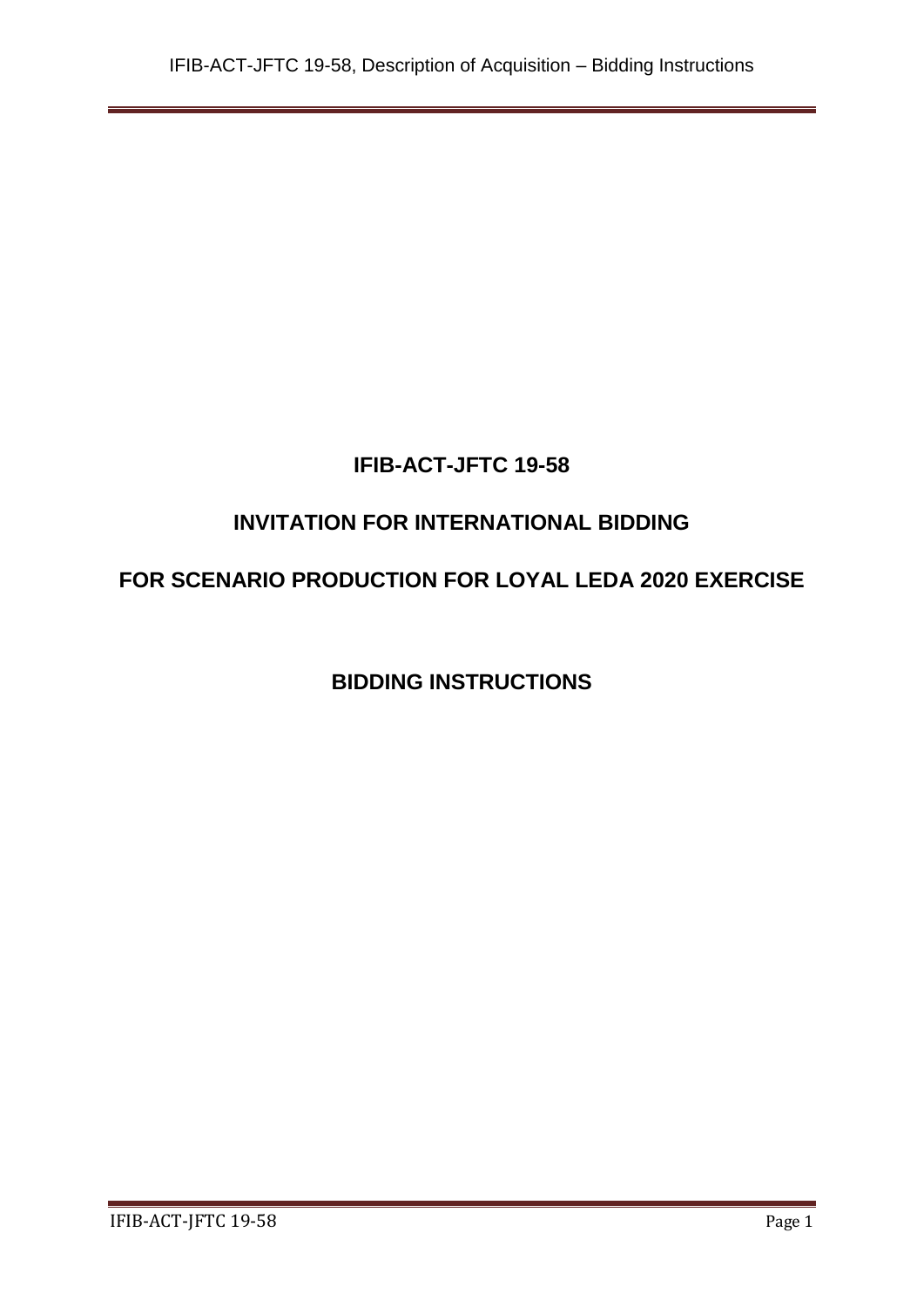# IFIB-ACT-JFTC 19-58

## INVITATION FOR INTERNATIONAL BIDDING

## FOR SCENARIO PRODUCTION FOR LOYAL LEDA 2020 EXERCISE

## BIDDING INSTRUCTIONS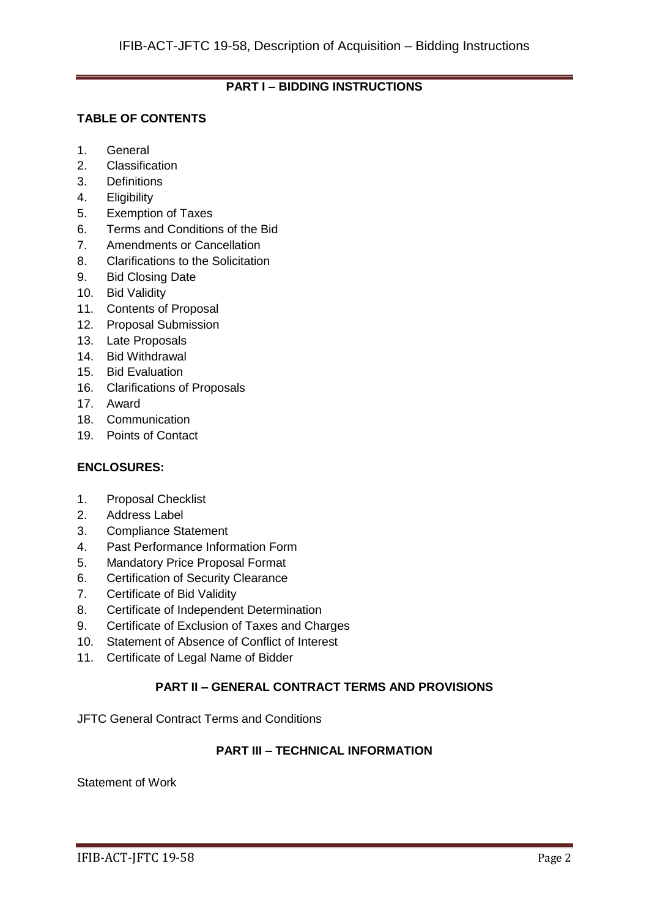## PART I – BIDDING INSTRUCTIONS

### TABLE OF CONTENTS

1. General
2. Classification
3. Definitions
4. Eligibility
5. Exemption of Taxes
6. Terms and Conditions of the Bid
7. Amendments or Cancellation
8. Clarifications to the Solicitation
9. Bid Closing Date
10. Bid Validity
11. Contents of Proposal
12. Proposal Submission
13. Late Proposals
14. Bid Withdrawal
15. Bid Evaluation
16. Clarifications of Proposals
17. Award
18. Communication
19. Points of Contact

### ENCLOSURES:

1. Proposal Checklist
2. Address Label
3. Compliance Statement
4. Past Performance Information Form
5. Mandatory Price Proposal Format
6. Certification of Security Clearance
7. Certificate of Bid Validity
8. Certificate of Independent Determination
9. Certificate of Exclusion of Taxes and Charges
10. Statement of Absence of Conflict of Interest
11. Certificate of Legal Name of Bidder

## PART II – GENERAL CONTRACT TERMS AND PROVISIONS

JFTC General Contract Terms and Conditions

## PART III – TECHNICAL INFORMATION

Statement of Work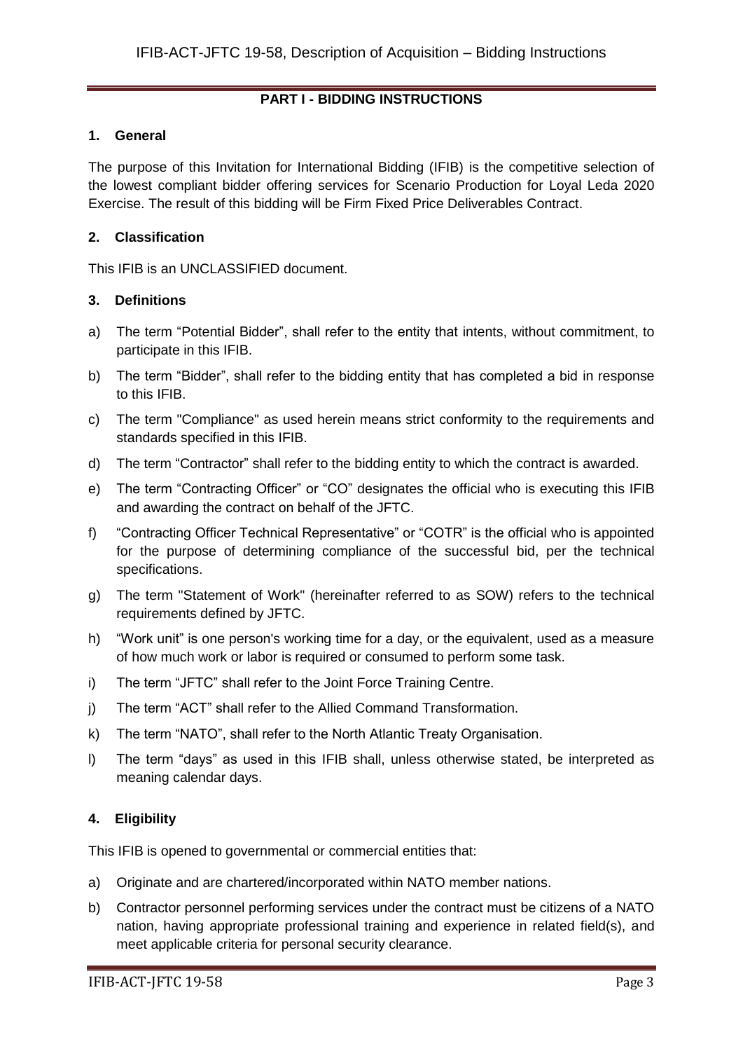## PART I - BIDDING INSTRUCTIONS

### 1. General

The purpose of this Invitation for International Bidding (IFIB) is the competitive selection of the lowest compliant bidder offering services for Scenario Production for Loyal Leda 2020 Exercise. The result of this bidding will be Firm Fixed Price Deliverables Contract.

### 2. Classification

This IFIB is an UNCLASSIFIED document.

### 3. Definitions

a) The term "Potential Bidder", shall refer to the entity that intents, without commitment, to participate in this IFIB.

b) The term "Bidder", shall refer to the bidding entity that has completed a bid in response to this IFIB.

c) The term "Compliance" as used herein means strict conformity to the requirements and standards specified in this IFIB.

d) The term "Contractor" shall refer to the bidding entity to which the contract is awarded.

e) The term "Contracting Officer" or "CO" designates the official who is executing this IFIB and awarding the contract on behalf of the JFTC.

f) "Contracting Officer Technical Representative" or "COTR" is the official who is appointed for the purpose of determining compliance of the successful bid, per the technical specifications.

g) The term "Statement of Work" (hereinafter referred to as SOW) refers to the technical requirements defined by JFTC.

h) "Work unit" is one person's working time for a day, or the equivalent, used as a measure of how much work or labor is required or consumed to perform some task.

i) The term "JFTC" shall refer to the Joint Force Training Centre.

j) The term "ACT" shall refer to the Allied Command Transformation.

k) The term "NATO", shall refer to the North Atlantic Treaty Organisation.

l) The term "days" as used in this IFIB shall, unless otherwise stated, be interpreted as meaning calendar days.

### 4. Eligibility

This IFIB is opened to governmental or commercial entities that:

a) Originate and are chartered/incorporated within NATO member nations.

b) Contractor personnel performing services under the contract must be citizens of a NATO nation, having appropriate professional training and experience in related field(s), and meet applicable criteria for personal security clearance.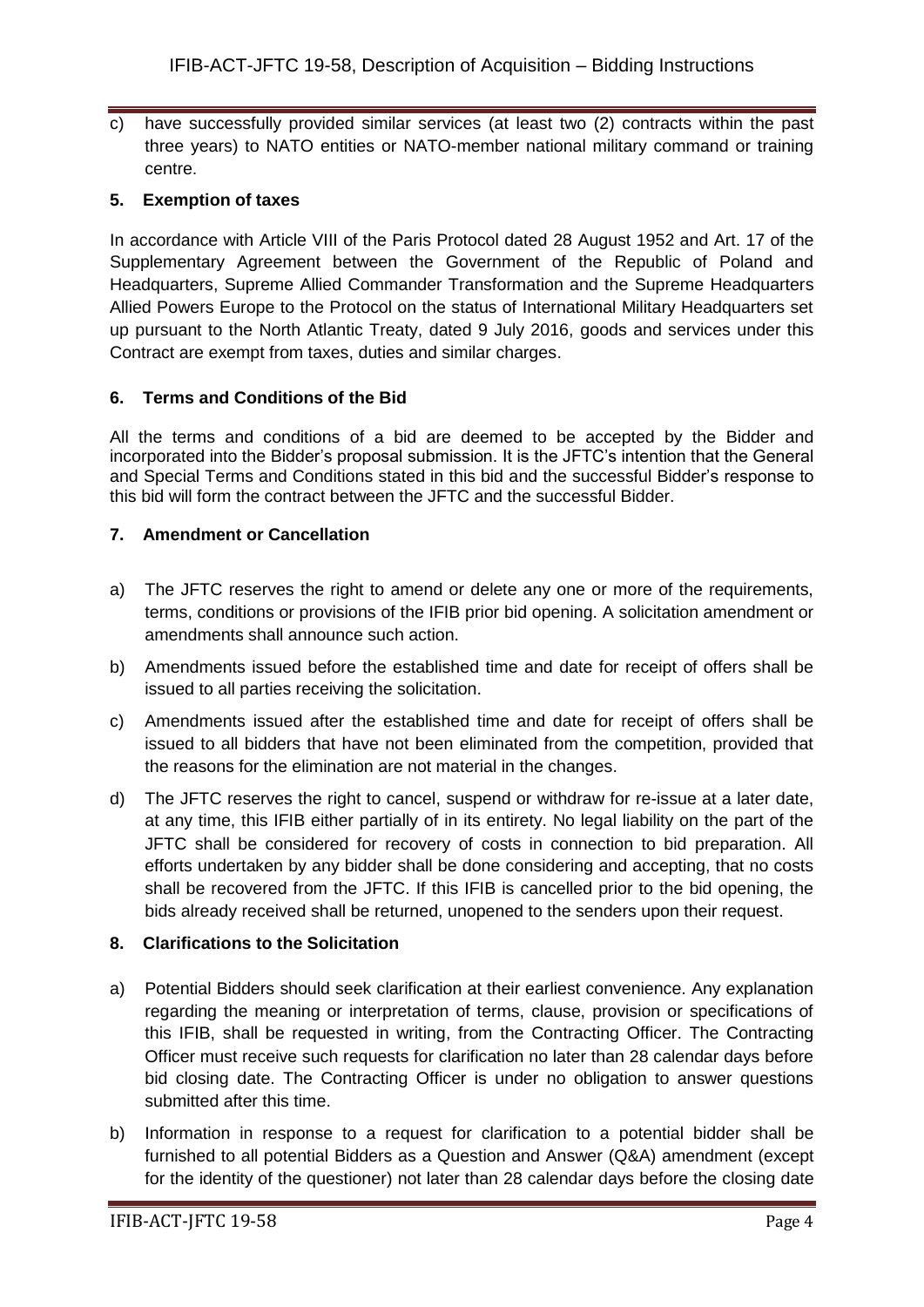c) have successfully provided similar services (at least two (2) contracts within the past three years) to NATO entities or NATO-member national military command or training centre.

## 5. Exemption of taxes

In accordance with Article VIII of the Paris Protocol dated 28 August 1952 and Art. 17 of the Supplementary Agreement between the Government of the Republic of Poland and Headquarters, Supreme Allied Commander Transformation and the Supreme Headquarters Allied Powers Europe to the Protocol on the status of International Military Headquarters set up pursuant to the North Atlantic Treaty, dated 9 July 2016, goods and services under this Contract are exempt from taxes, duties and similar charges.

## 6. Terms and Conditions of the Bid

All the terms and conditions of a bid are deemed to be accepted by the Bidder and incorporated into the Bidder's proposal submission. It is the JFTC's intention that the General and Special Terms and Conditions stated in this bid and the successful Bidder's response to this bid will form the contract between the JFTC and the successful Bidder.

## 7. Amendment or Cancellation

a) The JFTC reserves the right to amend or delete any one or more of the requirements, terms, conditions or provisions of the IFIB prior bid opening. A solicitation amendment or amendments shall announce such action.

b) Amendments issued before the established time and date for receipt of offers shall be issued to all parties receiving the solicitation.

c) Amendments issued after the established time and date for receipt of offers shall be issued to all bidders that have not been eliminated from the competition, provided that the reasons for the elimination are not material in the changes.

d) The JFTC reserves the right to cancel, suspend or withdraw for re-issue at a later date, at any time, this IFIB either partially of in its entirety. No legal liability on the part of the JFTC shall be considered for recovery of costs in connection to bid preparation. All efforts undertaken by any bidder shall be done considering and accepting, that no costs shall be recovered from the JFTC. If this IFIB is cancelled prior to the bid opening, the bids already received shall be returned, unopened to the senders upon their request.

## 8. Clarifications to the Solicitation

a) Potential Bidders should seek clarification at their earliest convenience. Any explanation regarding the meaning or interpretation of terms, clause, provision or specifications of this IFIB, shall be requested in writing, from the Contracting Officer. The Contracting Officer must receive such requests for clarification no later than 28 calendar days before bid closing date. The Contracting Officer is under no obligation to answer questions submitted after this time.

b) Information in response to a request for clarification to a potential bidder shall be furnished to all potential Bidders as a Question and Answer (Q&A) amendment (except for the identity of the questioner) not later than 28 calendar days before the closing date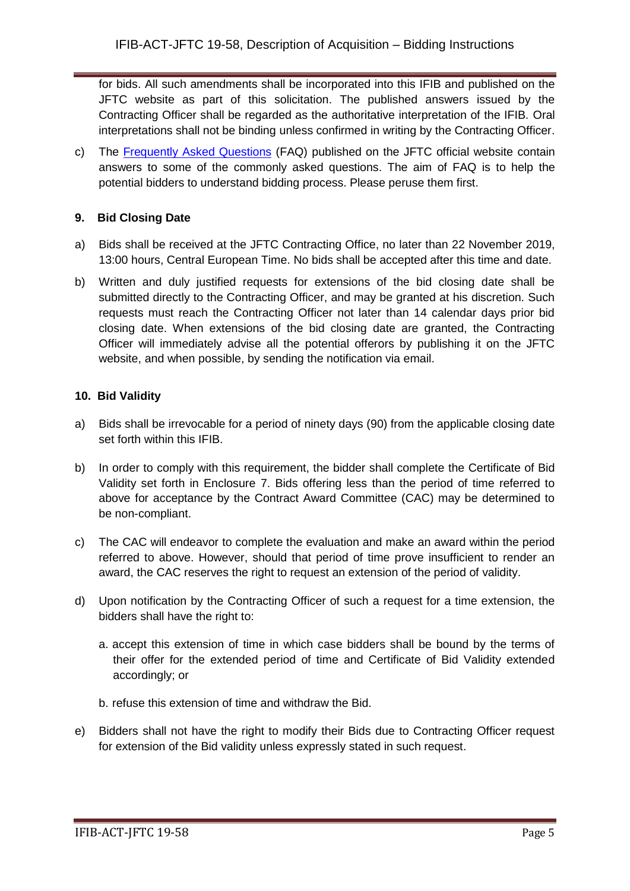for bids. All such amendments shall be incorporated into this IFIB and published on the JFTC website as part of this solicitation. The published answers issued by the Contracting Officer shall be regarded as the authoritative interpretation of the IFIB. Oral interpretations shall not be binding unless confirmed in writing by the Contracting Officer.

c) The [Frequently Asked Questions](#) (FAQ) published on the JFTC official website contain answers to some of the commonly asked questions. The aim of FAQ is to help the potential bidders to understand bidding process. Please peruse them first.

**9. Bid Closing Date**

a) Bids shall be received at the JFTC Contracting Office, no later than 22 November 2019, 13:00 hours, Central European Time. No bids shall be accepted after this time and date.

b) Written and duly justified requests for extensions of the bid closing date shall be submitted directly to the Contracting Officer, and may be granted at his discretion. Such requests must reach the Contracting Officer not later than 14 calendar days prior bid closing date. When extensions of the bid closing date are granted, the Contracting Officer will immediately advise all the potential offerors by publishing it on the JFTC website, and when possible, by sending the notification via email.

**10. Bid Validity**

a) Bids shall be irrevocable for a period of ninety days (90) from the applicable closing date set forth within this IFIB.

b) In order to comply with this requirement, the bidder shall complete the Certificate of Bid Validity set forth in Enclosure 7. Bids offering less than the period of time referred to above for acceptance by the Contract Award Committee (CAC) may be determined to be non-compliant.

c) The CAC will endeavor to complete the evaluation and make an award within the period referred to above. However, should that period of time prove insufficient to render an award, the CAC reserves the right to request an extension of the period of validity.

d) Upon notification by the Contracting Officer of such a request for a time extension, the bidders shall have the right to:

   a. accept this extension of time in which case bidders shall be bound by the terms of their offer for the extended period of time and Certificate of Bid Validity extended accordingly; or

   b. refuse this extension of time and withdraw the Bid.

e) Bidders shall not have the right to modify their Bids due to Contracting Officer request for extension of the Bid validity unless expressly stated in such request.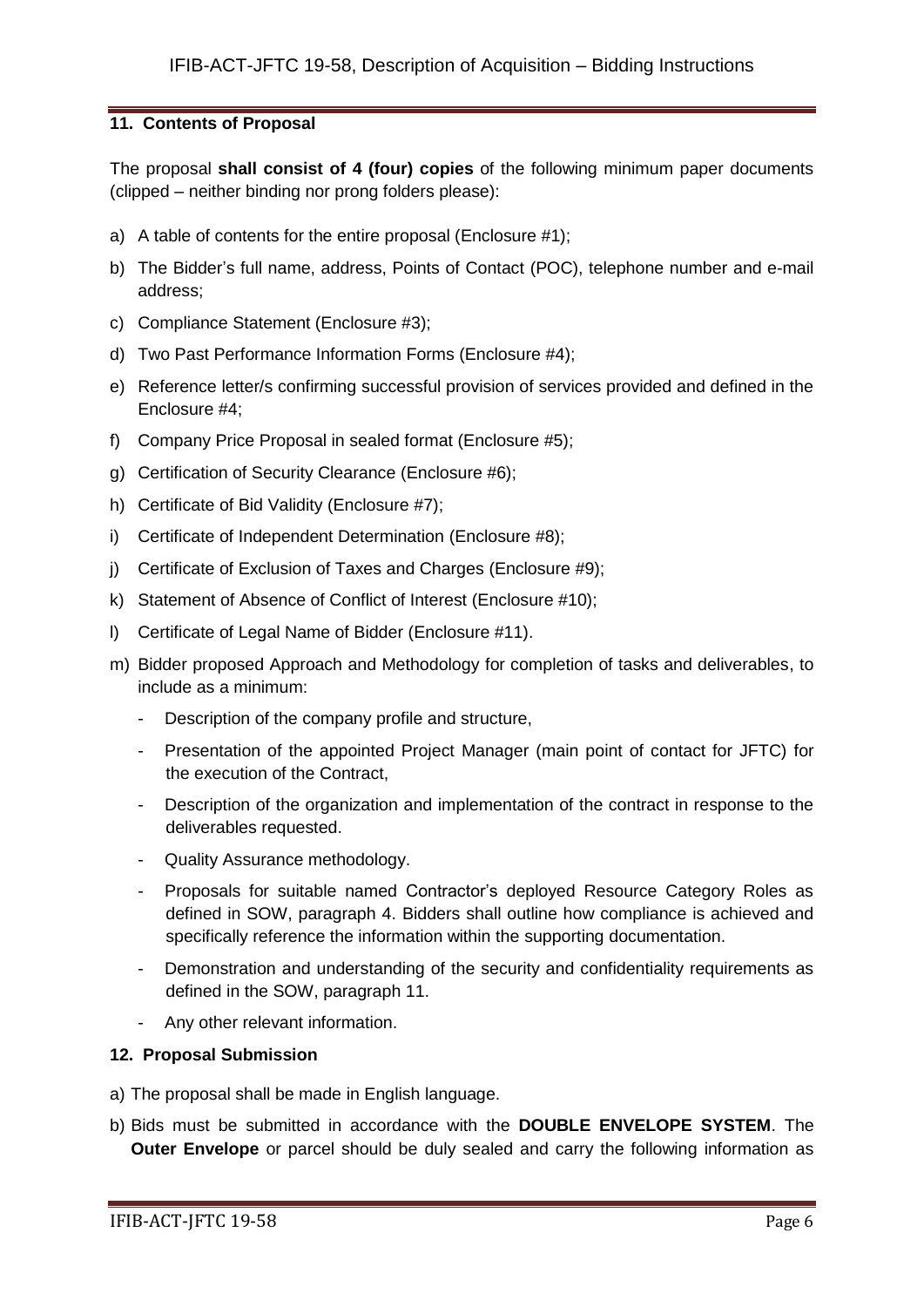### 11. Contents of Proposal

The proposal **shall consist of 4 (four) copies** of the following minimum paper documents (clipped – neither binding nor prong folders please):

a) A table of contents for the entire proposal (Enclosure #1);

b) The Bidder's full name, address, Points of Contact (POC), telephone number and e-mail address;

c) Compliance Statement (Enclosure #3);

d) Two Past Performance Information Forms (Enclosure #4);

e) Reference letter/s confirming successful provision of services provided and defined in the Enclosure #4;

f) Company Price Proposal in sealed format (Enclosure #5);

g) Certification of Security Clearance (Enclosure #6);

h) Certificate of Bid Validity (Enclosure #7);

i) Certificate of Independent Determination (Enclosure #8);

j) Certificate of Exclusion of Taxes and Charges (Enclosure #9);

k) Statement of Absence of Conflict of Interest (Enclosure #10);

l) Certificate of Legal Name of Bidder (Enclosure #11).

m) Bidder proposed Approach and Methodology for completion of tasks and deliverables, to include as a minimum:

- Description of the company profile and structure,
- Presentation of the appointed Project Manager (main point of contact for JFTC) for the execution of the Contract,
- Description of the organization and implementation of the contract in response to the deliverables requested.
- Quality Assurance methodology.
- Proposals for suitable named Contractor's deployed Resource Category Roles as defined in SOW, paragraph 4. Bidders shall outline how compliance is achieved and specifically reference the information within the supporting documentation.
- Demonstration and understanding of the security and confidentiality requirements as defined in the SOW, paragraph 11.
- Any other relevant information.

### 12. Proposal Submission

a) The proposal shall be made in English language.

b) Bids must be submitted in accordance with the **DOUBLE ENVELOPE SYSTEM**. The **Outer Envelope** or parcel should be duly sealed and carry the following information as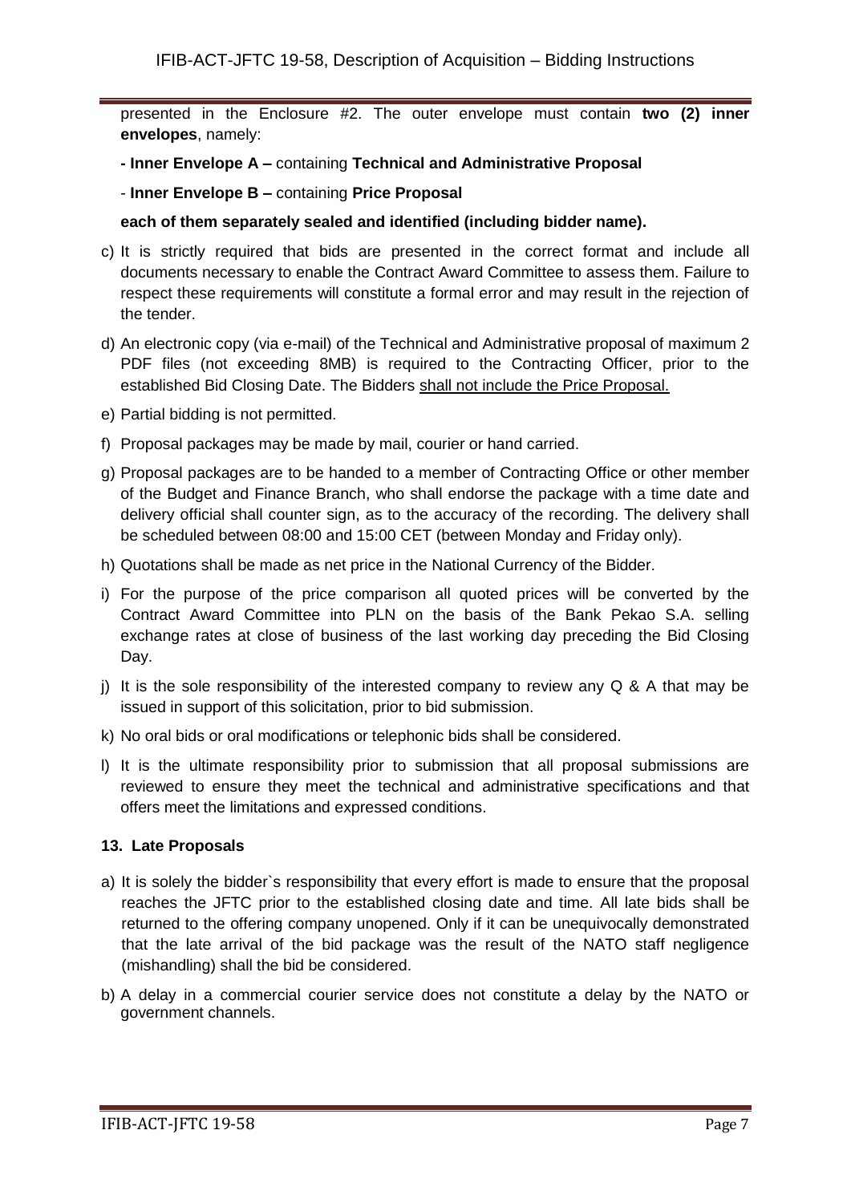presented in the Enclosure #2. The outer envelope must contain **two (2) inner envelopes**, namely:

**- Inner Envelope A –** containing **Technical and Administrative Proposal**

- **Inner Envelope B –** containing **Price Proposal**

**each of them separately sealed and identified (including bidder name).**

c) It is strictly required that bids are presented in the correct format and include all documents necessary to enable the Contract Award Committee to assess them. Failure to respect these requirements will constitute a formal error and may result in the rejection of the tender.

d) An electronic copy (via e-mail) of the Technical and Administrative proposal of maximum 2 PDF files (not exceeding 8MB) is required to the Contracting Officer, prior to the established Bid Closing Date. The Bidders shall not include the Price Proposal.

e) Partial bidding is not permitted.

f) Proposal packages may be made by mail, courier or hand carried.

g) Proposal packages are to be handed to a member of Contracting Office or other member of the Budget and Finance Branch, who shall endorse the package with a time date and delivery official shall counter sign, as to the accuracy of the recording. The delivery shall be scheduled between 08:00 and 15:00 CET (between Monday and Friday only).

h) Quotations shall be made as net price in the National Currency of the Bidder.

i) For the purpose of the price comparison all quoted prices will be converted by the Contract Award Committee into PLN on the basis of the Bank Pekao S.A. selling exchange rates at close of business of the last working day preceding the Bid Closing Day.

j) It is the sole responsibility of the interested company to review any Q & A that may be issued in support of this solicitation, prior to bid submission.

k) No oral bids or oral modifications or telephonic bids shall be considered.

l) It is the ultimate responsibility prior to submission that all proposal submissions are reviewed to ensure they meet the technical and administrative specifications and that offers meet the limitations and expressed conditions.

### 13. Late Proposals

a) It is solely the bidder`s responsibility that every effort is made to ensure that the proposal reaches the JFTC prior to the established closing date and time. All late bids shall be returned to the offering company unopened. Only if it can be unequivocally demonstrated that the late arrival of the bid package was the result of the NATO staff negligence (mishandling) shall the bid be considered.

b) A delay in a commercial courier service does not constitute a delay by the NATO or government channels.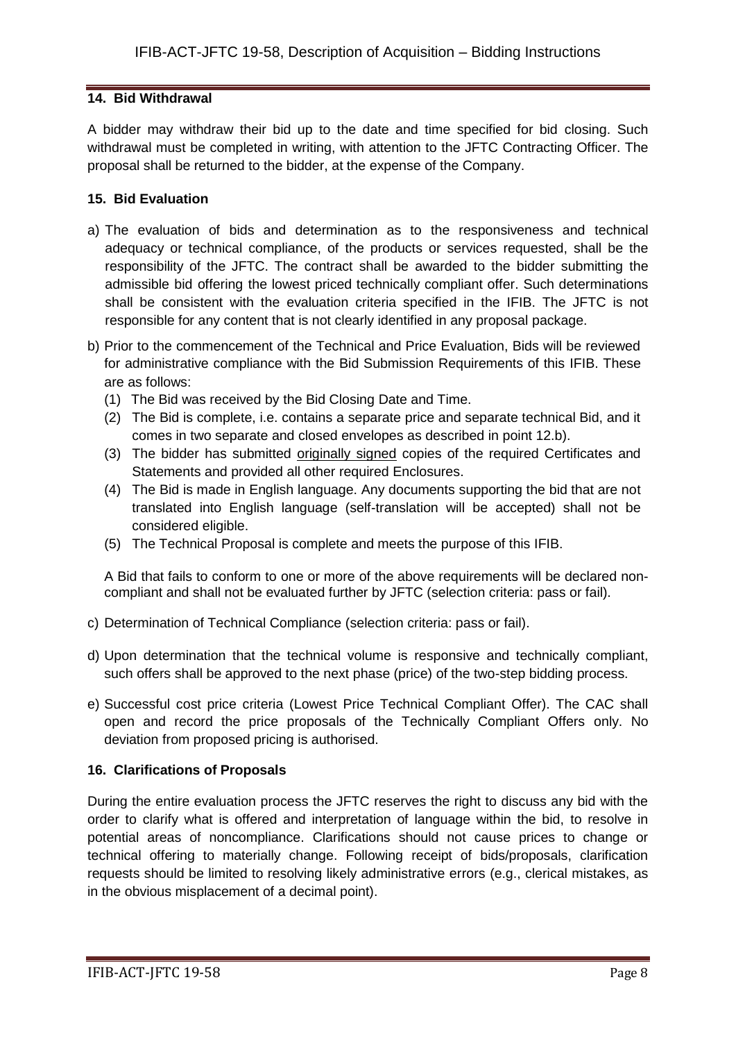## 14. Bid Withdrawal

A bidder may withdraw their bid up to the date and time specified for bid closing. Such withdrawal must be completed in writing, with attention to the JFTC Contracting Officer. The proposal shall be returned to the bidder, at the expense of the Company.

## 15. Bid Evaluation

a) The evaluation of bids and determination as to the responsiveness and technical adequacy or technical compliance, of the products or services requested, shall be the responsibility of the JFTC. The contract shall be awarded to the bidder submitting the admissible bid offering the lowest priced technically compliant offer. Such determinations shall be consistent with the evaluation criteria specified in the IFIB. The JFTC is not responsible for any content that is not clearly identified in any proposal package.

b) Prior to the commencement of the Technical and Price Evaluation, Bids will be reviewed for administrative compliance with the Bid Submission Requirements of this IFIB. These are as follows:
   (1) The Bid was received by the Bid Closing Date and Time.
   (2) The Bid is complete, i.e. contains a separate price and separate technical Bid, and it comes in two separate and closed envelopes as described in point 12.b).
   (3) The bidder has submitted <u>originally signed</u> copies of the required Certificates and Statements and provided all other required Enclosures.
   (4) The Bid is made in English language. Any documents supporting the bid that are not translated into English language (self-translation will be accepted) shall not be considered eligible.
   (5) The Technical Proposal is complete and meets the purpose of this IFIB.

   A Bid that fails to conform to one or more of the above requirements will be declared non-compliant and shall not be evaluated further by JFTC (selection criteria: pass or fail).

c) Determination of Technical Compliance (selection criteria: pass or fail).

d) Upon determination that the technical volume is responsive and technically compliant, such offers shall be approved to the next phase (price) of the two-step bidding process.

e) Successful cost price criteria (Lowest Price Technical Compliant Offer). The CAC shall open and record the price proposals of the Technically Compliant Offers only. No deviation from proposed pricing is authorised.

## 16. Clarifications of Proposals

During the entire evaluation process the JFTC reserves the right to discuss any bid with the order to clarify what is offered and interpretation of language within the bid, to resolve in potential areas of noncompliance. Clarifications should not cause prices to change or technical offering to materially change. Following receipt of bids/proposals, clarification requests should be limited to resolving likely administrative errors (e.g., clerical mistakes, as in the obvious misplacement of a decimal point).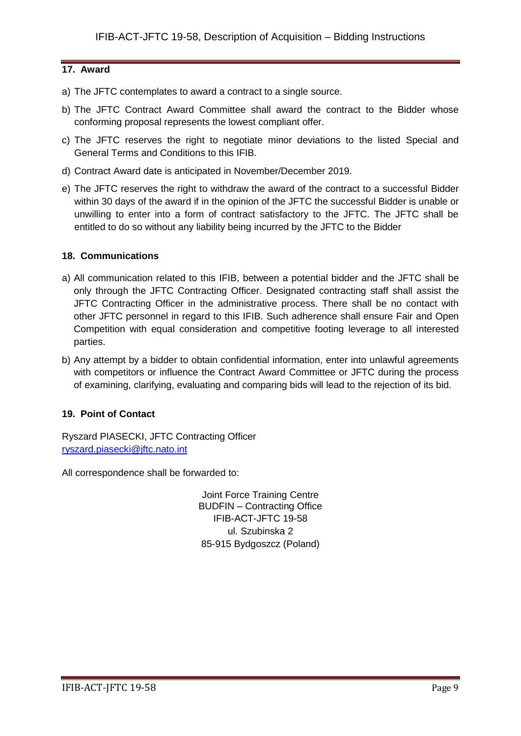## 17. Award

a) The JFTC contemplates to award a contract to a single source.

b) The JFTC Contract Award Committee shall award the contract to the Bidder whose conforming proposal represents the lowest compliant offer.

c) The JFTC reserves the right to negotiate minor deviations to the listed Special and General Terms and Conditions to this IFIB.

d) Contract Award date is anticipated in November/December 2019.

e) The JFTC reserves the right to withdraw the award of the contract to a successful Bidder within 30 days of the award if in the opinion of the JFTC the successful Bidder is unable or unwilling to enter into a form of contract satisfactory to the JFTC. The JFTC shall be entitled to do so without any liability being incurred by the JFTC to the Bidder

## 18. Communications

a) All communication related to this IFIB, between a potential bidder and the JFTC shall be only through the JFTC Contracting Officer. Designated contracting staff shall assist the JFTC Contracting Officer in the administrative process. There shall be no contact with other JFTC personnel in regard to this IFIB. Such adherence shall ensure Fair and Open Competition with equal consideration and competitive footing leverage to all interested parties.

b) Any attempt by a bidder to obtain confidential information, enter into unlawful agreements with competitors or influence the Contract Award Committee or JFTC during the process of examining, clarifying, evaluating and comparing bids will lead to the rejection of its bid.

## 19. Point of Contact

Ryszard PIASECKI, JFTC Contracting Officer
ryszard.piasecki@jftc.nato.int

All correspondence shall be forwarded to:

Joint Force Training Centre
BUDFIN – Contracting Office
IFIB-ACT-JFTC 19-58
ul. Szubinska 2
85-915 Bydgoszcz (Poland)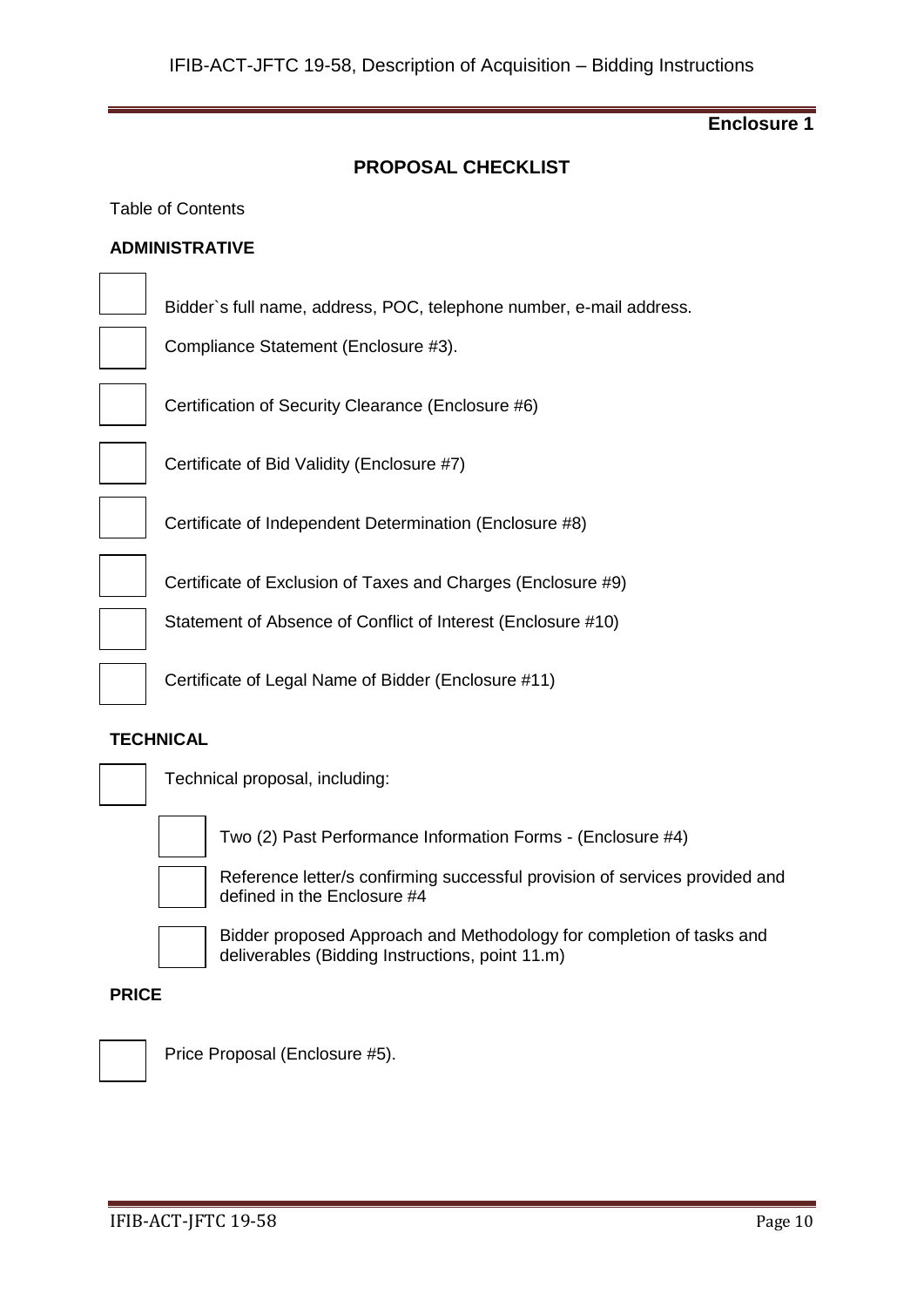**Enclosure 1**

## PROPOSAL CHECKLIST

Table of Contents

### ADMINISTRATIVE

- [ ] Bidder`s full name, address, POC, telephone number, e-mail address.
- [ ] Compliance Statement (Enclosure #3).
- [ ] Certification of Security Clearance (Enclosure #6)
- [ ] Certificate of Bid Validity (Enclosure #7)
- [ ] Certificate of Independent Determination (Enclosure #8)
- [ ] Certificate of Exclusion of Taxes and Charges (Enclosure #9)
- [ ] Statement of Absence of Conflict of Interest (Enclosure #10)
- [ ] Certificate of Legal Name of Bidder (Enclosure #11)

### TECHNICAL

- [ ] Technical proposal, including:
  - [ ] Two (2) Past Performance Information Forms - (Enclosure #4)
  - [ ] Reference letter/s confirming successful provision of services provided and defined in the Enclosure #4
  - [ ] Bidder proposed Approach and Methodology for completion of tasks and deliverables (Bidding Instructions, point 11.m)

### PRICE

- [ ] Price Proposal (Enclosure #5).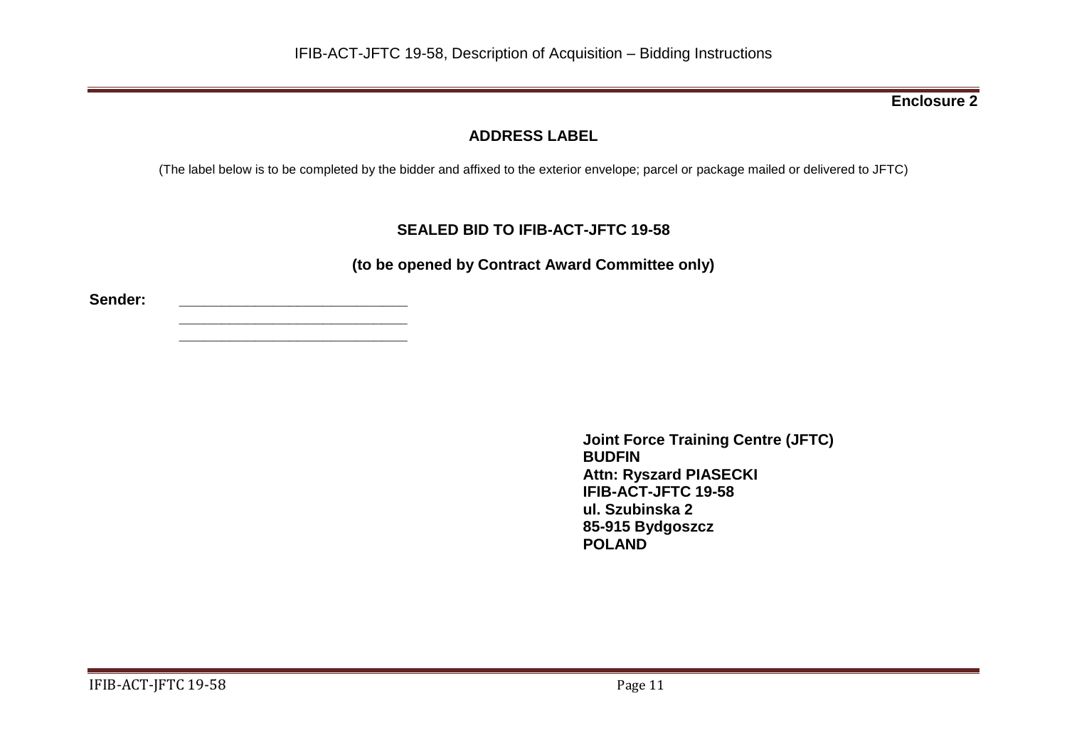**Enclosure 2**

## ADDRESS LABEL

(The label below is to be completed by the bidder and affixed to the exterior envelope; parcel or package mailed or delivered to JFTC)

### SEALED BID TO IFIB-ACT-JFTC 19-58

### (to be opened by Contract Award Committee only)

**Sender:** ____________________________
____________________________
____________________________

**Joint Force Training Centre (JFTC)**
**BUDFIN**
**Attn: Ryszard PIASECKI**
**IFIB-ACT-JFTC 19-58**
**ul. Szubinska 2**
**85-915 Bydgoszcz**
**POLAND**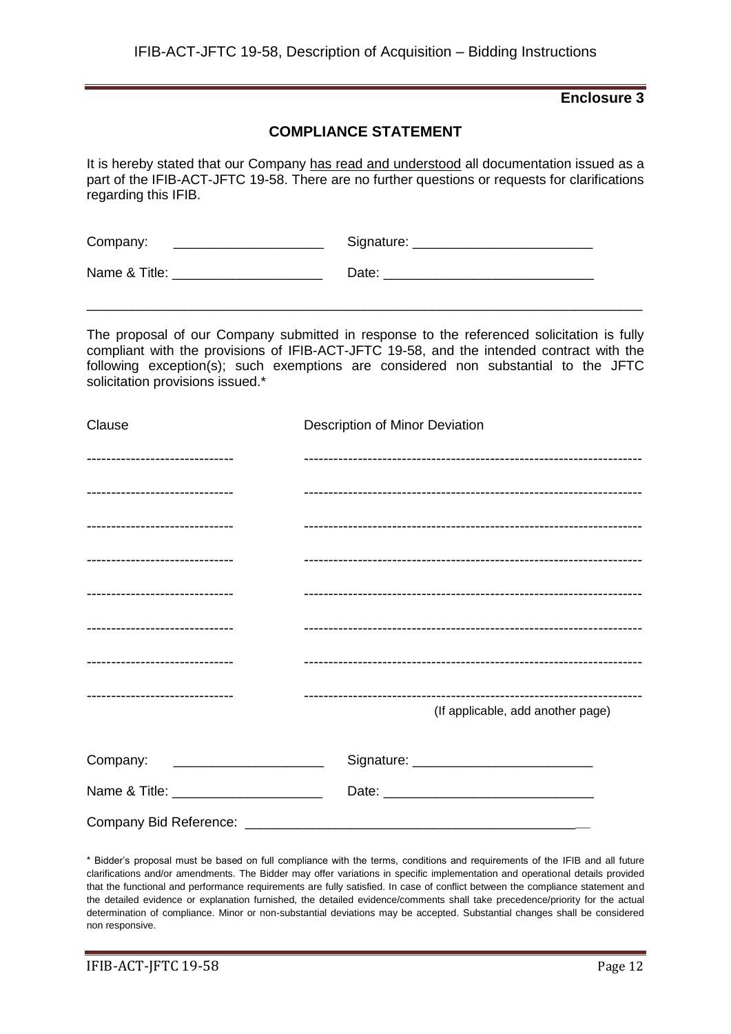**Enclosure 3**

## COMPLIANCE STATEMENT

It is hereby stated that our Company <u>has read and understood</u> all documentation issued as a part of the IFIB-ACT-JFTC 19-58. There are no further questions or requests for clarifications regarding this IFIB.

Company: ____________________ Signature: ________________________

Name & Title: ____________________ Date: ____________________________

---

The proposal of our Company submitted in response to the referenced solicitation is fully compliant with the provisions of IFIB-ACT-JFTC 19-58, and the intended contract with the following exception(s); such exemptions are considered non substantial to the JFTC solicitation provisions issued.*

| Clause | Description of Minor Deviation |
| --- | --- |
| ------------------------------ | -------------------------------------------------------------------- |
| ------------------------------ | -------------------------------------------------------------------- |
| ------------------------------ | -------------------------------------------------------------------- |
| ------------------------------ | -------------------------------------------------------------------- |
| ------------------------------ | -------------------------------------------------------------------- |
| ------------------------------ | -------------------------------------------------------------------- |
| ------------------------------ | -------------------------------------------------------------------- |
| ------------------------------ | -------------------------------------------------------------------- |

(If applicable, add another page)

Company: ____________________ Signature: ________________________

Name & Title: ____________________ Date: ____________________________

Company Bid Reference: _____________________________________________

\* Bidder's proposal must be based on full compliance with the terms, conditions and requirements of the IFIB and all future clarifications and/or amendments. The Bidder may offer variations in specific implementation and operational details provided that the functional and performance requirements are fully satisfied. In case of conflict between the compliance statement and the detailed evidence or explanation furnished, the detailed evidence/comments shall take precedence/priority for the actual determination of compliance. Minor or non-substantial deviations may be accepted. Substantial changes shall be considered non responsive.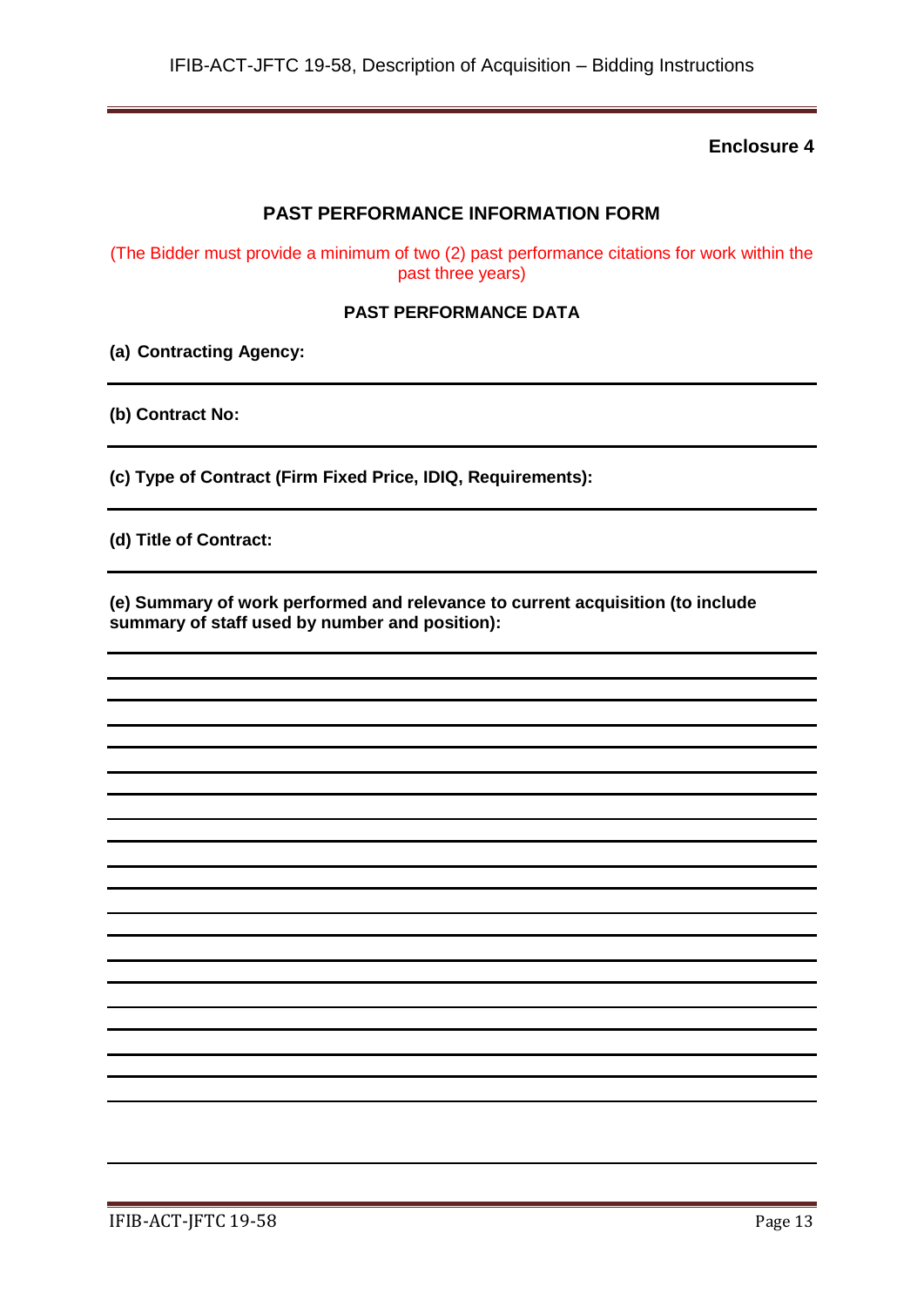**Enclosure 4**

## PAST PERFORMANCE INFORMATION FORM

(The Bidder must provide a minimum of two (2) past performance citations for work within the past three years)

### PAST PERFORMANCE DATA

**(a) Contracting Agency:**

---

**(b) Contract No:**

---

**(c) Type of Contract (Firm Fixed Price, IDIQ, Requirements):**

---

**(d) Title of Contract:**

---

**(e) Summary of work performed and relevance to current acquisition (to include summary of staff used by number and position):**

---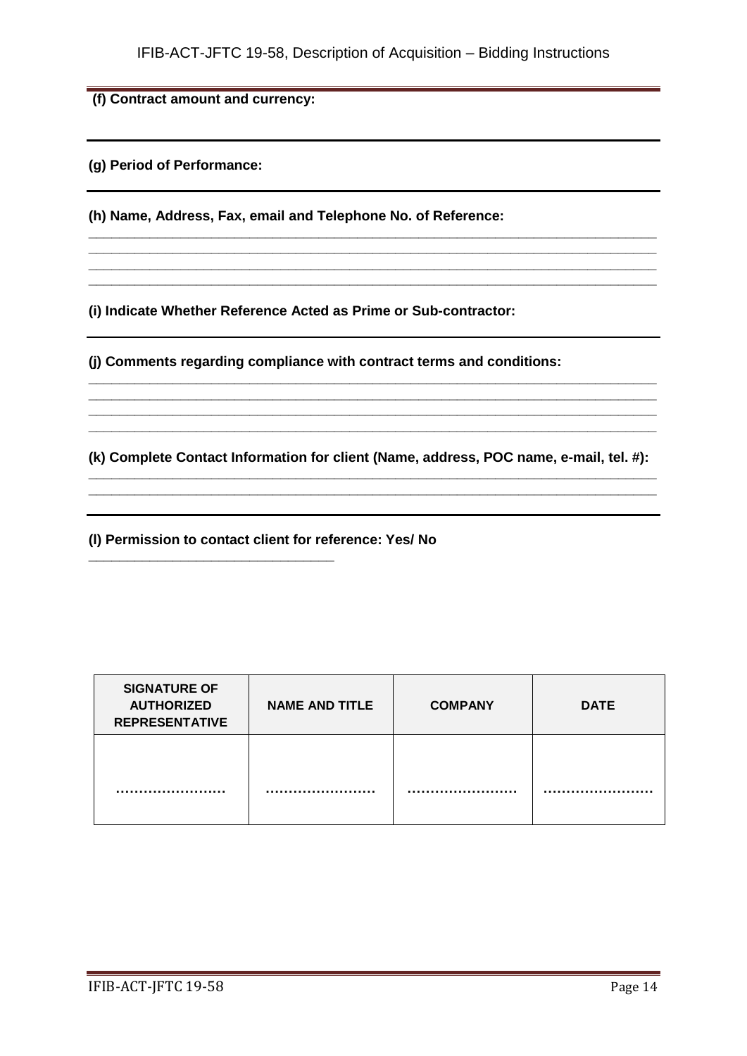**(f) Contract amount and currency:**

**(g) Period of Performance:**

**(h) Name, Address, Fax, email and Telephone No. of Reference:**

________________________________________________________________________________
________________________________________________________________________________
________________________________________________________________________________
________________________________________________________________________________

**(i) Indicate Whether Reference Acted as Prime or Sub-contractor:**

**(j) Comments regarding compliance with contract terms and conditions:**

________________________________________________________________________________
________________________________________________________________________________
________________________________________________________________________________
________________________________________________________________________________

**(k) Complete Contact Information for client (Name, address, POC name, e-mail, tel. #):**

________________________________________________________________________________
________________________________________________________________________________

**(l) Permission to contact client for reference: Yes/ No**

___________________________________

| SIGNATURE OF AUTHORIZED REPRESENTATIVE | NAME AND TITLE | COMPANY | DATE |
|---|---|---|---|
| …………………… | …………………… | …………………… | …………………… |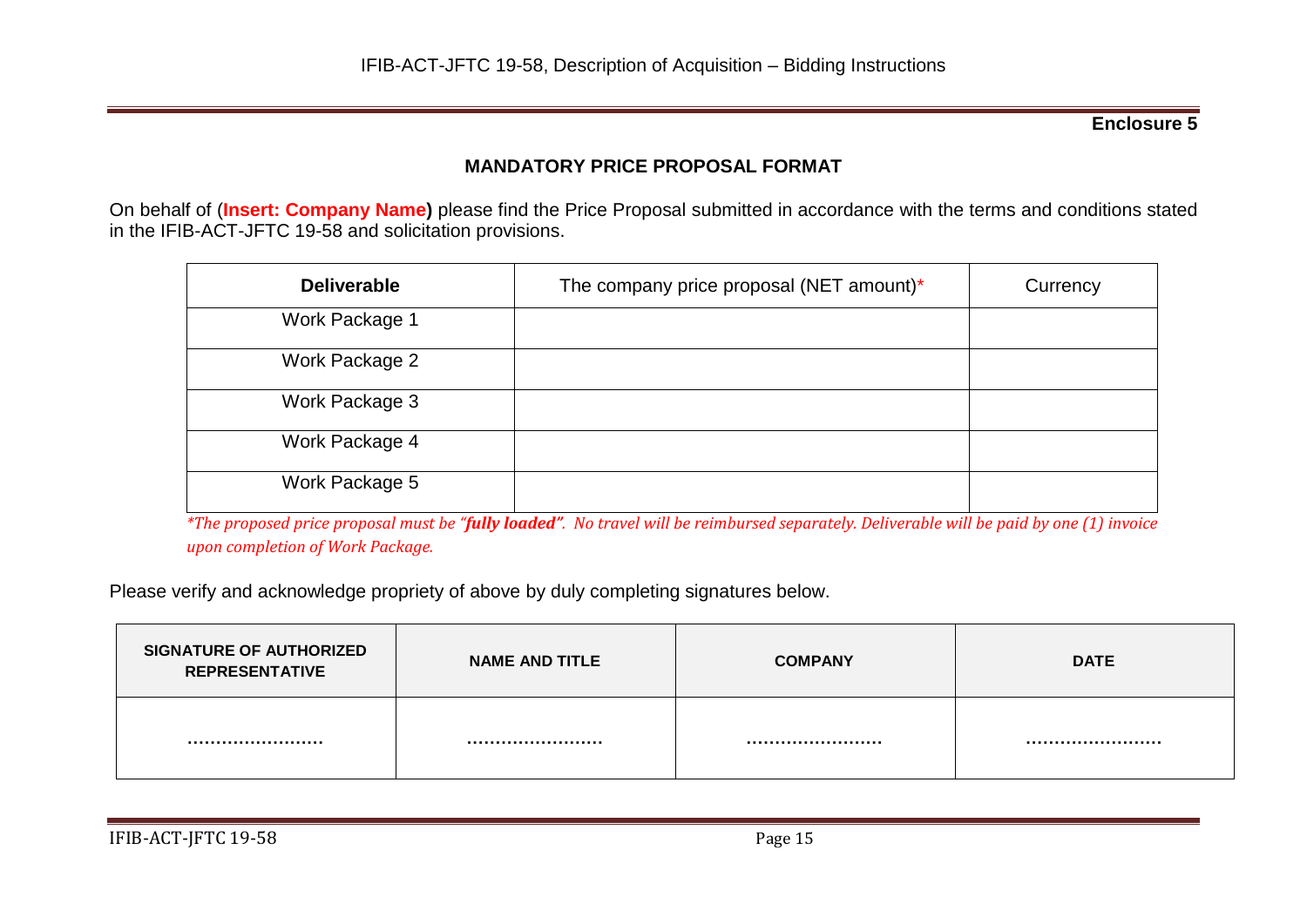**Enclosure 5**

## MANDATORY PRICE PROPOSAL FORMAT

On behalf of (**Insert: Company Name)** please find the Price Proposal submitted in accordance with the terms and conditions stated in the IFIB-ACT-JFTC 19-58 and solicitation provisions.

| **Deliverable** | The company price proposal (NET amount)* | Currency |
|---|---|---|
| Work Package 1 | | |
| Work Package 2 | | |
| Work Package 3 | | |
| Work Package 4 | | |
| Work Package 5 | | |

**The proposed price proposal must be "**fully loaded**". No travel will be reimbursed separately. Deliverable will be paid by one (1) invoice upon completion of Work Package.*

Please verify and acknowledge propriety of above by duly completing signatures below.

| **SIGNATURE OF AUTHORIZED REPRESENTATIVE** | **NAME AND TITLE** | **COMPANY** | **DATE** |
|---|---|---|---|
| …………………… | …………………… | …………………… | …………………… |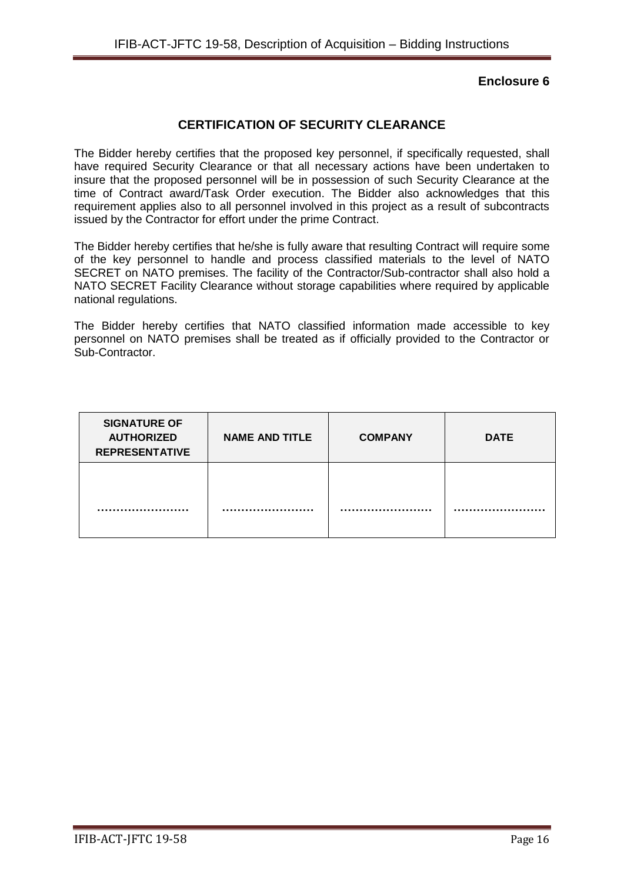**Enclosure 6**

## CERTIFICATION OF SECURITY CLEARANCE

The Bidder hereby certifies that the proposed key personnel, if specifically requested, shall have required Security Clearance or that all necessary actions have been undertaken to insure that the proposed personnel will be in possession of such Security Clearance at the time of Contract award/Task Order execution. The Bidder also acknowledges that this requirement applies also to all personnel involved in this project as a result of subcontracts issued by the Contractor for effort under the prime Contract.

The Bidder hereby certifies that he/she is fully aware that resulting Contract will require some of the key personnel to handle and process classified materials to the level of NATO SECRET on NATO premises. The facility of the Contractor/Sub-contractor shall also hold a NATO SECRET Facility Clearance without storage capabilities where required by applicable national regulations.

The Bidder hereby certifies that NATO classified information made accessible to key personnel on NATO premises shall be treated as if officially provided to the Contractor or Sub-Contractor.

| SIGNATURE OF AUTHORIZED REPRESENTATIVE | NAME AND TITLE | COMPANY | DATE |
|---|---|---|---|
| …………………… | …………………… | …………………… | …………………… |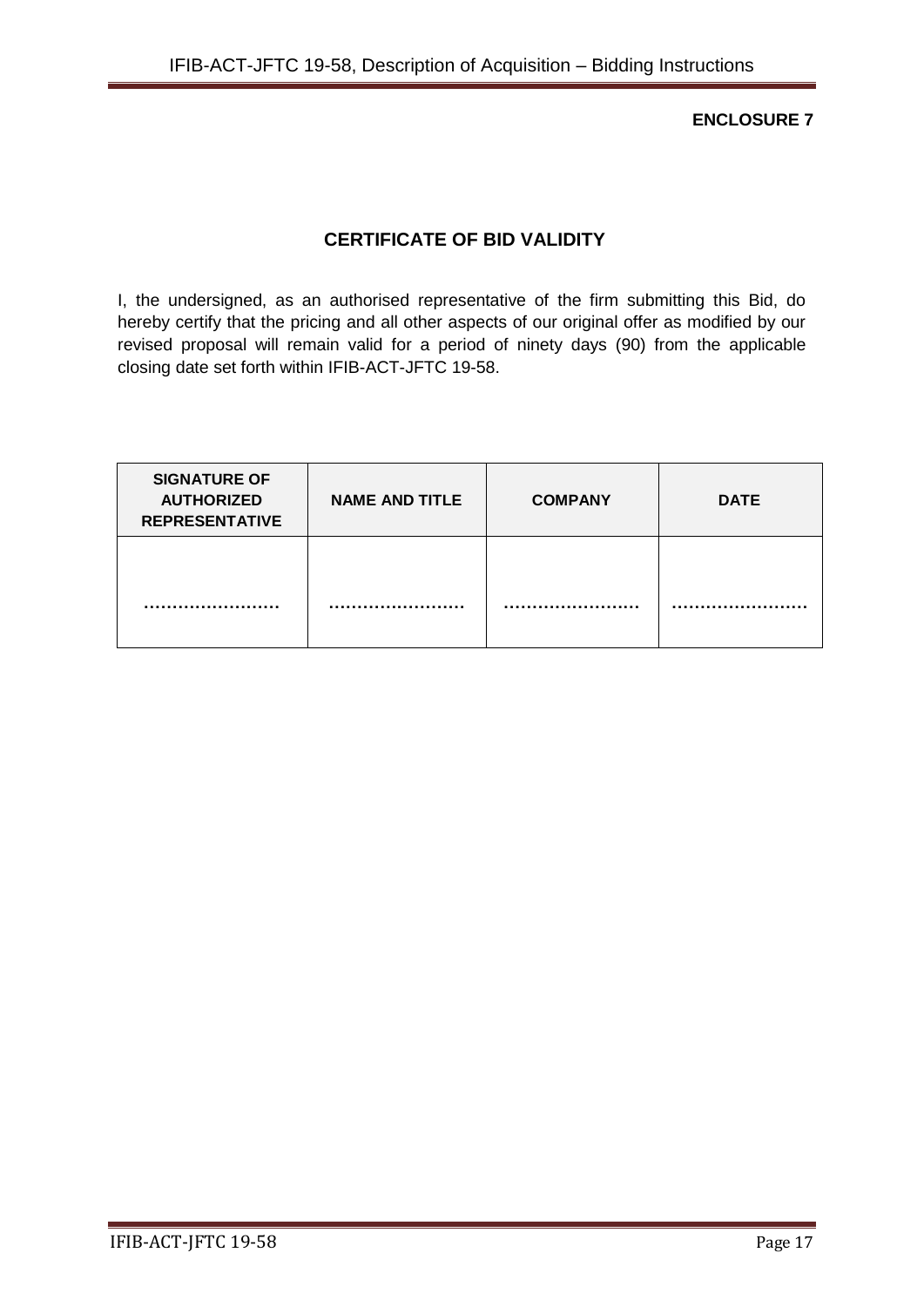**ENCLOSURE 7**

## CERTIFICATE OF BID VALIDITY

I, the undersigned, as an authorised representative of the firm submitting this Bid, do hereby certify that the pricing and all other aspects of our original offer as modified by our revised proposal will remain valid for a period of ninety days (90) from the applicable closing date set forth within IFIB-ACT-JFTC 19-58.

| SIGNATURE OF AUTHORIZED REPRESENTATIVE | NAME AND TITLE | COMPANY | DATE |
|---|---|---|---|
| …………………… | …………………… | …………………… | …………………… |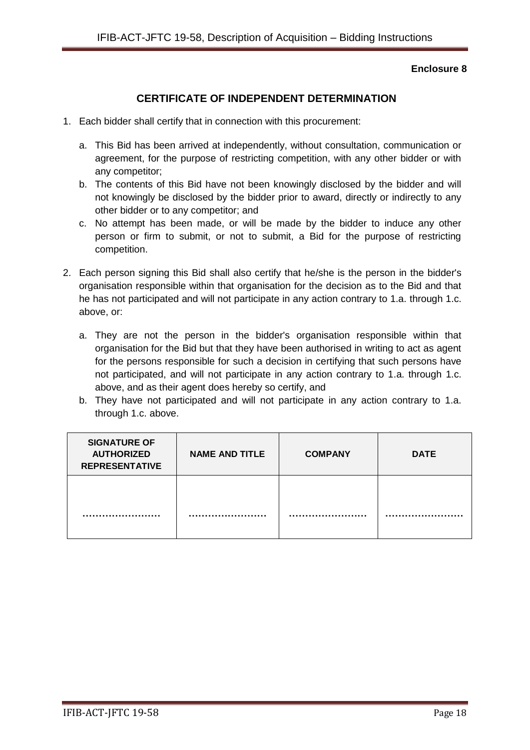**Enclosure 8**

## CERTIFICATE OF INDEPENDENT DETERMINATION

1. Each bidder shall certify that in connection with this procurement:

   a. This Bid has been arrived at independently, without consultation, communication or agreement, for the purpose of restricting competition, with any other bidder or with any competitor;

   b. The contents of this Bid have not been knowingly disclosed by the bidder and will not knowingly be disclosed by the bidder prior to award, directly or indirectly to any other bidder or to any competitor; and

   c. No attempt has been made, or will be made by the bidder to induce any other person or firm to submit, or not to submit, a Bid for the purpose of restricting competition.

2. Each person signing this Bid shall also certify that he/she is the person in the bidder's organisation responsible within that organisation for the decision as to the Bid and that he has not participated and will not participate in any action contrary to 1.a. through 1.c. above, or:

   a. They are not the person in the bidder's organisation responsible within that organisation for the Bid but that they have been authorised in writing to act as agent for the persons responsible for such a decision in certifying that such persons have not participated, and will not participate in any action contrary to 1.a. through 1.c. above, and as their agent does hereby so certify, and

   b. They have not participated and will not participate in any action contrary to 1.a. through 1.c. above.

| SIGNATURE OF AUTHORIZED REPRESENTATIVE | NAME AND TITLE | COMPANY | DATE |
|---|---|---|---|
| …………………… | …………………… | …………………… | …………………… |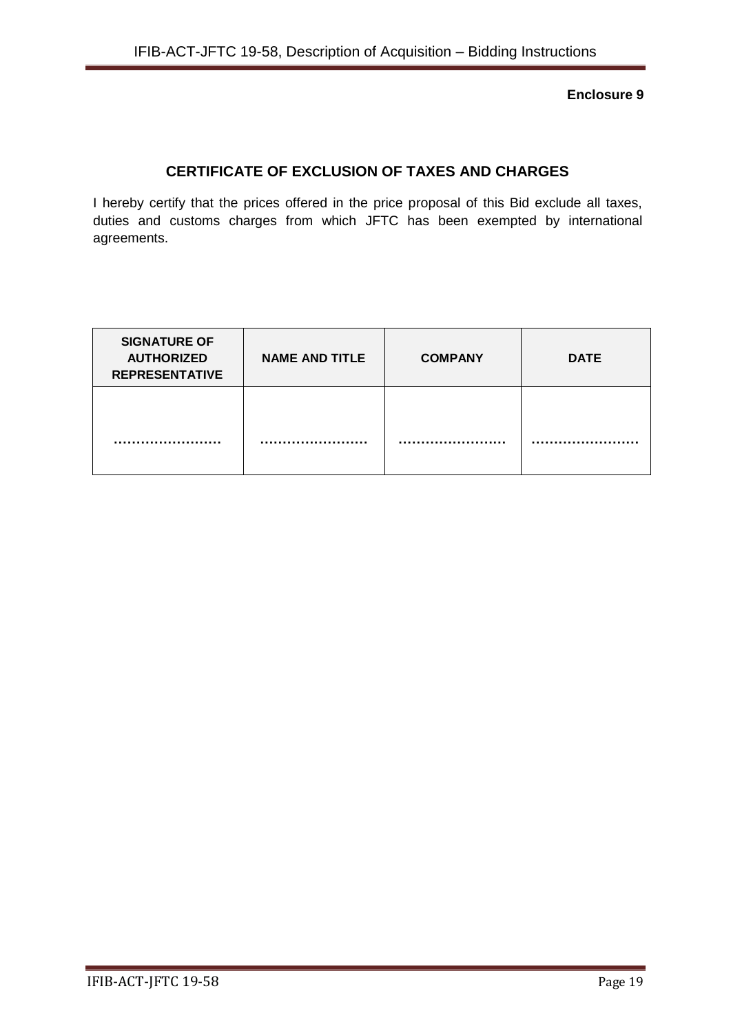**Enclosure 9**

## CERTIFICATE OF EXCLUSION OF TAXES AND CHARGES

I hereby certify that the prices offered in the price proposal of this Bid exclude all taxes, duties and customs charges from which JFTC has been exempted by international agreements.

| SIGNATURE OF AUTHORIZED REPRESENTATIVE | NAME AND TITLE | COMPANY | DATE |
|---|---|---|---|
| …………………… | …………………… | …………………… | …………………… |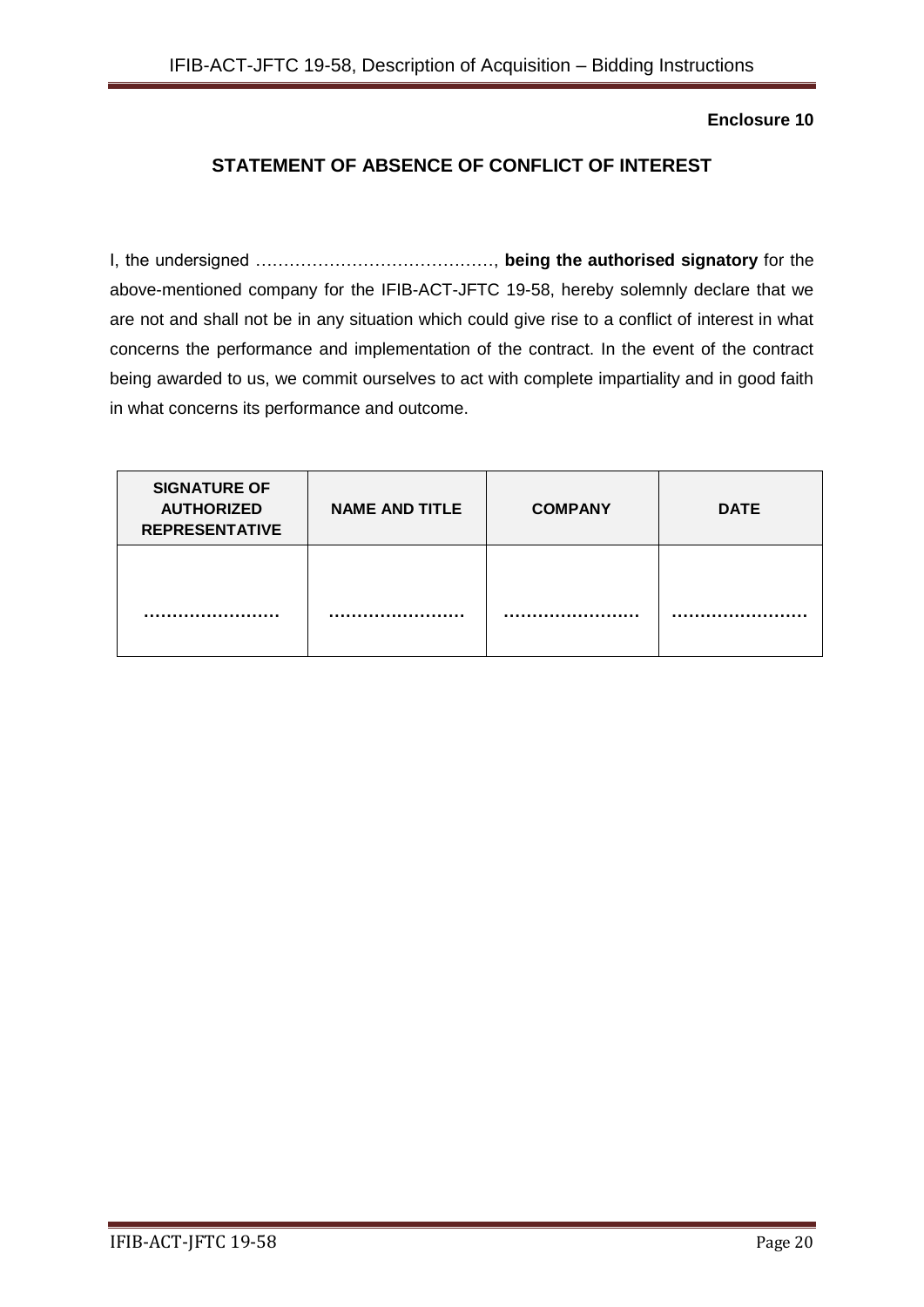**Enclosure 10**

## STATEMENT OF ABSENCE OF CONFLICT OF INTEREST

I, the undersigned ……………………………………, **being the authorised signatory** for the above-mentioned company for the IFIB-ACT-JFTC 19-58, hereby solemnly declare that we are not and shall not be in any situation which could give rise to a conflict of interest in what concerns the performance and implementation of the contract. In the event of the contract being awarded to us, we commit ourselves to act with complete impartiality and in good faith in what concerns its performance and outcome.

| SIGNATURE OF AUTHORIZED REPRESENTATIVE | NAME AND TITLE | COMPANY | DATE |
|---|---|---|---|
| …………………… | …………………… | …………………… | …………………… |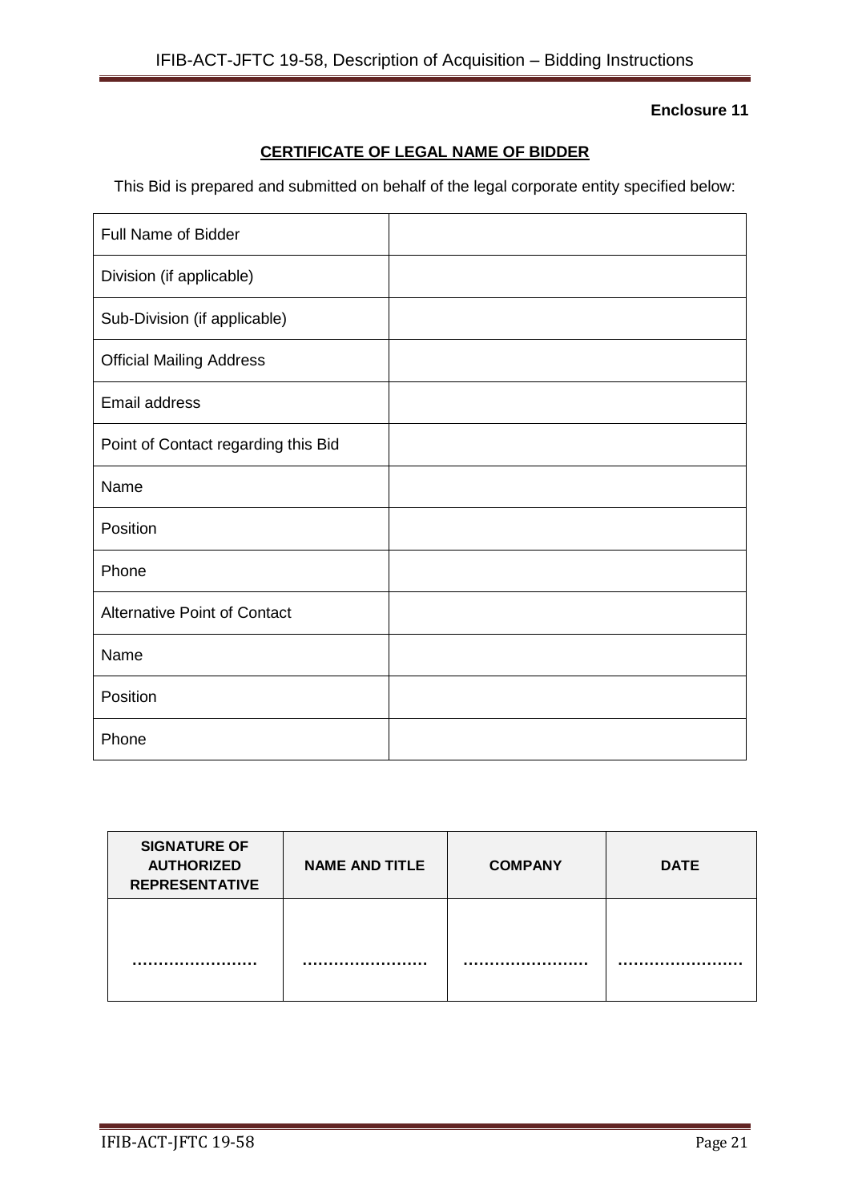**Enclosure 11**

**CERTIFICATE OF LEGAL NAME OF BIDDER**

This Bid is prepared and submitted on behalf of the legal corporate entity specified below:

| | |
|---|---|
| Full Name of Bidder | |
| Division (if applicable) | |
| Sub-Division (if applicable) | |
| Official Mailing Address | |
| Email address | |
| Point of Contact regarding this Bid | |
| Name | |
| Position | |
| Phone | |
| Alternative Point of Contact | |
| Name | |
| Position | |
| Phone | |

| SIGNATURE OF AUTHORIZED REPRESENTATIVE | NAME AND TITLE | COMPANY | DATE |
|---|---|---|---|
| …………………… | …………………… | …………………… | …………………… |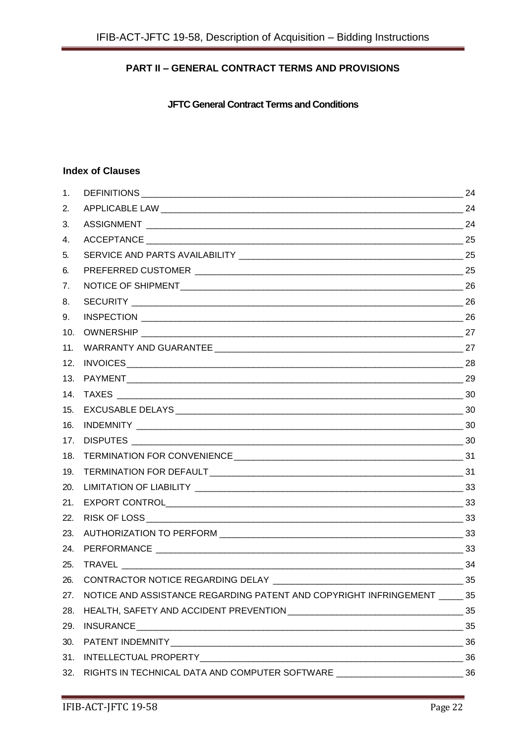## PART II – GENERAL CONTRACT TERMS AND PROVISIONS

### JFTC General Contract Terms and Conditions

#### Index of Clauses

1. DEFINITIONS ____ 24
2. APPLICABLE LAW ____ 24
3. ASSIGNMENT ____ 24
4. ACCEPTANCE ____ 25
5. SERVICE AND PARTS AVAILABILITY ____ 25
6. PREFERRED CUSTOMER ____ 25
7. NOTICE OF SHIPMENT ____ 26
8. SECURITY ____ 26
9. INSPECTION ____ 26
10. OWNERSHIP ____ 27
11. WARRANTY AND GUARANTEE ____ 27
12. INVOICES ____ 28
13. PAYMENT ____ 29
14. TAXES ____ 30
15. EXCUSABLE DELAYS ____ 30
16. INDEMNITY ____ 30
17. DISPUTES ____ 30
18. TERMINATION FOR CONVENIENCE ____ 31
19. TERMINATION FOR DEFAULT ____ 31
20. LIMITATION OF LIABILITY ____ 33
21. EXPORT CONTROL ____ 33
22. RISK OF LOSS ____ 33
23. AUTHORIZATION TO PERFORM ____ 33
24. PERFORMANCE ____ 33
25. TRAVEL ____ 34
26. CONTRACTOR NOTICE REGARDING DELAY ____ 35
27. NOTICE AND ASSISTANCE REGARDING PATENT AND COPYRIGHT INFRINGEMENT ____ 35
28. HEALTH, SAFETY AND ACCIDENT PREVENTION ____ 35
29. INSURANCE ____ 35
30. PATENT INDEMNITY ____ 36
31. INTELLECTUAL PROPERTY ____ 36
32. RIGHTS IN TECHNICAL DATA AND COMPUTER SOFTWARE ____ 36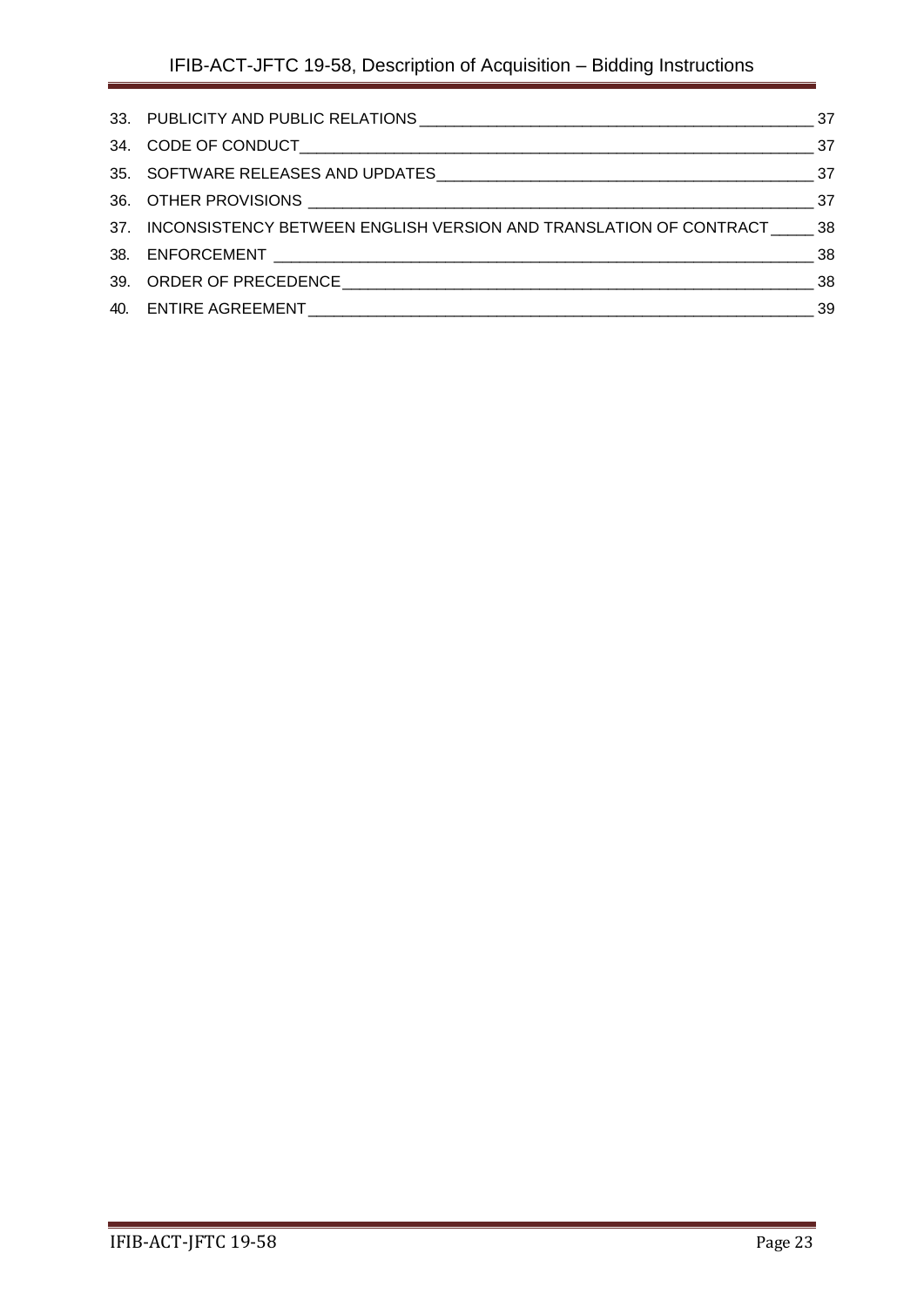33. PUBLICITY AND PUBLIC RELATIONS ____________________________________________ 37
34. CODE OF CONDUCT ______________________________________________________ 37
35. SOFTWARE RELEASES AND UPDATES _______________________________________ 37
36. OTHER PROVISIONS ______________________________________________________ 37
37. INCONSISTENCY BETWEEN ENGLISH VERSION AND TRANSLATION OF CONTRACT _____ 38
38. ENFORCEMENT _________________________________________________________ 38
39. ORDER OF PRECEDENCE __________________________________________________ 38
40. ENTIRE AGREEMENT _____________________________________________________ 39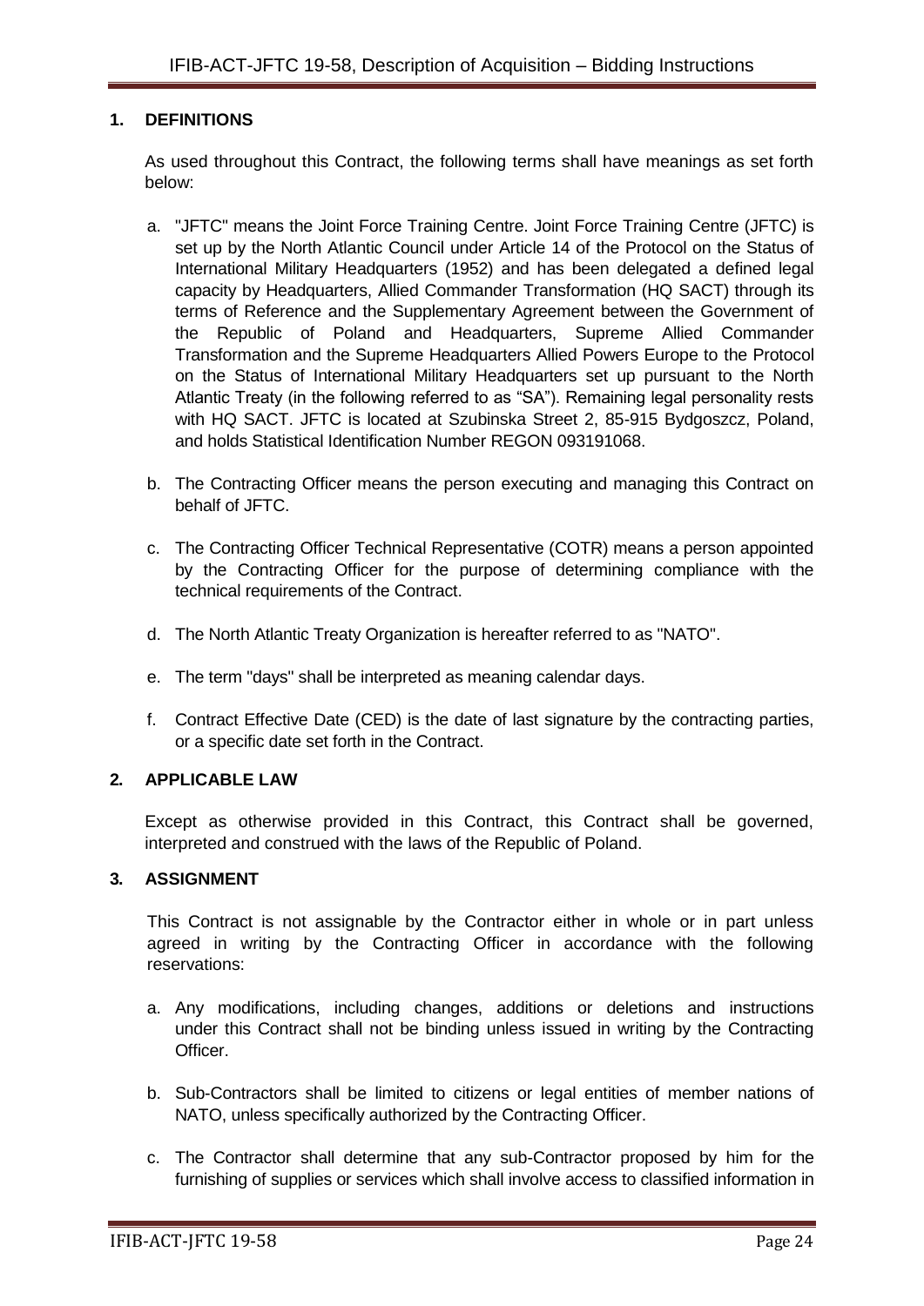## 1. DEFINITIONS

As used throughout this Contract, the following terms shall have meanings as set forth below:

a. "JFTC" means the Joint Force Training Centre. Joint Force Training Centre (JFTC) is set up by the North Atlantic Council under Article 14 of the Protocol on the Status of International Military Headquarters (1952) and has been delegated a defined legal capacity by Headquarters, Allied Commander Transformation (HQ SACT) through its terms of Reference and the Supplementary Agreement between the Government of the Republic of Poland and Headquarters, Supreme Allied Commander Transformation and the Supreme Headquarters Allied Powers Europe to the Protocol on the Status of International Military Headquarters set up pursuant to the North Atlantic Treaty (in the following referred to as "SA"). Remaining legal personality rests with HQ SACT. JFTC is located at Szubinska Street 2, 85-915 Bydgoszcz, Poland, and holds Statistical Identification Number REGON 093191068.

b. The Contracting Officer means the person executing and managing this Contract on behalf of JFTC.

c. The Contracting Officer Technical Representative (COTR) means a person appointed by the Contracting Officer for the purpose of determining compliance with the technical requirements of the Contract.

d. The North Atlantic Treaty Organization is hereafter referred to as "NATO".

e. The term "days" shall be interpreted as meaning calendar days.

f. Contract Effective Date (CED) is the date of last signature by the contracting parties, or a specific date set forth in the Contract.

## 2. APPLICABLE LAW

Except as otherwise provided in this Contract, this Contract shall be governed, interpreted and construed with the laws of the Republic of Poland.

## 3. ASSIGNMENT

This Contract is not assignable by the Contractor either in whole or in part unless agreed in writing by the Contracting Officer in accordance with the following reservations:

a. Any modifications, including changes, additions or deletions and instructions under this Contract shall not be binding unless issued in writing by the Contracting Officer.

b. Sub-Contractors shall be limited to citizens or legal entities of member nations of NATO, unless specifically authorized by the Contracting Officer.

c. The Contractor shall determine that any sub-Contractor proposed by him for the furnishing of supplies or services which shall involve access to classified information in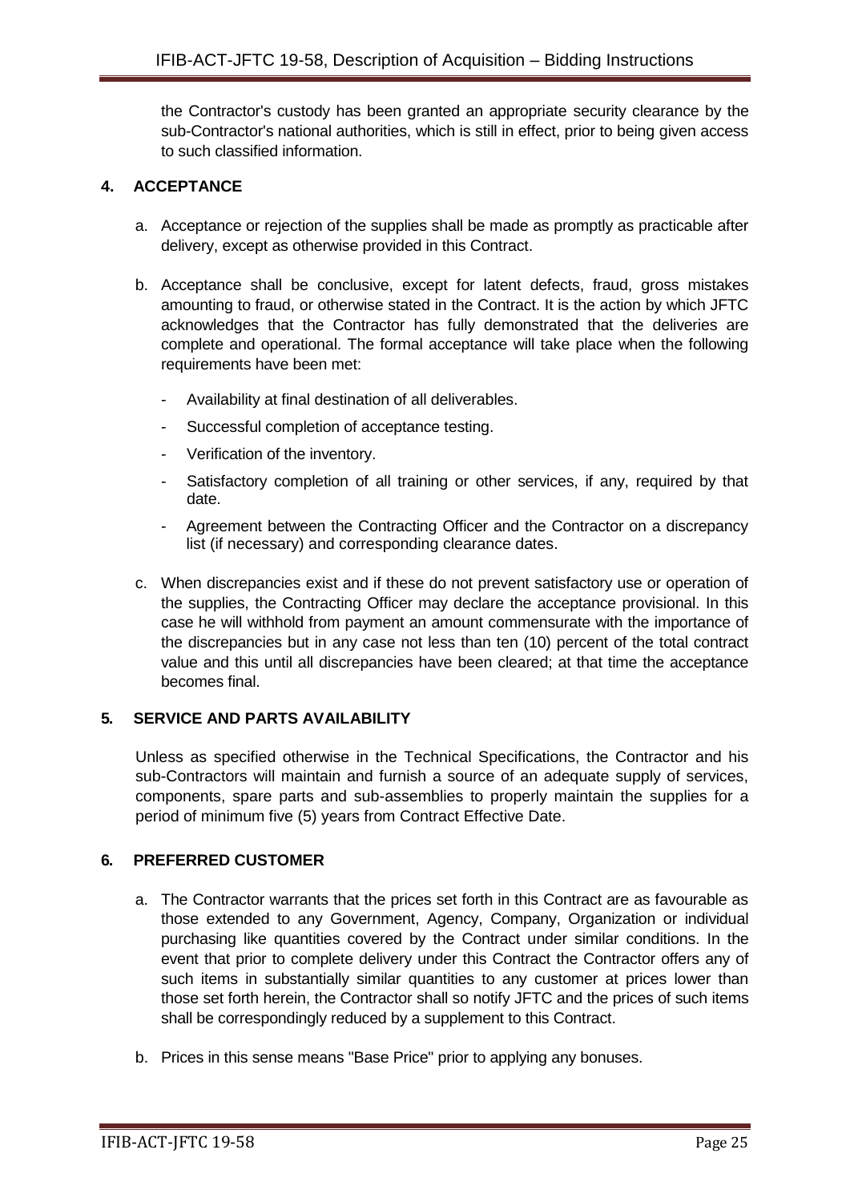the Contractor's custody has been granted an appropriate security clearance by the sub-Contractor's national authorities, which is still in effect, prior to being given access to such classified information.

## 4. ACCEPTANCE

a. Acceptance or rejection of the supplies shall be made as promptly as practicable after delivery, except as otherwise provided in this Contract.

b. Acceptance shall be conclusive, except for latent defects, fraud, gross mistakes amounting to fraud, or otherwise stated in the Contract. It is the action by which JFTC acknowledges that the Contractor has fully demonstrated that the deliveries are complete and operational. The formal acceptance will take place when the following requirements have been met:

   - Availability at final destination of all deliverables.
   - Successful completion of acceptance testing.
   - Verification of the inventory.
   - Satisfactory completion of all training or other services, if any, required by that date.
   - Agreement between the Contracting Officer and the Contractor on a discrepancy list (if necessary) and corresponding clearance dates.

c. When discrepancies exist and if these do not prevent satisfactory use or operation of the supplies, the Contracting Officer may declare the acceptance provisional. In this case he will withhold from payment an amount commensurate with the importance of the discrepancies but in any case not less than ten (10) percent of the total contract value and this until all discrepancies have been cleared; at that time the acceptance becomes final.

## 5. SERVICE AND PARTS AVAILABILITY

Unless as specified otherwise in the Technical Specifications, the Contractor and his sub-Contractors will maintain and furnish a source of an adequate supply of services, components, spare parts and sub-assemblies to properly maintain the supplies for a period of minimum five (5) years from Contract Effective Date.

## 6. PREFERRED CUSTOMER

a. The Contractor warrants that the prices set forth in this Contract are as favourable as those extended to any Government, Agency, Company, Organization or individual purchasing like quantities covered by the Contract under similar conditions. In the event that prior to complete delivery under this Contract the Contractor offers any of such items in substantially similar quantities to any customer at prices lower than those set forth herein, the Contractor shall so notify JFTC and the prices of such items shall be correspondingly reduced by a supplement to this Contract.

b. Prices in this sense means "Base Price" prior to applying any bonuses.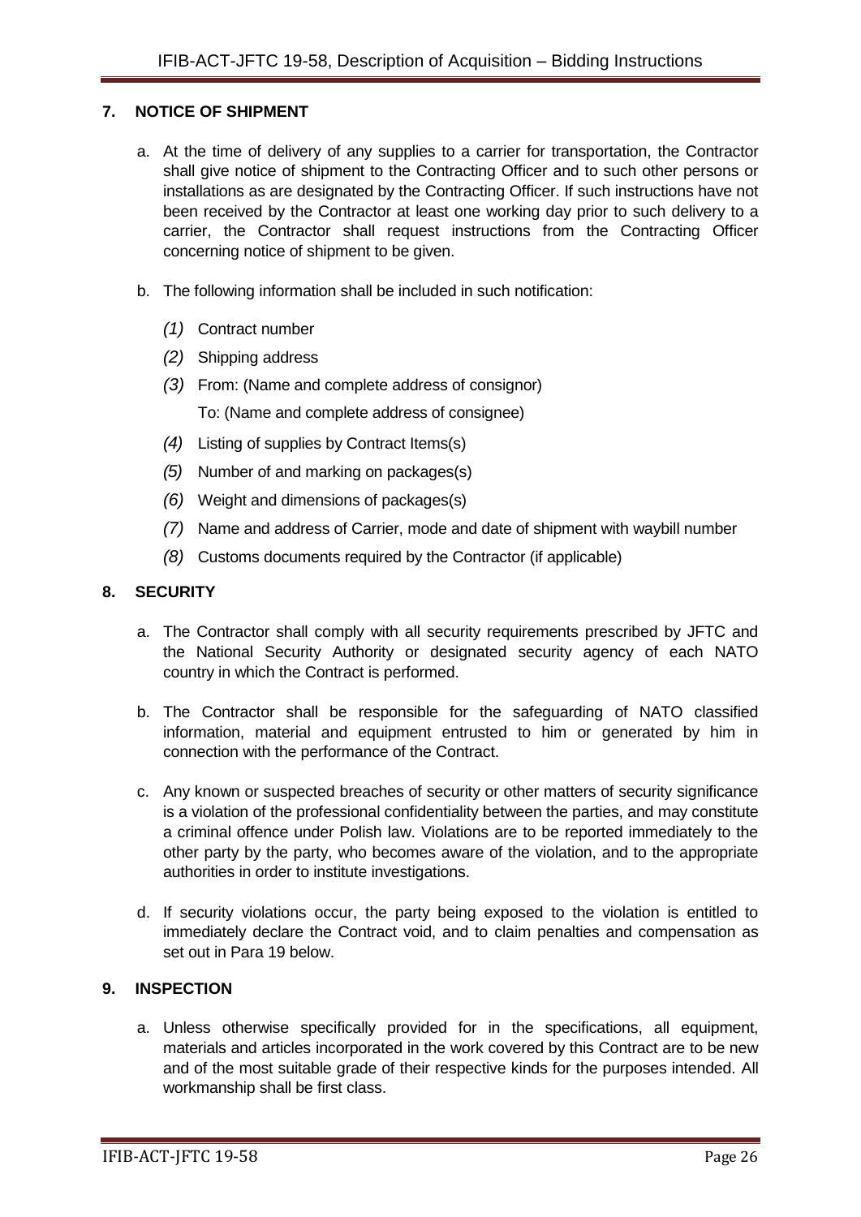## 7. NOTICE OF SHIPMENT

a. At the time of delivery of any supplies to a carrier for transportation, the Contractor shall give notice of shipment to the Contracting Officer and to such other persons or installations as are designated by the Contracting Officer. If such instructions have not been received by the Contractor at least one working day prior to such delivery to a carrier, the Contractor shall request instructions from the Contracting Officer concerning notice of shipment to be given.

b. The following information shall be included in such notification:

*(1)* Contract number

*(2)* Shipping address

*(3)* From: (Name and complete address of consignor)

To: (Name and complete address of consignee)

*(4)* Listing of supplies by Contract Items(s)

*(5)* Number of and marking on packages(s)

*(6)* Weight and dimensions of packages(s)

*(7)* Name and address of Carrier, mode and date of shipment with waybill number

*(8)* Customs documents required by the Contractor (if applicable)

## 8. SECURITY

a. The Contractor shall comply with all security requirements prescribed by JFTC and the National Security Authority or designated security agency of each NATO country in which the Contract is performed.

b. The Contractor shall be responsible for the safeguarding of NATO classified information, material and equipment entrusted to him or generated by him in connection with the performance of the Contract.

c. Any known or suspected breaches of security or other matters of security significance is a violation of the professional confidentiality between the parties, and may constitute a criminal offence under Polish law. Violations are to be reported immediately to the other party by the party, who becomes aware of the violation, and to the appropriate authorities in order to institute investigations.

d. If security violations occur, the party being exposed to the violation is entitled to immediately declare the Contract void, and to claim penalties and compensation as set out in Para 19 below.

## 9. INSPECTION

a. Unless otherwise specifically provided for in the specifications, all equipment, materials and articles incorporated in the work covered by this Contract are to be new and of the most suitable grade of their respective kinds for the purposes intended. All workmanship shall be first class.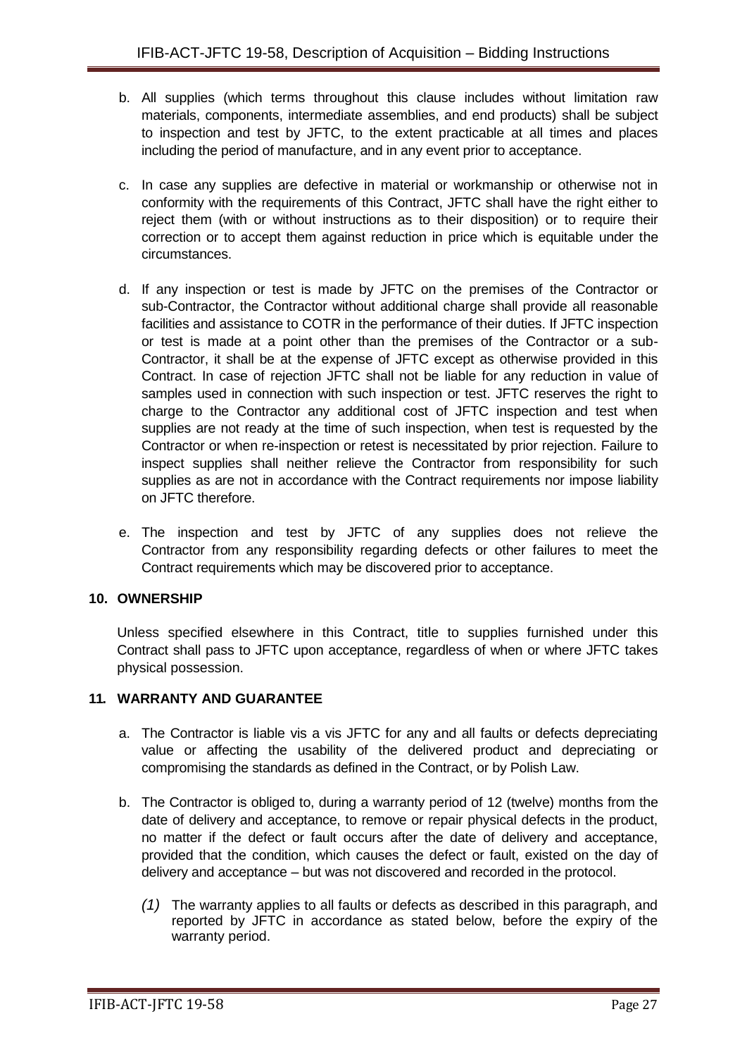b. All supplies (which terms throughout this clause includes without limitation raw materials, components, intermediate assemblies, and end products) shall be subject to inspection and test by JFTC, to the extent practicable at all times and places including the period of manufacture, and in any event prior to acceptance.

c. In case any supplies are defective in material or workmanship or otherwise not in conformity with the requirements of this Contract, JFTC shall have the right either to reject them (with or without instructions as to their disposition) or to require their correction or to accept them against reduction in price which is equitable under the circumstances.

d. If any inspection or test is made by JFTC on the premises of the Contractor or sub-Contractor, the Contractor without additional charge shall provide all reasonable facilities and assistance to COTR in the performance of their duties. If JFTC inspection or test is made at a point other than the premises of the Contractor or a sub-Contractor, it shall be at the expense of JFTC except as otherwise provided in this Contract. In case of rejection JFTC shall not be liable for any reduction in value of samples used in connection with such inspection or test. JFTC reserves the right to charge to the Contractor any additional cost of JFTC inspection and test when supplies are not ready at the time of such inspection, when test is requested by the Contractor or when re-inspection or retest is necessitated by prior rejection. Failure to inspect supplies shall neither relieve the Contractor from responsibility for such supplies as are not in accordance with the Contract requirements nor impose liability on JFTC therefore.

e. The inspection and test by JFTC of any supplies does not relieve the Contractor from any responsibility regarding defects or other failures to meet the Contract requirements which may be discovered prior to acceptance.

## 10. OWNERSHIP

Unless specified elsewhere in this Contract, title to supplies furnished under this Contract shall pass to JFTC upon acceptance, regardless of when or where JFTC takes physical possession.

## 11. WARRANTY AND GUARANTEE

a. The Contractor is liable vis a vis JFTC for any and all faults or defects depreciating value or affecting the usability of the delivered product and depreciating or compromising the standards as defined in the Contract, or by Polish Law.

b. The Contractor is obliged to, during a warranty period of 12 (twelve) months from the date of delivery and acceptance, to remove or repair physical defects in the product, no matter if the defect or fault occurs after the date of delivery and acceptance, provided that the condition, which causes the defect or fault, existed on the day of delivery and acceptance – but was not discovered and recorded in the protocol.

   *(1)* The warranty applies to all faults or defects as described in this paragraph, and reported by JFTC in accordance as stated below, before the expiry of the warranty period.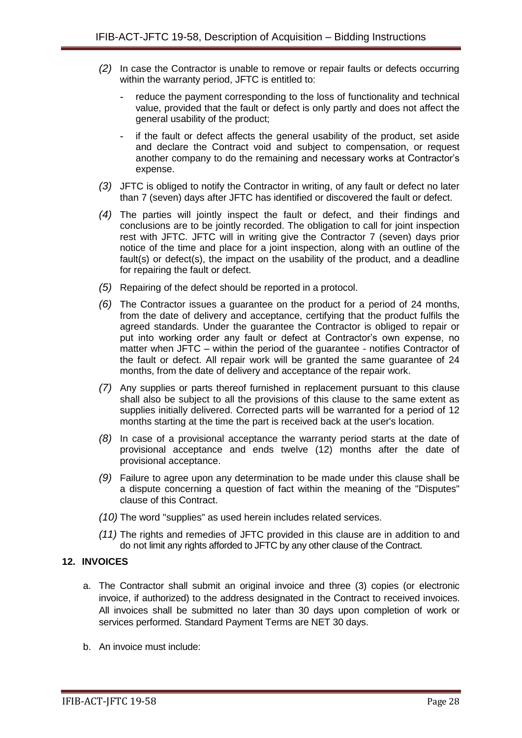*(2)* In case the Contractor is unable to remove or repair faults or defects occurring within the warranty period, JFTC is entitled to:

- reduce the payment corresponding to the loss of functionality and technical value, provided that the fault or defect is only partly and does not affect the general usability of the product;
- if the fault or defect affects the general usability of the product, set aside and declare the Contract void and subject to compensation, or request another company to do the remaining and necessary works at Contractor's expense.

*(3)* JFTC is obliged to notify the Contractor in writing, of any fault or defect no later than 7 (seven) days after JFTC has identified or discovered the fault or defect.

*(4)* The parties will jointly inspect the fault or defect, and their findings and conclusions are to be jointly recorded. The obligation to call for joint inspection rest with JFTC. JFTC will in writing give the Contractor 7 (seven) days prior notice of the time and place for a joint inspection, along with an outline of the fault(s) or defect(s), the impact on the usability of the product, and a deadline for repairing the fault or defect.

*(5)* Repairing of the defect should be reported in a protocol.

*(6)* The Contractor issues a guarantee on the product for a period of 24 months, from the date of delivery and acceptance, certifying that the product fulfils the agreed standards. Under the guarantee the Contractor is obliged to repair or put into working order any fault or defect at Contractor's own expense, no matter when JFTC – within the period of the guarantee - notifies Contractor of the fault or defect. All repair work will be granted the same guarantee of 24 months, from the date of delivery and acceptance of the repair work.

*(7)* Any supplies or parts thereof furnished in replacement pursuant to this clause shall also be subject to all the provisions of this clause to the same extent as supplies initially delivered. Corrected parts will be warranted for a period of 12 months starting at the time the part is received back at the user's location.

*(8)* In case of a provisional acceptance the warranty period starts at the date of provisional acceptance and ends twelve (12) months after the date of provisional acceptance.

*(9)* Failure to agree upon any determination to be made under this clause shall be a dispute concerning a question of fact within the meaning of the "Disputes" clause of this Contract.

*(10)* The word "supplies" as used herein includes related services.

*(11)* The rights and remedies of JFTC provided in this clause are in addition to and do not limit any rights afforded to JFTC by any other clause of the Contract.

## 12. INVOICES

a. The Contractor shall submit an original invoice and three (3) copies (or electronic invoice, if authorized) to the address designated in the Contract to received invoices. All invoices shall be submitted no later than 30 days upon completion of work or services performed. Standard Payment Terms are NET 30 days.

b. An invoice must include: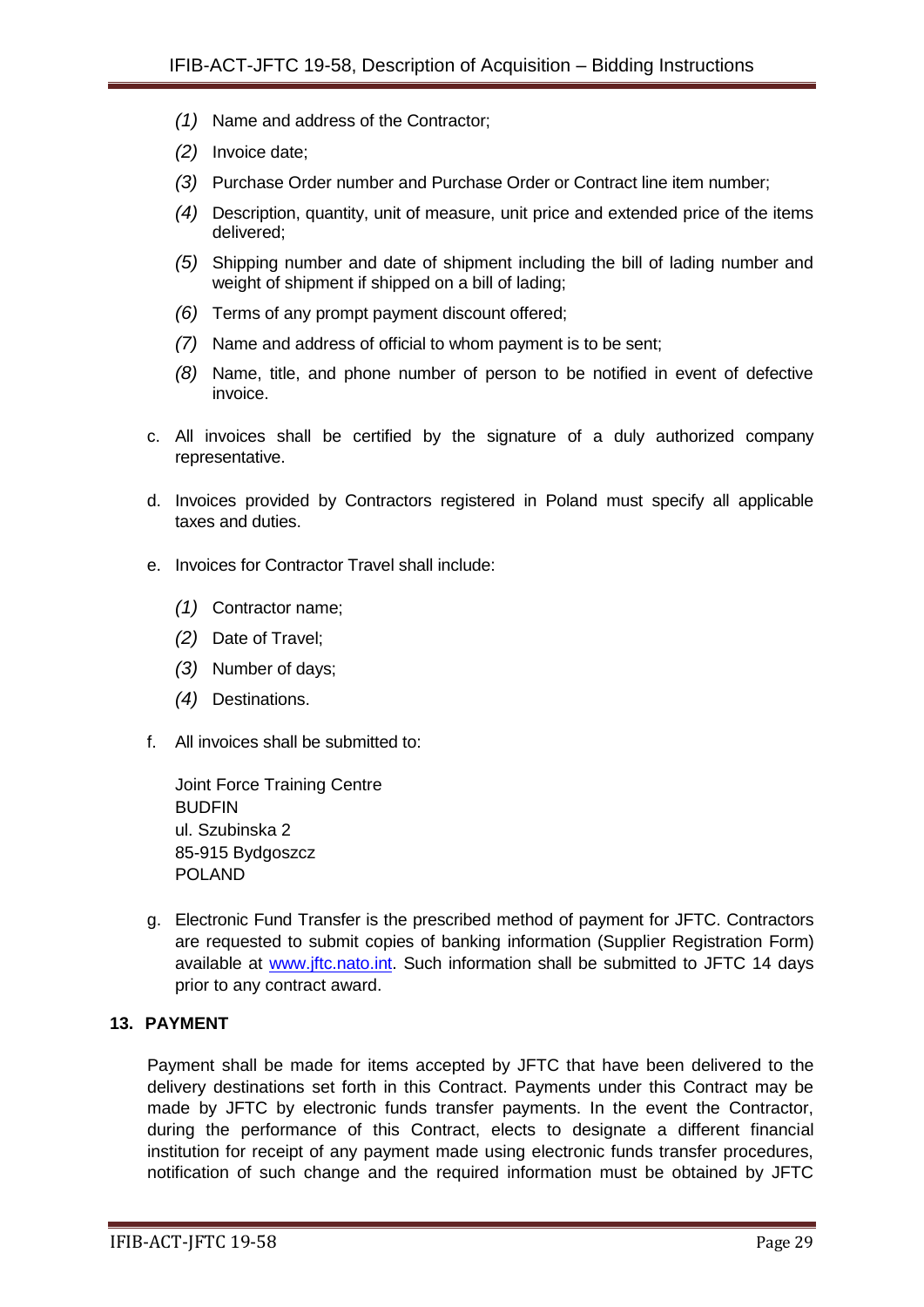(1) Name and address of the Contractor;

(2) Invoice date;

(3) Purchase Order number and Purchase Order or Contract line item number;

(4) Description, quantity, unit of measure, unit price and extended price of the items delivered;

(5) Shipping number and date of shipment including the bill of lading number and weight of shipment if shipped on a bill of lading;

(6) Terms of any prompt payment discount offered;

(7) Name and address of official to whom payment is to be sent;

(8) Name, title, and phone number of person to be notified in event of defective invoice.

c. All invoices shall be certified by the signature of a duly authorized company representative.

d. Invoices provided by Contractors registered in Poland must specify all applicable taxes and duties.

e. Invoices for Contractor Travel shall include:

(1) Contractor name;

(2) Date of Travel;

(3) Number of days;

(4) Destinations.

f. All invoices shall be submitted to:

Joint Force Training Centre
BUDFIN
ul. Szubinska 2
85-915 Bydgoszcz
POLAND

g. Electronic Fund Transfer is the prescribed method of payment for JFTC. Contractors are requested to submit copies of banking information (Supplier Registration Form) available at www.jftc.nato.int. Such information shall be submitted to JFTC 14 days prior to any contract award.

**13. PAYMENT**

Payment shall be made for items accepted by JFTC that have been delivered to the delivery destinations set forth in this Contract. Payments under this Contract may be made by JFTC by electronic funds transfer payments. In the event the Contractor, during the performance of this Contract, elects to designate a different financial institution for receipt of any payment made using electronic funds transfer procedures, notification of such change and the required information must be obtained by JFTC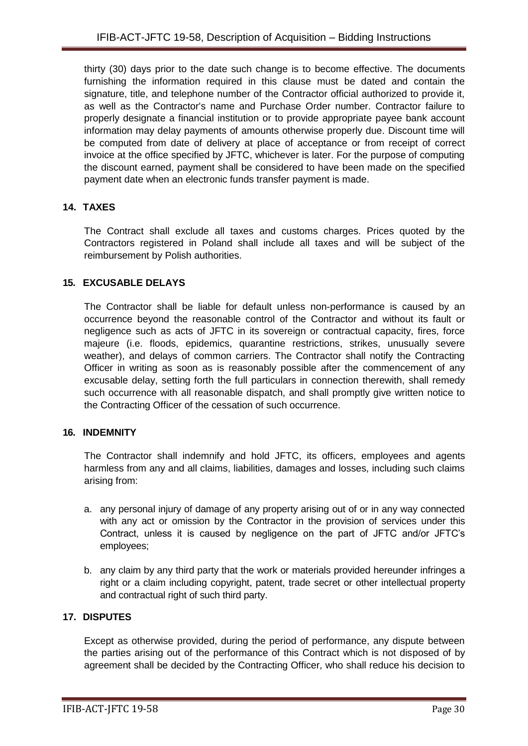thirty (30) days prior to the date such change is to become effective. The documents furnishing the information required in this clause must be dated and contain the signature, title, and telephone number of the Contractor official authorized to provide it, as well as the Contractor's name and Purchase Order number. Contractor failure to properly designate a financial institution or to provide appropriate payee bank account information may delay payments of amounts otherwise properly due. Discount time will be computed from date of delivery at place of acceptance or from receipt of correct invoice at the office specified by JFTC, whichever is later. For the purpose of computing the discount earned, payment shall be considered to have been made on the specified payment date when an electronic funds transfer payment is made.

## 14. TAXES

The Contract shall exclude all taxes and customs charges. Prices quoted by the Contractors registered in Poland shall include all taxes and will be subject of the reimbursement by Polish authorities.

## 15. EXCUSABLE DELAYS

The Contractor shall be liable for default unless non-performance is caused by an occurrence beyond the reasonable control of the Contractor and without its fault or negligence such as acts of JFTC in its sovereign or contractual capacity, fires, force majeure (i.e. floods, epidemics, quarantine restrictions, strikes, unusually severe weather), and delays of common carriers. The Contractor shall notify the Contracting Officer in writing as soon as is reasonably possible after the commencement of any excusable delay, setting forth the full particulars in connection therewith, shall remedy such occurrence with all reasonable dispatch, and shall promptly give written notice to the Contracting Officer of the cessation of such occurrence.

## 16. INDEMNITY

The Contractor shall indemnify and hold JFTC, its officers, employees and agents harmless from any and all claims, liabilities, damages and losses, including such claims arising from:

a. any personal injury of damage of any property arising out of or in any way connected with any act or omission by the Contractor in the provision of services under this Contract, unless it is caused by negligence on the part of JFTC and/or JFTC's employees;

b. any claim by any third party that the work or materials provided hereunder infringes a right or a claim including copyright, patent, trade secret or other intellectual property and contractual right of such third party.

## 17. DISPUTES

Except as otherwise provided, during the period of performance, any dispute between the parties arising out of the performance of this Contract which is not disposed of by agreement shall be decided by the Contracting Officer, who shall reduce his decision to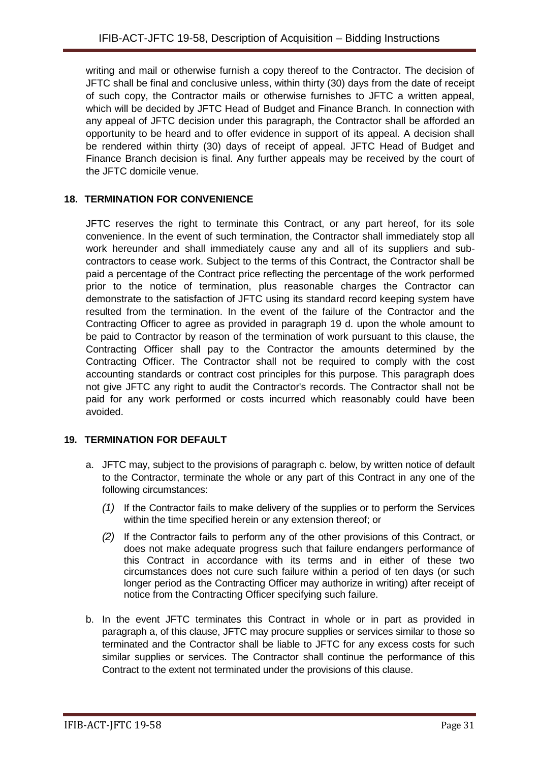writing and mail or otherwise furnish a copy thereof to the Contractor. The decision of JFTC shall be final and conclusive unless, within thirty (30) days from the date of receipt of such copy, the Contractor mails or otherwise furnishes to JFTC a written appeal, which will be decided by JFTC Head of Budget and Finance Branch. In connection with any appeal of JFTC decision under this paragraph, the Contractor shall be afforded an opportunity to be heard and to offer evidence in support of its appeal. A decision shall be rendered within thirty (30) days of receipt of appeal. JFTC Head of Budget and Finance Branch decision is final. Any further appeals may be received by the court of the JFTC domicile venue.

## 18. TERMINATION FOR CONVENIENCE

JFTC reserves the right to terminate this Contract, or any part hereof, for its sole convenience. In the event of such termination, the Contractor shall immediately stop all work hereunder and shall immediately cause any and all of its suppliers and sub-contractors to cease work. Subject to the terms of this Contract, the Contractor shall be paid a percentage of the Contract price reflecting the percentage of the work performed prior to the notice of termination, plus reasonable charges the Contractor can demonstrate to the satisfaction of JFTC using its standard record keeping system have resulted from the termination. In the event of the failure of the Contractor and the Contracting Officer to agree as provided in paragraph 19 d. upon the whole amount to be paid to Contractor by reason of the termination of work pursuant to this clause, the Contracting Officer shall pay to the Contractor the amounts determined by the Contracting Officer. The Contractor shall not be required to comply with the cost accounting standards or contract cost principles for this purpose. This paragraph does not give JFTC any right to audit the Contractor's records. The Contractor shall not be paid for any work performed or costs incurred which reasonably could have been avoided.

## 19. TERMINATION FOR DEFAULT

a. JFTC may, subject to the provisions of paragraph c. below, by written notice of default to the Contractor, terminate the whole or any part of this Contract in any one of the following circumstances:

   *(1)* If the Contractor fails to make delivery of the supplies or to perform the Services within the time specified herein or any extension thereof; or

   *(2)* If the Contractor fails to perform any of the other provisions of this Contract, or does not make adequate progress such that failure endangers performance of this Contract in accordance with terms and in either of these two circumstances does not cure such failure within a period of ten days (or such longer period as the Contracting Officer may authorize in writing) after receipt of notice from the Contracting Officer specifying such failure.

b. In the event JFTC terminates this Contract in whole or in part as provided in paragraph a, of this clause, JFTC may procure supplies or services similar to those so terminated and the Contractor shall be liable to JFTC for any excess costs for such similar supplies or services. The Contractor shall continue the performance of this Contract to the extent not terminated under the provisions of this clause.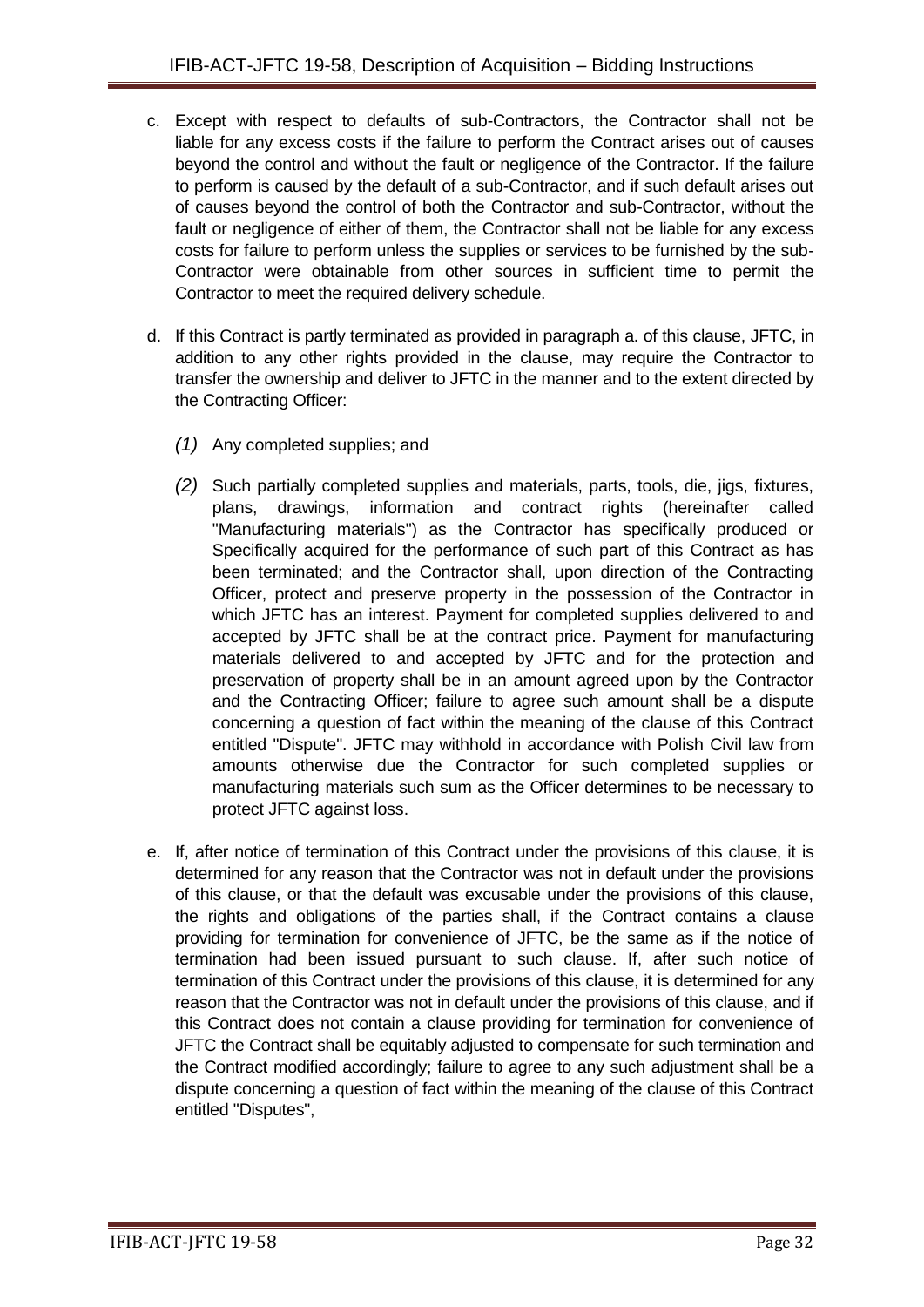c. Except with respect to defaults of sub-Contractors, the Contractor shall not be liable for any excess costs if the failure to perform the Contract arises out of causes beyond the control and without the fault or negligence of the Contractor. If the failure to perform is caused by the default of a sub-Contractor, and if such default arises out of causes beyond the control of both the Contractor and sub-Contractor, without the fault or negligence of either of them, the Contractor shall not be liable for any excess costs for failure to perform unless the supplies or services to be furnished by the sub-Contractor were obtainable from other sources in sufficient time to permit the Contractor to meet the required delivery schedule.

d. If this Contract is partly terminated as provided in paragraph a. of this clause, JFTC, in addition to any other rights provided in the clause, may require the Contractor to transfer the ownership and deliver to JFTC in the manner and to the extent directed by the Contracting Officer:

   *(1)* Any completed supplies; and

   *(2)* Such partially completed supplies and materials, parts, tools, die, jigs, fixtures, plans, drawings, information and contract rights (hereinafter called "Manufacturing materials") as the Contractor has specifically produced or Specifically acquired for the performance of such part of this Contract as has been terminated; and the Contractor shall, upon direction of the Contracting Officer, protect and preserve property in the possession of the Contractor in which JFTC has an interest. Payment for completed supplies delivered to and accepted by JFTC shall be at the contract price. Payment for manufacturing materials delivered to and accepted by JFTC and for the protection and preservation of property shall be in an amount agreed upon by the Contractor and the Contracting Officer; failure to agree such amount shall be a dispute concerning a question of fact within the meaning of the clause of this Contract entitled "Dispute". JFTC may withhold in accordance with Polish Civil law from amounts otherwise due the Contractor for such completed supplies or manufacturing materials such sum as the Officer determines to be necessary to protect JFTC against loss.

e. If, after notice of termination of this Contract under the provisions of this clause, it is determined for any reason that the Contractor was not in default under the provisions of this clause, or that the default was excusable under the provisions of this clause, the rights and obligations of the parties shall, if the Contract contains a clause providing for termination for convenience of JFTC, be the same as if the notice of termination had been issued pursuant to such clause. If, after such notice of termination of this Contract under the provisions of this clause, it is determined for any reason that the Contractor was not in default under the provisions of this clause, and if this Contract does not contain a clause providing for termination for convenience of JFTC the Contract shall be equitably adjusted to compensate for such termination and the Contract modified accordingly; failure to agree to any such adjustment shall be a dispute concerning a question of fact within the meaning of the clause of this Contract entitled "Disputes",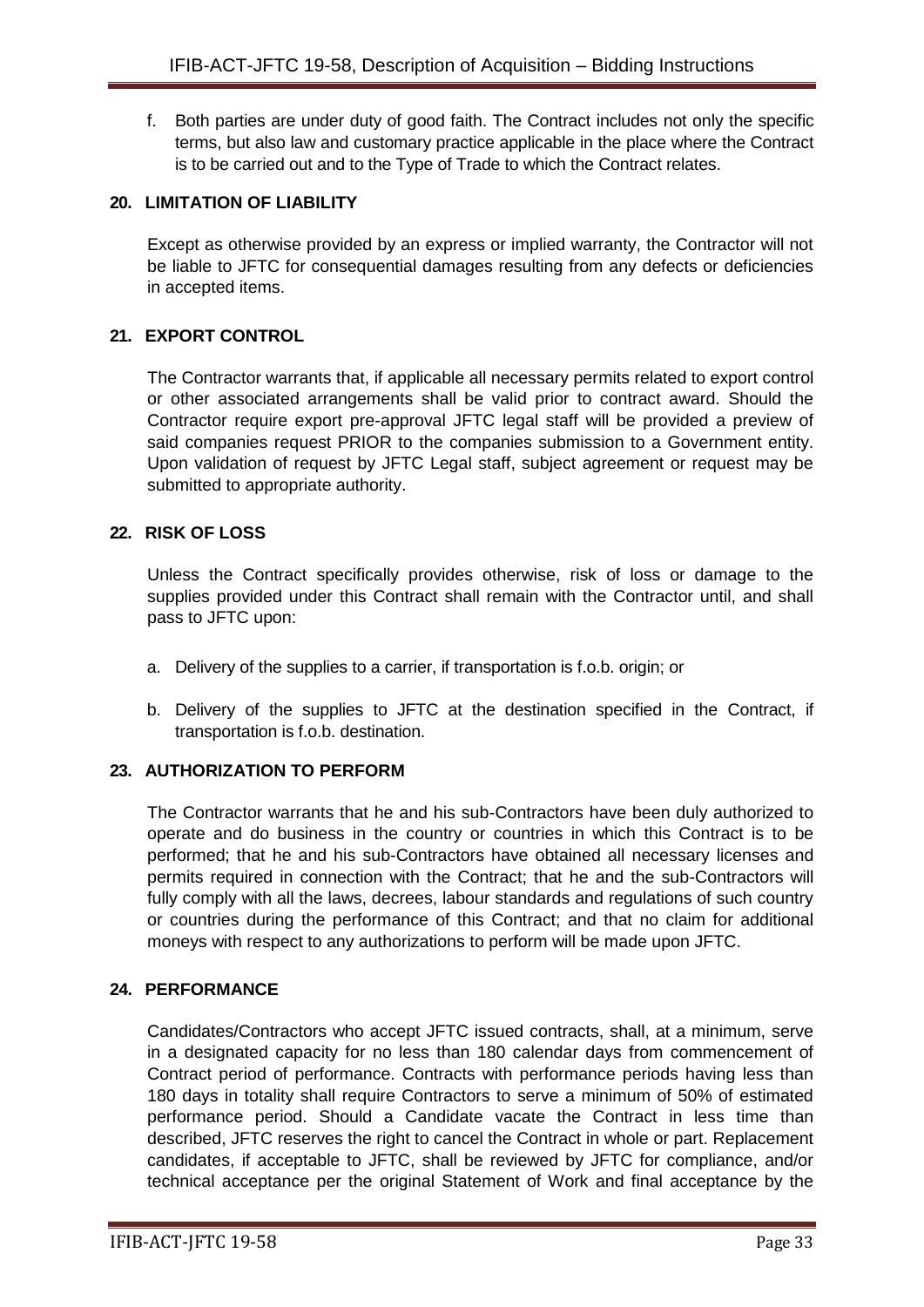f. Both parties are under duty of good faith. The Contract includes not only the specific terms, but also law and customary practice applicable in the place where the Contract is to be carried out and to the Type of Trade to which the Contract relates.

## 20. LIMITATION OF LIABILITY

Except as otherwise provided by an express or implied warranty, the Contractor will not be liable to JFTC for consequential damages resulting from any defects or deficiencies in accepted items.

## 21. EXPORT CONTROL

The Contractor warrants that, if applicable all necessary permits related to export control or other associated arrangements shall be valid prior to contract award. Should the Contractor require export pre-approval JFTC legal staff will be provided a preview of said companies request PRIOR to the companies submission to a Government entity. Upon validation of request by JFTC Legal staff, subject agreement or request may be submitted to appropriate authority.

## 22. RISK OF LOSS

Unless the Contract specifically provides otherwise, risk of loss or damage to the supplies provided under this Contract shall remain with the Contractor until, and shall pass to JFTC upon:

a. Delivery of the supplies to a carrier, if transportation is f.o.b. origin; or

b. Delivery of the supplies to JFTC at the destination specified in the Contract, if transportation is f.o.b. destination.

## 23. AUTHORIZATION TO PERFORM

The Contractor warrants that he and his sub-Contractors have been duly authorized to operate and do business in the country or countries in which this Contract is to be performed; that he and his sub-Contractors have obtained all necessary licenses and permits required in connection with the Contract; that he and the sub-Contractors will fully comply with all the laws, decrees, labour standards and regulations of such country or countries during the performance of this Contract; and that no claim for additional moneys with respect to any authorizations to perform will be made upon JFTC.

## 24. PERFORMANCE

Candidates/Contractors who accept JFTC issued contracts, shall, at a minimum, serve in a designated capacity for no less than 180 calendar days from commencement of Contract period of performance. Contracts with performance periods having less than 180 days in totality shall require Contractors to serve a minimum of 50% of estimated performance period. Should a Candidate vacate the Contract in less time than described, JFTC reserves the right to cancel the Contract in whole or part. Replacement candidates, if acceptable to JFTC, shall be reviewed by JFTC for compliance, and/or technical acceptance per the original Statement of Work and final acceptance by the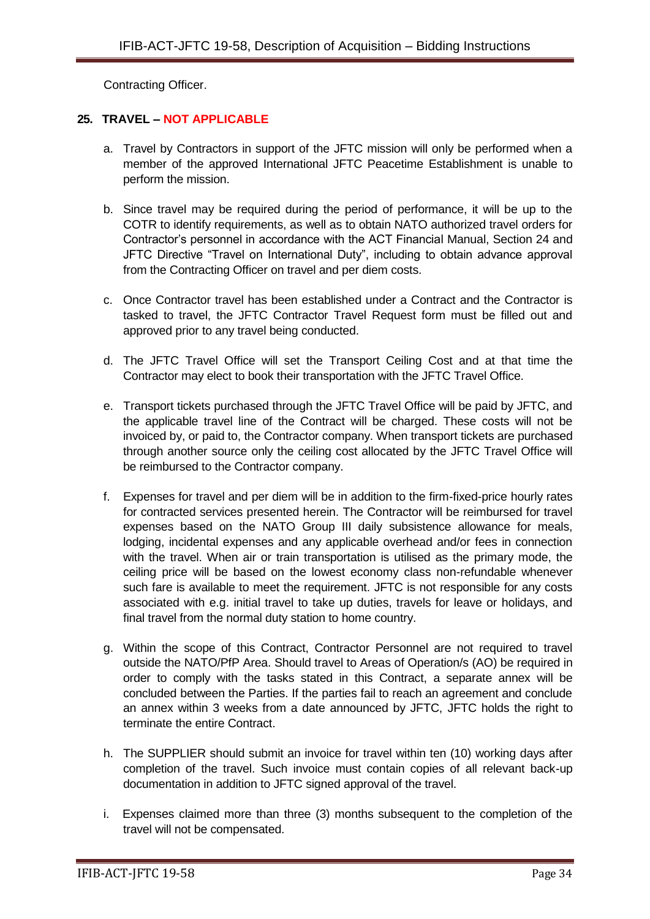Contracting Officer.

## 25. TRAVEL – NOT APPLICABLE

a. Travel by Contractors in support of the JFTC mission will only be performed when a member of the approved International JFTC Peacetime Establishment is unable to perform the mission.

b. Since travel may be required during the period of performance, it will be up to the COTR to identify requirements, as well as to obtain NATO authorized travel orders for Contractor's personnel in accordance with the ACT Financial Manual, Section 24 and JFTC Directive "Travel on International Duty", including to obtain advance approval from the Contracting Officer on travel and per diem costs.

c. Once Contractor travel has been established under a Contract and the Contractor is tasked to travel, the JFTC Contractor Travel Request form must be filled out and approved prior to any travel being conducted.

d. The JFTC Travel Office will set the Transport Ceiling Cost and at that time the Contractor may elect to book their transportation with the JFTC Travel Office.

e. Transport tickets purchased through the JFTC Travel Office will be paid by JFTC, and the applicable travel line of the Contract will be charged. These costs will not be invoiced by, or paid to, the Contractor company. When transport tickets are purchased through another source only the ceiling cost allocated by the JFTC Travel Office will be reimbursed to the Contractor company.

f. Expenses for travel and per diem will be in addition to the firm-fixed-price hourly rates for contracted services presented herein. The Contractor will be reimbursed for travel expenses based on the NATO Group III daily subsistence allowance for meals, lodging, incidental expenses and any applicable overhead and/or fees in connection with the travel. When air or train transportation is utilised as the primary mode, the ceiling price will be based on the lowest economy class non-refundable whenever such fare is available to meet the requirement. JFTC is not responsible for any costs associated with e.g. initial travel to take up duties, travels for leave or holidays, and final travel from the normal duty station to home country.

g. Within the scope of this Contract, Contractor Personnel are not required to travel outside the NATO/PfP Area. Should travel to Areas of Operation/s (AO) be required in order to comply with the tasks stated in this Contract, a separate annex will be concluded between the Parties. If the parties fail to reach an agreement and conclude an annex within 3 weeks from a date announced by JFTC, JFTC holds the right to terminate the entire Contract.

h. The SUPPLIER should submit an invoice for travel within ten (10) working days after completion of the travel. Such invoice must contain copies of all relevant back-up documentation in addition to JFTC signed approval of the travel.

i. Expenses claimed more than three (3) months subsequent to the completion of the travel will not be compensated.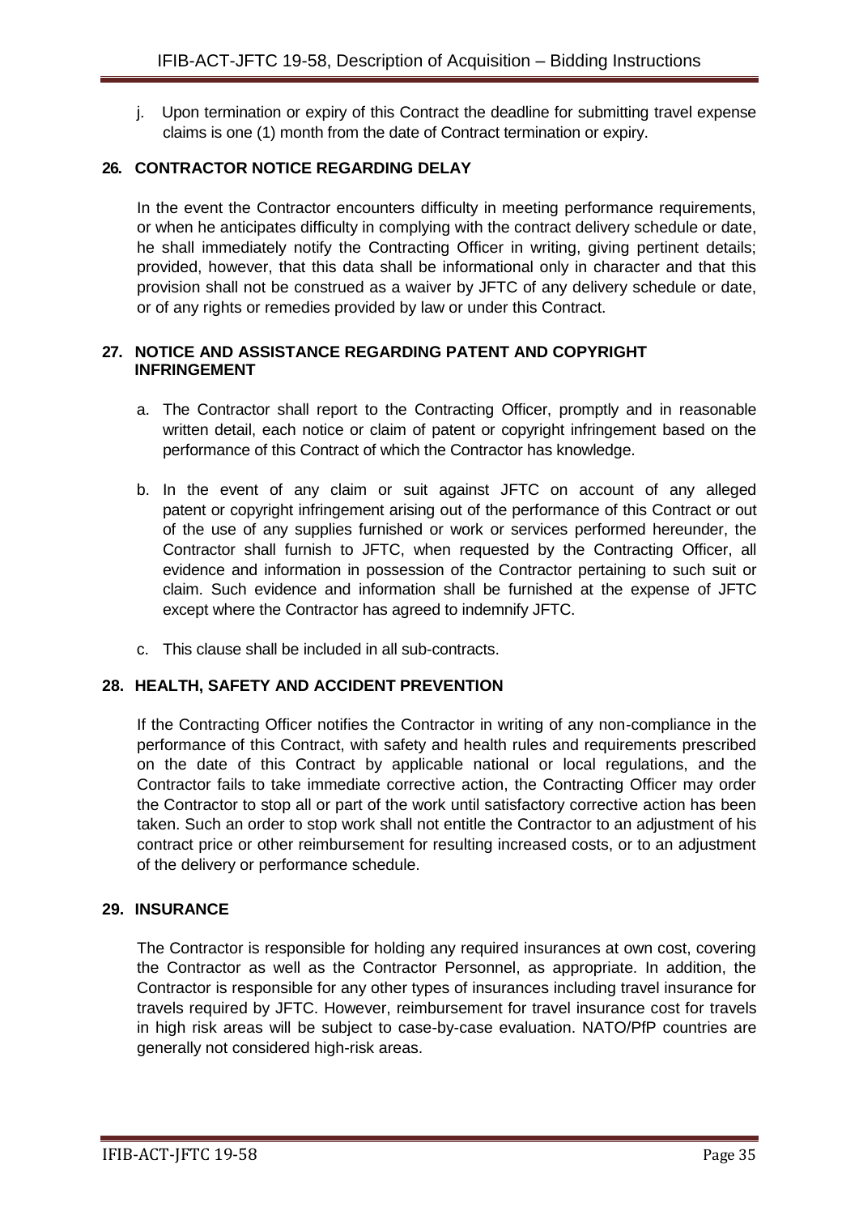j. Upon termination or expiry of this Contract the deadline for submitting travel expense claims is one (1) month from the date of Contract termination or expiry.

## 26. CONTRACTOR NOTICE REGARDING DELAY

In the event the Contractor encounters difficulty in meeting performance requirements, or when he anticipates difficulty in complying with the contract delivery schedule or date, he shall immediately notify the Contracting Officer in writing, giving pertinent details; provided, however, that this data shall be informational only in character and that this provision shall not be construed as a waiver by JFTC of any delivery schedule or date, or of any rights or remedies provided by law or under this Contract.

## 27. NOTICE AND ASSISTANCE REGARDING PATENT AND COPYRIGHT INFRINGEMENT

a. The Contractor shall report to the Contracting Officer, promptly and in reasonable written detail, each notice or claim of patent or copyright infringement based on the performance of this Contract of which the Contractor has knowledge.

b. In the event of any claim or suit against JFTC on account of any alleged patent or copyright infringement arising out of the performance of this Contract or out of the use of any supplies furnished or work or services performed hereunder, the Contractor shall furnish to JFTC, when requested by the Contracting Officer, all evidence and information in possession of the Contractor pertaining to such suit or claim. Such evidence and information shall be furnished at the expense of JFTC except where the Contractor has agreed to indemnify JFTC.

c. This clause shall be included in all sub-contracts.

## 28. HEALTH, SAFETY AND ACCIDENT PREVENTION

If the Contracting Officer notifies the Contractor in writing of any non-compliance in the performance of this Contract, with safety and health rules and requirements prescribed on the date of this Contract by applicable national or local regulations, and the Contractor fails to take immediate corrective action, the Contracting Officer may order the Contractor to stop all or part of the work until satisfactory corrective action has been taken. Such an order to stop work shall not entitle the Contractor to an adjustment of his contract price or other reimbursement for resulting increased costs, or to an adjustment of the delivery or performance schedule.

## 29. INSURANCE

The Contractor is responsible for holding any required insurances at own cost, covering the Contractor as well as the Contractor Personnel, as appropriate. In addition, the Contractor is responsible for any other types of insurances including travel insurance for travels required by JFTC. However, reimbursement for travel insurance cost for travels in high risk areas will be subject to case-by-case evaluation. NATO/PfP countries are generally not considered high-risk areas.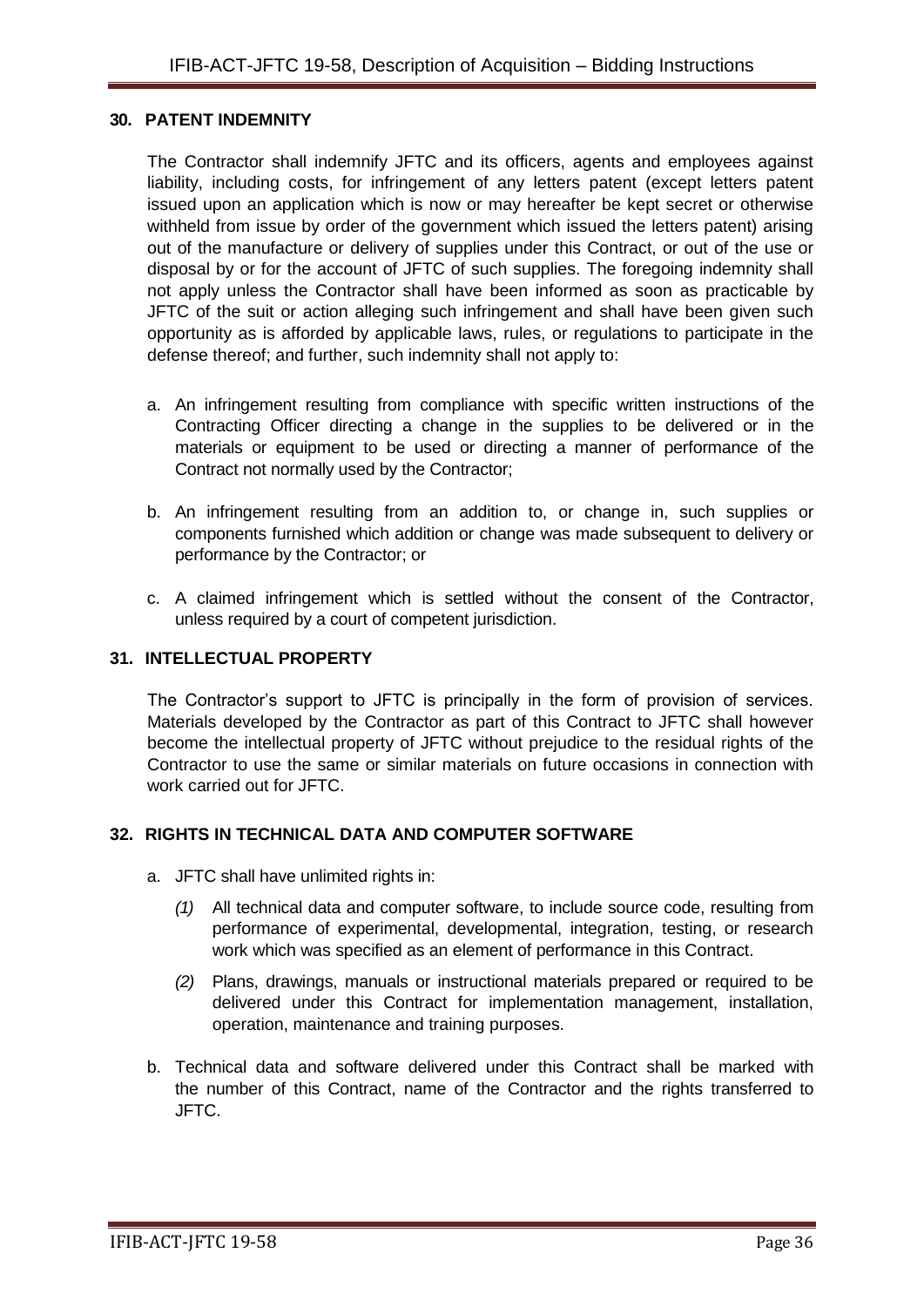## 30. PATENT INDEMNITY

The Contractor shall indemnify JFTC and its officers, agents and employees against liability, including costs, for infringement of any letters patent (except letters patent issued upon an application which is now or may hereafter be kept secret or otherwise withheld from issue by order of the government which issued the letters patent) arising out of the manufacture or delivery of supplies under this Contract, or out of the use or disposal by or for the account of JFTC of such supplies. The foregoing indemnity shall not apply unless the Contractor shall have been informed as soon as practicable by JFTC of the suit or action alleging such infringement and shall have been given such opportunity as is afforded by applicable laws, rules, or regulations to participate in the defense thereof; and further, such indemnity shall not apply to:

a. An infringement resulting from compliance with specific written instructions of the Contracting Officer directing a change in the supplies to be delivered or in the materials or equipment to be used or directing a manner of performance of the Contract not normally used by the Contractor;

b. An infringement resulting from an addition to, or change in, such supplies or components furnished which addition or change was made subsequent to delivery or performance by the Contractor; or

c. A claimed infringement which is settled without the consent of the Contractor, unless required by a court of competent jurisdiction.

## 31. INTELLECTUAL PROPERTY

The Contractor's support to JFTC is principally in the form of provision of services. Materials developed by the Contractor as part of this Contract to JFTC shall however become the intellectual property of JFTC without prejudice to the residual rights of the Contractor to use the same or similar materials on future occasions in connection with work carried out for JFTC.

## 32. RIGHTS IN TECHNICAL DATA AND COMPUTER SOFTWARE

a. JFTC shall have unlimited rights in:

   *(1)* All technical data and computer software, to include source code, resulting from performance of experimental, developmental, integration, testing, or research work which was specified as an element of performance in this Contract.

   *(2)* Plans, drawings, manuals or instructional materials prepared or required to be delivered under this Contract for implementation management, installation, operation, maintenance and training purposes.

b. Technical data and software delivered under this Contract shall be marked with the number of this Contract, name of the Contractor and the rights transferred to JFTC.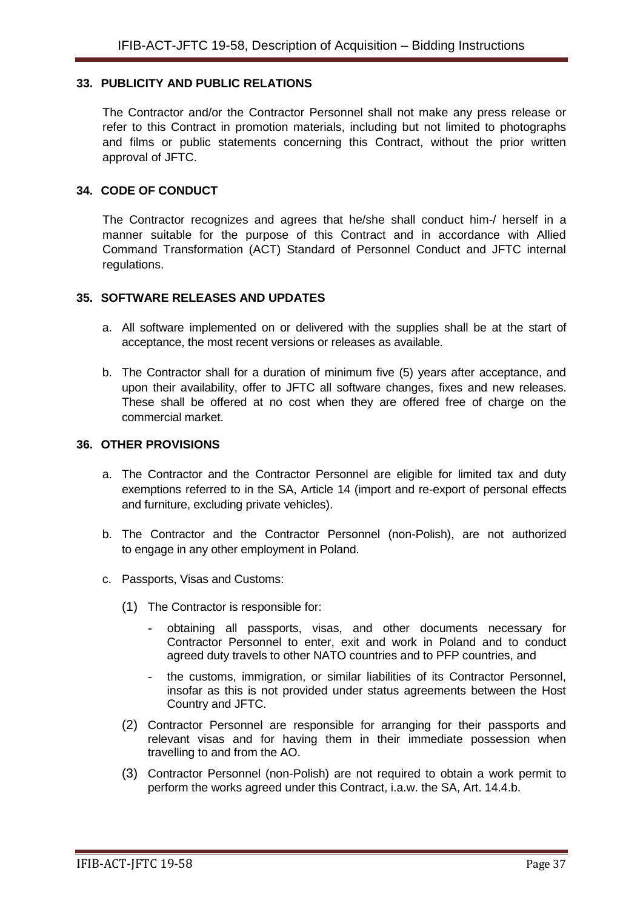## 33. PUBLICITY AND PUBLIC RELATIONS

The Contractor and/or the Contractor Personnel shall not make any press release or refer to this Contract in promotion materials, including but not limited to photographs and films or public statements concerning this Contract, without the prior written approval of JFTC.

## 34. CODE OF CONDUCT

The Contractor recognizes and agrees that he/she shall conduct him-/ herself in a manner suitable for the purpose of this Contract and in accordance with Allied Command Transformation (ACT) Standard of Personnel Conduct and JFTC internal regulations.

## 35. SOFTWARE RELEASES AND UPDATES

a. All software implemented on or delivered with the supplies shall be at the start of acceptance, the most recent versions or releases as available.

b. The Contractor shall for a duration of minimum five (5) years after acceptance, and upon their availability, offer to JFTC all software changes, fixes and new releases. These shall be offered at no cost when they are offered free of charge on the commercial market.

## 36. OTHER PROVISIONS

a. The Contractor and the Contractor Personnel are eligible for limited tax and duty exemptions referred to in the SA, Article 14 (import and re-export of personal effects and furniture, excluding private vehicles).

b. The Contractor and the Contractor Personnel (non-Polish), are not authorized to engage in any other employment in Poland.

c. Passports, Visas and Customs:

   (1) The Contractor is responsible for:

   - obtaining all passports, visas, and other documents necessary for Contractor Personnel to enter, exit and work in Poland and to conduct agreed duty travels to other NATO countries and to PFP countries, and
   - the customs, immigration, or similar liabilities of its Contractor Personnel, insofar as this is not provided under status agreements between the Host Country and JFTC.

   (2) Contractor Personnel are responsible for arranging for their passports and relevant visas and for having them in their immediate possession when travelling to and from the AO.

   (3) Contractor Personnel (non-Polish) are not required to obtain a work permit to perform the works agreed under this Contract, i.a.w. the SA, Art. 14.4.b.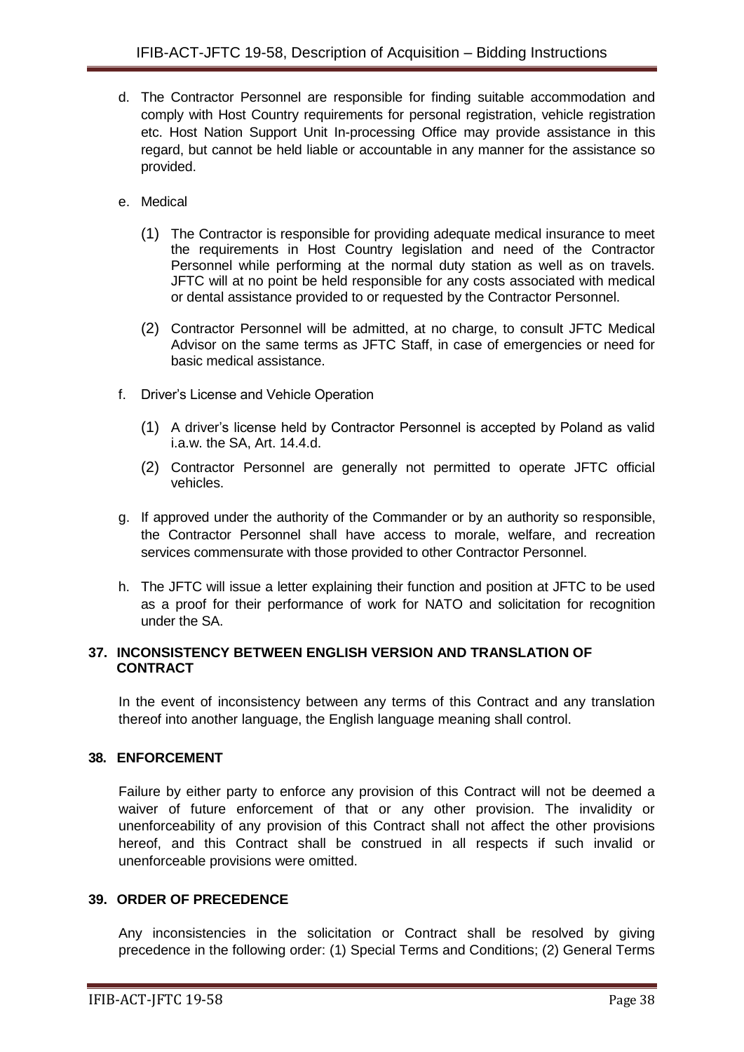d. The Contractor Personnel are responsible for finding suitable accommodation and comply with Host Country requirements for personal registration, vehicle registration etc. Host Nation Support Unit In-processing Office may provide assistance in this regard, but cannot be held liable or accountable in any manner for the assistance so provided.

e. Medical

   (1) The Contractor is responsible for providing adequate medical insurance to meet the requirements in Host Country legislation and need of the Contractor Personnel while performing at the normal duty station as well as on travels. JFTC will at no point be held responsible for any costs associated with medical or dental assistance provided to or requested by the Contractor Personnel.

   (2) Contractor Personnel will be admitted, at no charge, to consult JFTC Medical Advisor on the same terms as JFTC Staff, in case of emergencies or need for basic medical assistance.

f. Driver's License and Vehicle Operation

   (1) A driver's license held by Contractor Personnel is accepted by Poland as valid i.a.w. the SA, Art. 14.4.d.

   (2) Contractor Personnel are generally not permitted to operate JFTC official vehicles.

g. If approved under the authority of the Commander or by an authority so responsible, the Contractor Personnel shall have access to morale, welfare, and recreation services commensurate with those provided to other Contractor Personnel.

h. The JFTC will issue a letter explaining their function and position at JFTC to be used as a proof for their performance of work for NATO and solicitation for recognition under the SA.

## 37. INCONSISTENCY BETWEEN ENGLISH VERSION AND TRANSLATION OF CONTRACT

In the event of inconsistency between any terms of this Contract and any translation thereof into another language, the English language meaning shall control.

## 38. ENFORCEMENT

Failure by either party to enforce any provision of this Contract will not be deemed a waiver of future enforcement of that or any other provision. The invalidity or unenforceability of any provision of this Contract shall not affect the other provisions hereof, and this Contract shall be construed in all respects if such invalid or unenforceable provisions were omitted.

## 39. ORDER OF PRECEDENCE

Any inconsistencies in the solicitation or Contract shall be resolved by giving precedence in the following order: (1) Special Terms and Conditions; (2) General Terms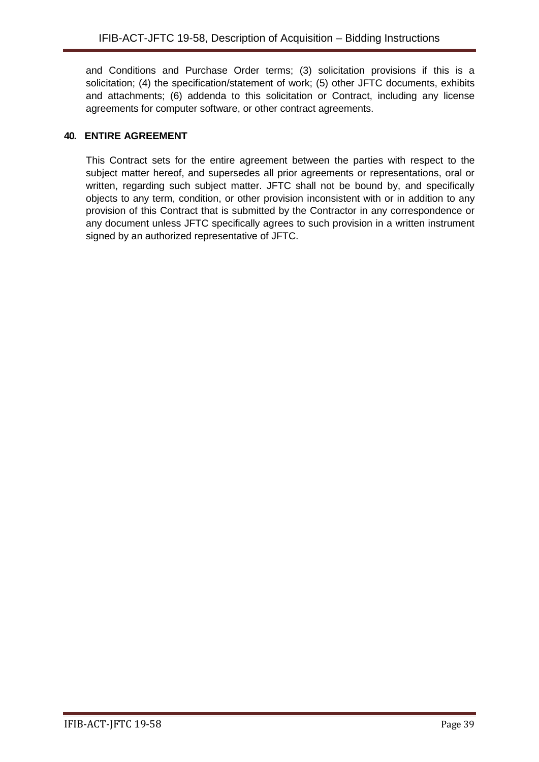and Conditions and Purchase Order terms; (3) solicitation provisions if this is a solicitation; (4) the specification/statement of work; (5) other JFTC documents, exhibits and attachments; (6) addenda to this solicitation or Contract, including any license agreements for computer software, or other contract agreements.

**40. ENTIRE AGREEMENT**

This Contract sets for the entire agreement between the parties with respect to the subject matter hereof, and supersedes all prior agreements or representations, oral or written, regarding such subject matter. JFTC shall not be bound by, and specifically objects to any term, condition, or other provision inconsistent with or in addition to any provision of this Contract that is submitted by the Contractor in any correspondence or any document unless JFTC specifically agrees to such provision in a written instrument signed by an authorized representative of JFTC.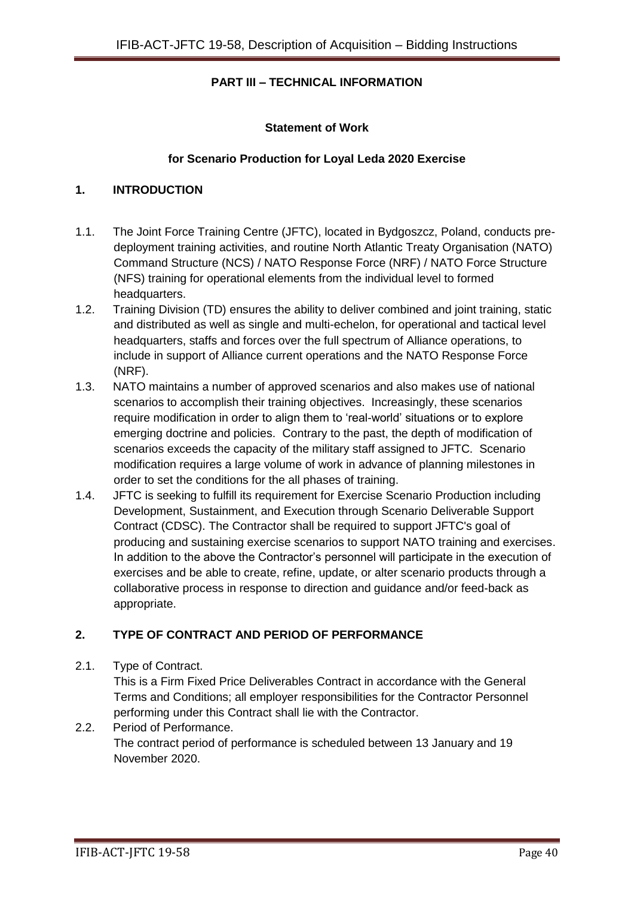## PART III – TECHNICAL INFORMATION

### Statement of Work

### for Scenario Production for Loyal Leda 2020 Exercise

## 1. INTRODUCTION

1.1. The Joint Force Training Centre (JFTC), located in Bydgoszcz, Poland, conducts pre-deployment training activities, and routine North Atlantic Treaty Organisation (NATO) Command Structure (NCS) / NATO Response Force (NRF) / NATO Force Structure (NFS) training for operational elements from the individual level to formed headquarters.

1.2. Training Division (TD) ensures the ability to deliver combined and joint training, static and distributed as well as single and multi-echelon, for operational and tactical level headquarters, staffs and forces over the full spectrum of Alliance operations, to include in support of Alliance current operations and the NATO Response Force (NRF).

1.3. NATO maintains a number of approved scenarios and also makes use of national scenarios to accomplish their training objectives. Increasingly, these scenarios require modification in order to align them to 'real-world' situations or to explore emerging doctrine and policies. Contrary to the past, the depth of modification of scenarios exceeds the capacity of the military staff assigned to JFTC. Scenario modification requires a large volume of work in advance of planning milestones in order to set the conditions for the all phases of training.

1.4. JFTC is seeking to fulfill its requirement for Exercise Scenario Production including Development, Sustainment, and Execution through Scenario Deliverable Support Contract (CDSC). The Contractor shall be required to support JFTC's goal of producing and sustaining exercise scenarios to support NATO training and exercises. In addition to the above the Contractor's personnel will participate in the execution of exercises and be able to create, refine, update, or alter scenario products through a collaborative process in response to direction and guidance and/or feed-back as appropriate.

## 2. TYPE OF CONTRACT AND PERIOD OF PERFORMANCE

2.1. Type of Contract.
This is a Firm Fixed Price Deliverables Contract in accordance with the General Terms and Conditions; all employer responsibilities for the Contractor Personnel performing under this Contract shall lie with the Contractor.

2.2. Period of Performance.
The contract period of performance is scheduled between 13 January and 19 November 2020.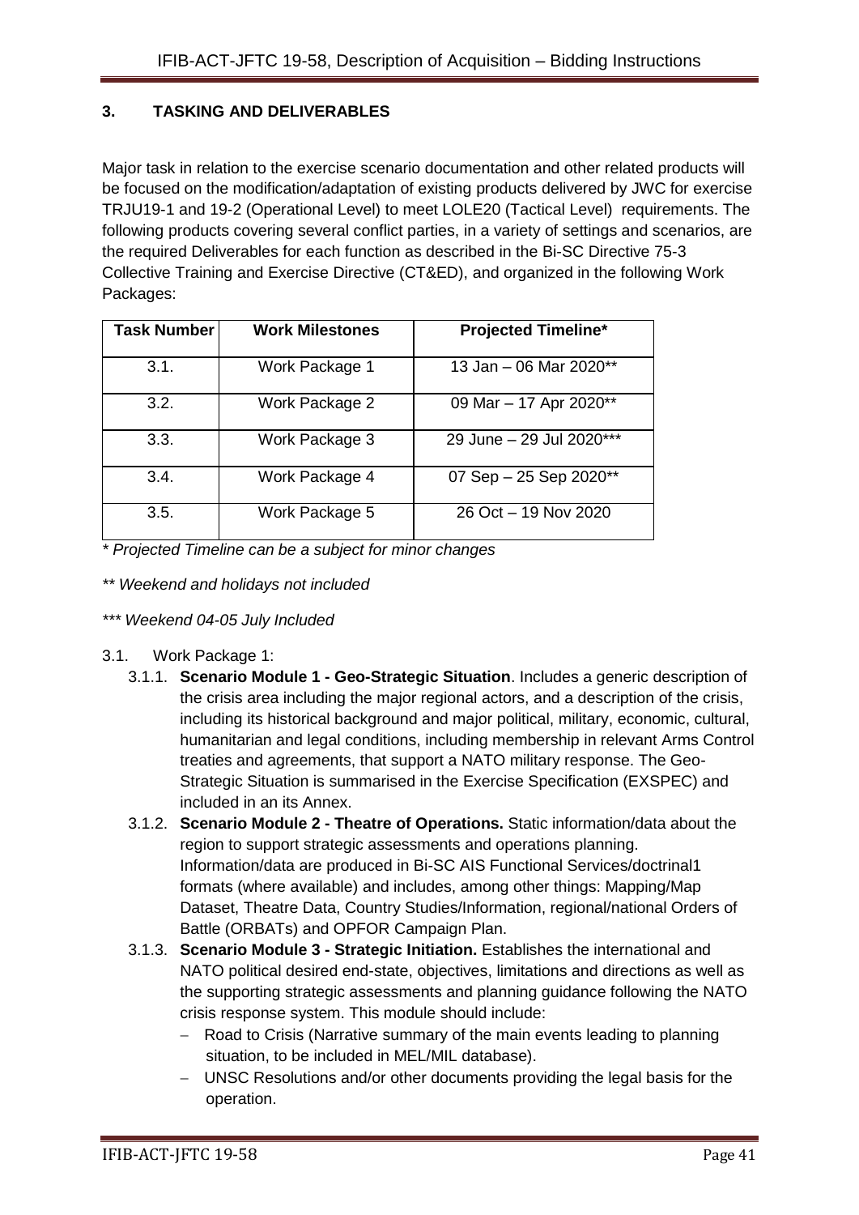## 3. TASKING AND DELIVERABLES

Major task in relation to the exercise scenario documentation and other related products will be focused on the modification/adaptation of existing products delivered by JWC for exercise TRJU19-1 and 19-2 (Operational Level) to meet LOLE20 (Tactical Level) requirements. The following products covering several conflict parties, in a variety of settings and scenarios, are the required Deliverables for each function as described in the Bi-SC Directive 75-3 Collective Training and Exercise Directive (CT&ED), and organized in the following Work Packages:

| Task Number | Work Milestones | Projected Timeline* |
|---|---|---|
| 3.1. | Work Package 1 | 13 Jan – 06 Mar 2020** |
| 3.2. | Work Package 2 | 09 Mar – 17 Apr 2020** |
| 3.3. | Work Package 3 | 29 June – 29 Jul 2020*** |
| 3.4. | Work Package 4 | 07 Sep – 25 Sep 2020** |
| 3.5. | Work Package 5 | 26 Oct – 19 Nov 2020 |

*\* Projected Timeline can be a subject for minor changes*

*\*\* Weekend and holidays not included*

*\*\*\* Weekend 04-05 July Included*

3.1. Work Package 1:

3.1.1. **Scenario Module 1 - Geo-Strategic Situation**. Includes a generic description of the crisis area including the major regional actors, and a description of the crisis, including its historical background and major political, military, economic, cultural, humanitarian and legal conditions, including membership in relevant Arms Control treaties and agreements, that support a NATO military response. The Geo-Strategic Situation is summarised in the Exercise Specification (EXSPEC) and included in an its Annex.

3.1.2. **Scenario Module 2 - Theatre of Operations.** Static information/data about the region to support strategic assessments and operations planning. Information/data are produced in Bi-SC AIS Functional Services/doctrinal1 formats (where available) and includes, among other things: Mapping/Map Dataset, Theatre Data, Country Studies/Information, regional/national Orders of Battle (ORBATs) and OPFOR Campaign Plan.

3.1.3. **Scenario Module 3 - Strategic Initiation.** Establishes the international and NATO political desired end-state, objectives, limitations and directions as well as the supporting strategic assessments and planning guidance following the NATO crisis response system. This module should include:

- Road to Crisis (Narrative summary of the main events leading to planning situation, to be included in MEL/MIL database).
- UNSC Resolutions and/or other documents providing the legal basis for the operation.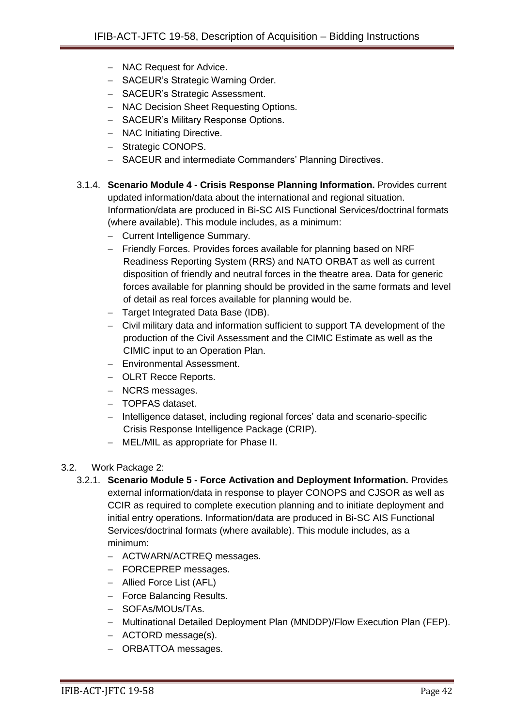- NAC Request for Advice.
- SACEUR's Strategic Warning Order.
- SACEUR's Strategic Assessment.
- NAC Decision Sheet Requesting Options.
- SACEUR's Military Response Options.
- NAC Initiating Directive.
- Strategic CONOPS.
- SACEUR and intermediate Commanders' Planning Directives.

3.1.4. **Scenario Module 4 - Crisis Response Planning Information.** Provides current updated information/data about the international and regional situation. Information/data are produced in Bi-SC AIS Functional Services/doctrinal formats (where available). This module includes, as a minimum:

- Current Intelligence Summary.
- Friendly Forces. Provides forces available for planning based on NRF Readiness Reporting System (RRS) and NATO ORBAT as well as current disposition of friendly and neutral forces in the theatre area. Data for generic forces available for planning should be provided in the same formats and level of detail as real forces available for planning would be.
- Target Integrated Data Base (IDB).
- Civil military data and information sufficient to support TA development of the production of the Civil Assessment and the CIMIC Estimate as well as the CIMIC input to an Operation Plan.
- Environmental Assessment.
- OLRT Recce Reports.
- NCRS messages.
- TOPFAS dataset.
- Intelligence dataset, including regional forces' data and scenario-specific Crisis Response Intelligence Package (CRIP).
- MEL/MIL as appropriate for Phase II.

3.2. Work Package 2:

3.2.1. **Scenario Module 5 - Force Activation and Deployment Information.** Provides external information/data in response to player CONOPS and CJSOR as well as CCIR as required to complete execution planning and to initiate deployment and initial entry operations. Information/data are produced in Bi-SC AIS Functional Services/doctrinal formats (where available). This module includes, as a minimum:

- ACTWARN/ACTREQ messages.
- FORCEPREP messages.
- Allied Force List (AFL)
- Force Balancing Results.
- SOFAs/MOUs/TAs.
- Multinational Detailed Deployment Plan (MNDDP)/Flow Execution Plan (FEP).
- ACTORD message(s).
- ORBATTOA messages.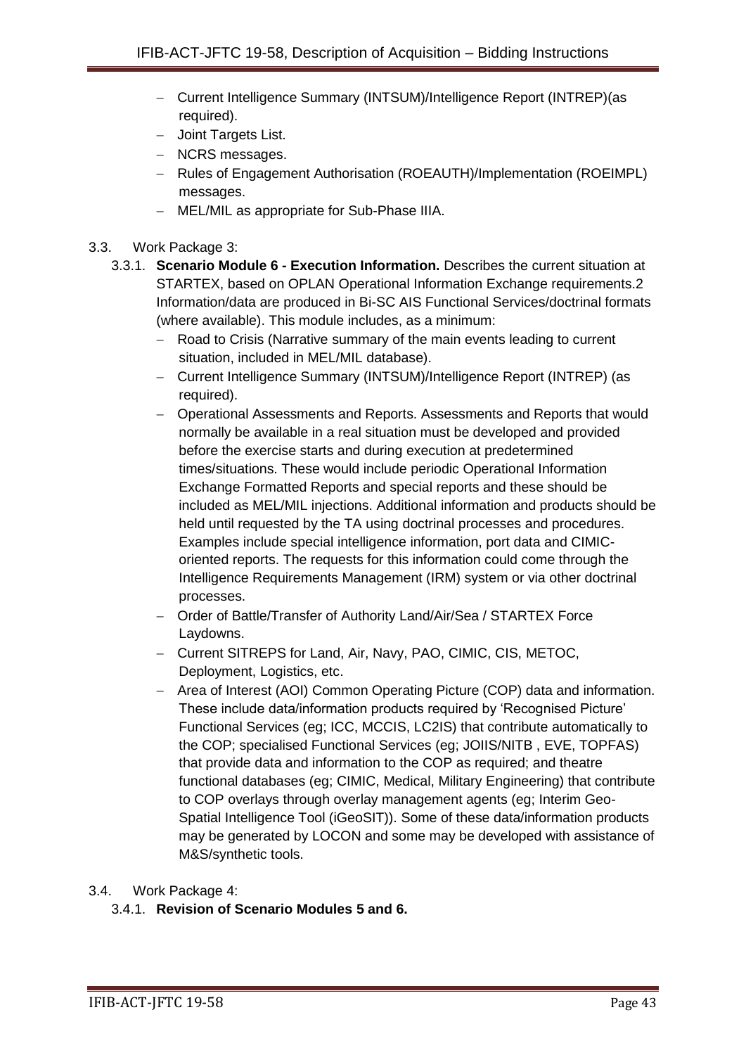- Current Intelligence Summary (INTSUM)/Intelligence Report (INTREP)(as required).
- Joint Targets List.
- NCRS messages.
- Rules of Engagement Authorisation (ROEAUTH)/Implementation (ROEIMPL) messages.
- MEL/MIL as appropriate for Sub-Phase IIIA.

3.3. Work Package 3:

3.3.1. **Scenario Module 6 - Execution Information.** Describes the current situation at STARTEX, based on OPLAN Operational Information Exchange requirements.2 Information/data are produced in Bi-SC AIS Functional Services/doctrinal formats (where available). This module includes, as a minimum:

- Road to Crisis (Narrative summary of the main events leading to current situation, included in MEL/MIL database).
- Current Intelligence Summary (INTSUM)/Intelligence Report (INTREP) (as required).
- Operational Assessments and Reports. Assessments and Reports that would normally be available in a real situation must be developed and provided before the exercise starts and during execution at predetermined times/situations. These would include periodic Operational Information Exchange Formatted Reports and special reports and these should be included as MEL/MIL injections. Additional information and products should be held until requested by the TA using doctrinal processes and procedures. Examples include special intelligence information, port data and CIMIC-oriented reports. The requests for this information could come through the Intelligence Requirements Management (IRM) system or via other doctrinal processes.
- Order of Battle/Transfer of Authority Land/Air/Sea / STARTEX Force Laydowns.
- Current SITREPS for Land, Air, Navy, PAO, CIMIC, CIS, METOC, Deployment, Logistics, etc.
- Area of Interest (AOI) Common Operating Picture (COP) data and information. These include data/information products required by 'Recognised Picture' Functional Services (eg; ICC, MCCIS, LC2IS) that contribute automatically to the COP; specialised Functional Services (eg; JOIIS/NITB , EVE, TOPFAS) that provide data and information to the COP as required; and theatre functional databases (eg; CIMIC, Medical, Military Engineering) that contribute to COP overlays through overlay management agents (eg; Interim Geo-Spatial Intelligence Tool (iGeoSIT)). Some of these data/information products may be generated by LOCON and some may be developed with assistance of M&S/synthetic tools.

3.4. Work Package 4:

3.4.1. **Revision of Scenario Modules 5 and 6.**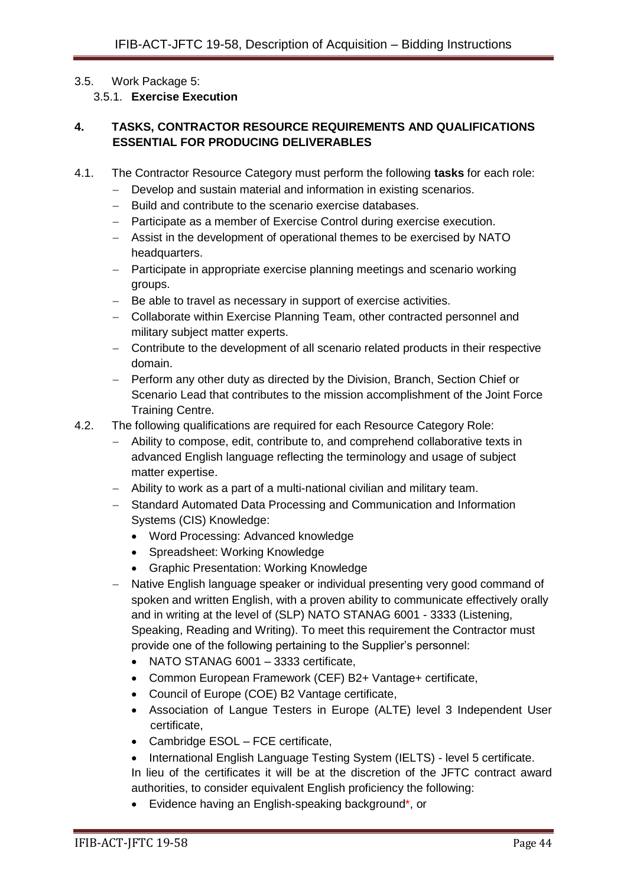3.5. Work Package 5:

3.5.1. **Exercise Execution**

## 4. TASKS, CONTRACTOR RESOURCE REQUIREMENTS AND QUALIFICATIONS ESSENTIAL FOR PRODUCING DELIVERABLES

4.1. The Contractor Resource Category must perform the following **tasks** for each role:

- Develop and sustain material and information in existing scenarios.
- Build and contribute to the scenario exercise databases.
- Participate as a member of Exercise Control during exercise execution.
- Assist in the development of operational themes to be exercised by NATO headquarters.
- Participate in appropriate exercise planning meetings and scenario working groups.
- Be able to travel as necessary in support of exercise activities.
- Collaborate within Exercise Planning Team, other contracted personnel and military subject matter experts.
- Contribute to the development of all scenario related products in their respective domain.
- Perform any other duty as directed by the Division, Branch, Section Chief or Scenario Lead that contributes to the mission accomplishment of the Joint Force Training Centre.

4.2. The following qualifications are required for each Resource Category Role:

- Ability to compose, edit, contribute to, and comprehend collaborative texts in advanced English language reflecting the terminology and usage of subject matter expertise.
- Ability to work as a part of a multi-national civilian and military team.
- Standard Automated Data Processing and Communication and Information Systems (CIS) Knowledge:
  - Word Processing: Advanced knowledge
  - Spreadsheet: Working Knowledge
  - Graphic Presentation: Working Knowledge
- Native English language speaker or individual presenting very good command of spoken and written English, with a proven ability to communicate effectively orally and in writing at the level of (SLP) NATO STANAG 6001 - 3333 (Listening, Speaking, Reading and Writing). To meet this requirement the Contractor must provide one of the following pertaining to the Supplier's personnel:
  - NATO STANAG 6001 – 3333 certificate,
  - Common European Framework (CEF) B2+ Vantage+ certificate,
  - Council of Europe (COE) B2 Vantage certificate,
  - Association of Langue Testers in Europe (ALTE) level 3 Independent User certificate,
  - Cambridge ESOL – FCE certificate,
  - International English Language Testing System (IELTS) - level 5 certificate.

  In lieu of the certificates it will be at the discretion of the JFTC contract award authorities, to consider equivalent English proficiency the following:

  - Evidence having an English-speaking background*, or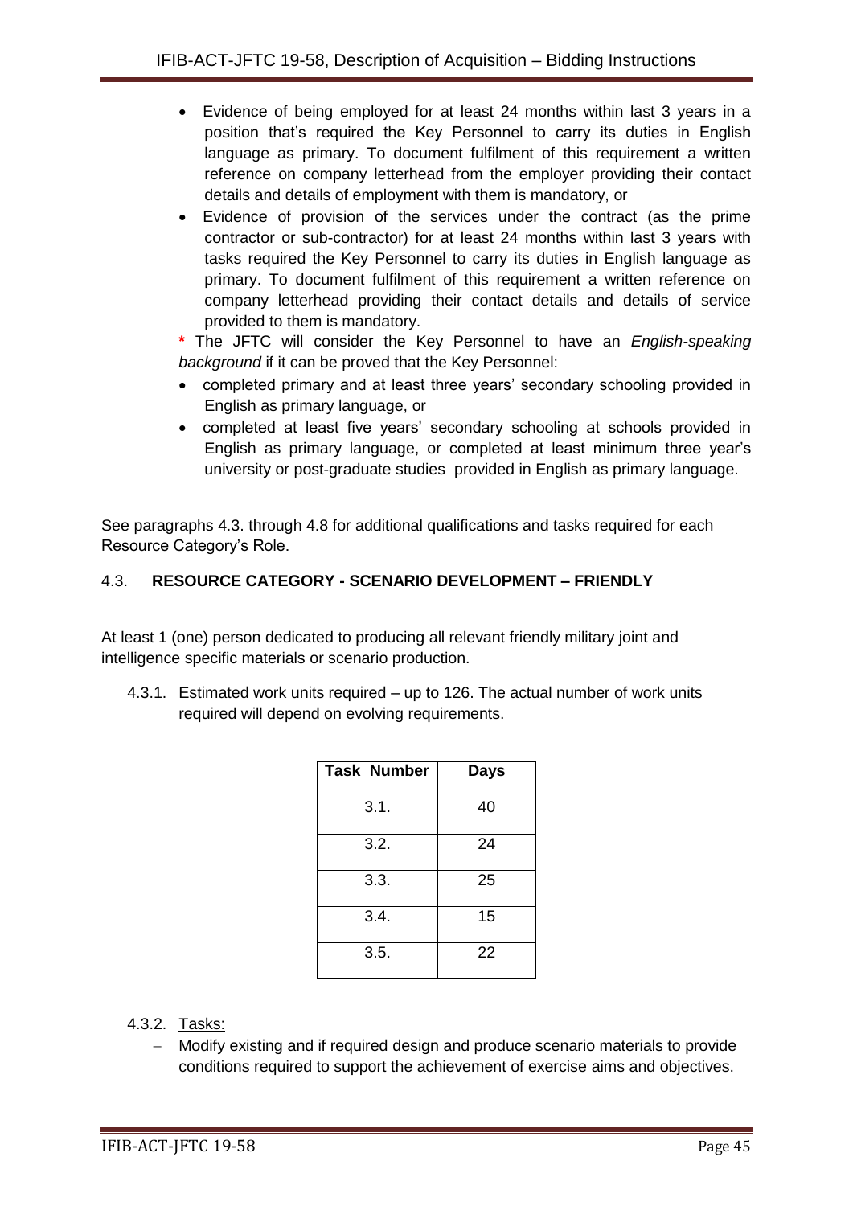- Evidence of being employed for at least 24 months within last 3 years in a position that's required the Key Personnel to carry its duties in English language as primary. To document fulfilment of this requirement a written reference on company letterhead from the employer providing their contact details and details of employment with them is mandatory, or
- Evidence of provision of the services under the contract (as the prime contractor or sub-contractor) for at least 24 months within last 3 years with tasks required the Key Personnel to carry its duties in English language as primary. To document fulfilment of this requirement a written reference on company letterhead providing their contact details and details of service provided to them is mandatory.

**\*** The JFTC will consider the Key Personnel to have an *English-speaking background* if it can be proved that the Key Personnel:

- completed primary and at least three years' secondary schooling provided in English as primary language, or
- completed at least five years' secondary schooling at schools provided in English as primary language, or completed at least minimum three year's university or post-graduate studies provided in English as primary language.

See paragraphs 4.3. through 4.8 for additional qualifications and tasks required for each Resource Category's Role.

### 4.3. RESOURCE CATEGORY - SCENARIO DEVELOPMENT – FRIENDLY

At least 1 (one) person dedicated to producing all relevant friendly military joint and intelligence specific materials or scenario production.

4.3.1. Estimated work units required – up to 126. The actual number of work units required will depend on evolving requirements.

| Task Number | Days |
|---|---|
| 3.1. | 40 |
| 3.2. | 24 |
| 3.3. | 25 |
| 3.4. | 15 |
| 3.5. | 22 |

4.3.2. Tasks:

- Modify existing and if required design and produce scenario materials to provide conditions required to support the achievement of exercise aims and objectives.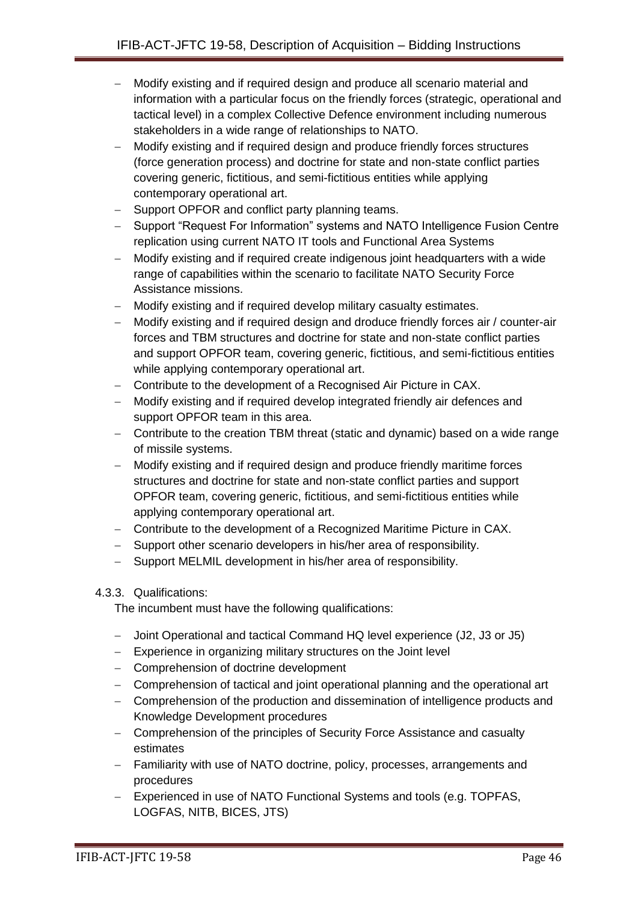- Modify existing and if required design and produce all scenario material and information with a particular focus on the friendly forces (strategic, operational and tactical level) in a complex Collective Defence environment including numerous stakeholders in a wide range of relationships to NATO.
- Modify existing and if required design and produce friendly forces structures (force generation process) and doctrine for state and non-state conflict parties covering generic, fictitious, and semi-fictitious entities while applying contemporary operational art.
- Support OPFOR and conflict party planning teams.
- Support "Request For Information" systems and NATO Intelligence Fusion Centre replication using current NATO IT tools and Functional Area Systems
- Modify existing and if required create indigenous joint headquarters with a wide range of capabilities within the scenario to facilitate NATO Security Force Assistance missions.
- Modify existing and if required develop military casualty estimates.
- Modify existing and if required design and droduce friendly forces air / counter-air forces and TBM structures and doctrine for state and non-state conflict parties and support OPFOR team, covering generic, fictitious, and semi-fictitious entities while applying contemporary operational art.
- Contribute to the development of a Recognised Air Picture in CAX.
- Modify existing and if required develop integrated friendly air defences and support OPFOR team in this area.
- Contribute to the creation TBM threat (static and dynamic) based on a wide range of missile systems.
- Modify existing and if required design and produce friendly maritime forces structures and doctrine for state and non-state conflict parties and support OPFOR team, covering generic, fictitious, and semi-fictitious entities while applying contemporary operational art.
- Contribute to the development of a Recognized Maritime Picture in CAX.
- Support other scenario developers in his/her area of responsibility.
- Support MELMIL development in his/her area of responsibility.

4.3.3. Qualifications:

The incumbent must have the following qualifications:

- Joint Operational and tactical Command HQ level experience (J2, J3 or J5)
- Experience in organizing military structures on the Joint level
- Comprehension of doctrine development
- Comprehension of tactical and joint operational planning and the operational art
- Comprehension of the production and dissemination of intelligence products and Knowledge Development procedures
- Comprehension of the principles of Security Force Assistance and casualty estimates
- Familiarity with use of NATO doctrine, policy, processes, arrangements and procedures
- Experienced in use of NATO Functional Systems and tools (e.g. TOPFAS, LOGFAS, NITB, BICES, JTS)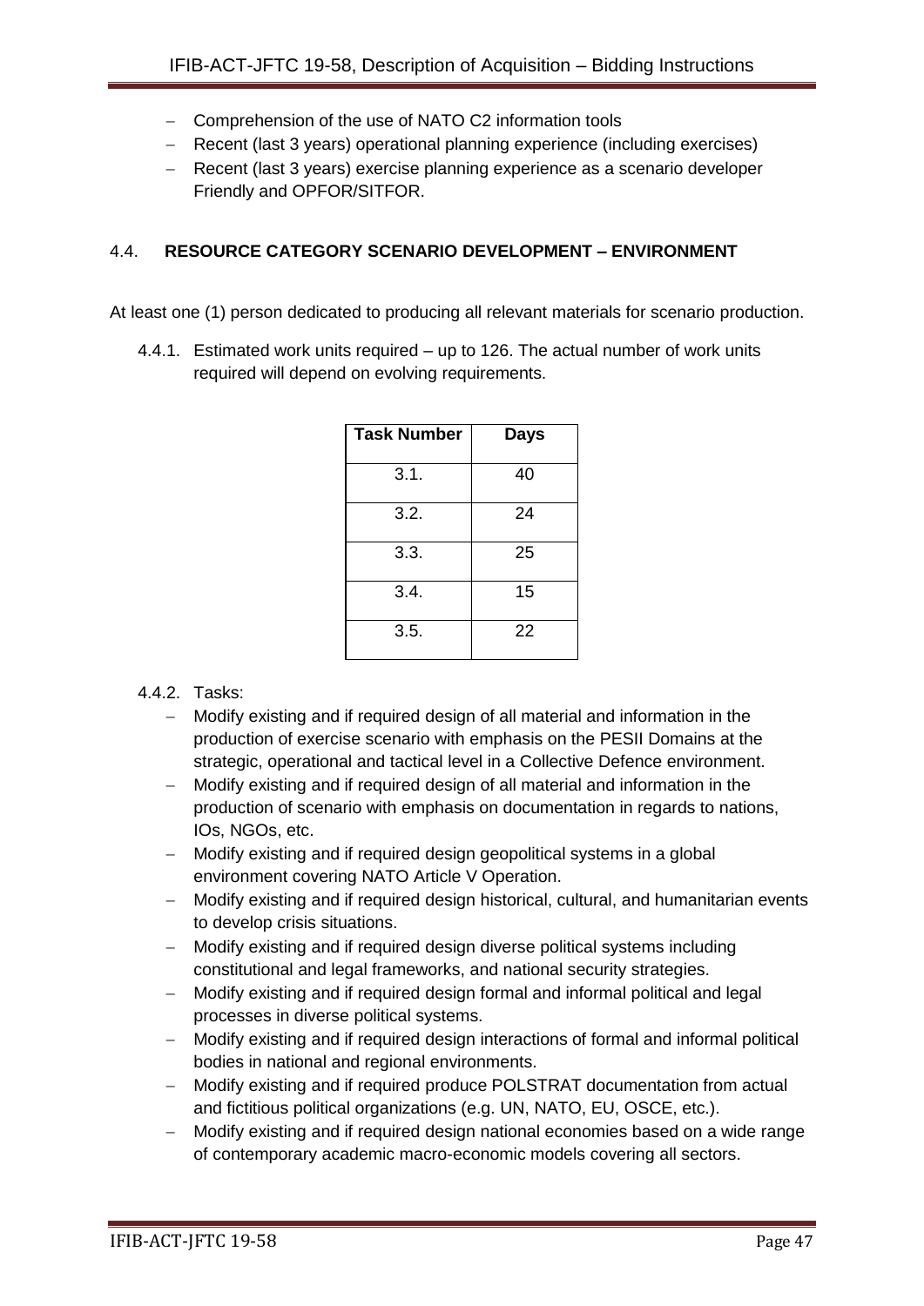- Comprehension of the use of NATO C2 information tools
- Recent (last 3 years) operational planning experience (including exercises)
- Recent (last 3 years) exercise planning experience as a scenario developer Friendly and OPFOR/SITFOR.

### 4.4. RESOURCE CATEGORY SCENARIO DEVELOPMENT – ENVIRONMENT

At least one (1) person dedicated to producing all relevant materials for scenario production.

4.4.1. Estimated work units required – up to 126. The actual number of work units required will depend on evolving requirements.

| Task Number | Days |
|---|---|
| 3.1. | 40 |
| 3.2. | 24 |
| 3.3. | 25 |
| 3.4. | 15 |
| 3.5. | 22 |

4.4.2. Tasks:

- Modify existing and if required design of all material and information in the production of exercise scenario with emphasis on the PESII Domains at the strategic, operational and tactical level in a Collective Defence environment.
- Modify existing and if required design of all material and information in the production of scenario with emphasis on documentation in regards to nations, IOs, NGOs, etc.
- Modify existing and if required design geopolitical systems in a global environment covering NATO Article V Operation.
- Modify existing and if required design historical, cultural, and humanitarian events to develop crisis situations.
- Modify existing and if required design diverse political systems including constitutional and legal frameworks, and national security strategies.
- Modify existing and if required design formal and informal political and legal processes in diverse political systems.
- Modify existing and if required design interactions of formal and informal political bodies in national and regional environments.
- Modify existing and if required produce POLSTRAT documentation from actual and fictitious political organizations (e.g. UN, NATO, EU, OSCE, etc.).
- Modify existing and if required design national economies based on a wide range of contemporary academic macro-economic models covering all sectors.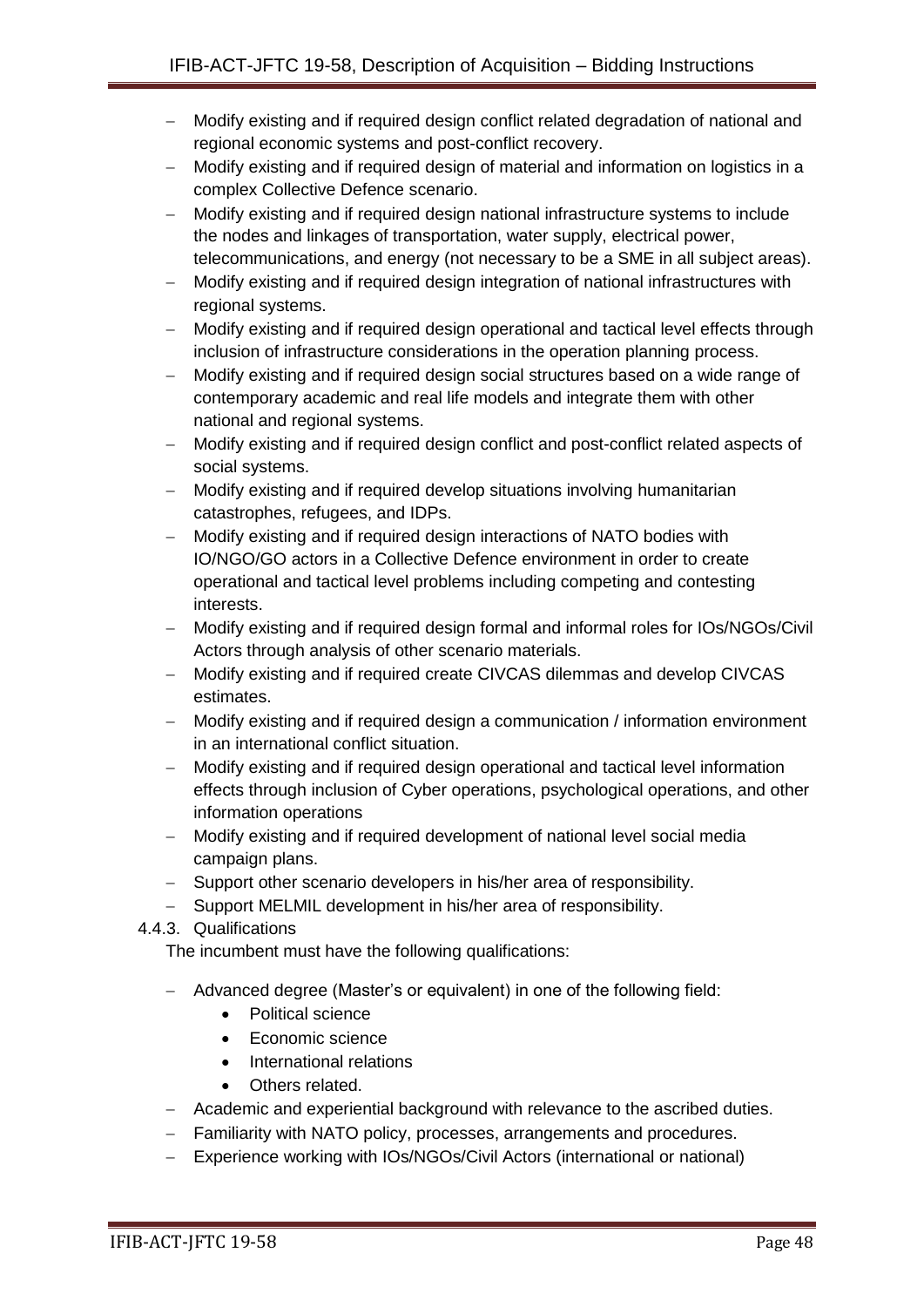- Modify existing and if required design conflict related degradation of national and regional economic systems and post-conflict recovery.
- Modify existing and if required design of material and information on logistics in a complex Collective Defence scenario.
- Modify existing and if required design national infrastructure systems to include the nodes and linkages of transportation, water supply, electrical power, telecommunications, and energy (not necessary to be a SME in all subject areas).
- Modify existing and if required design integration of national infrastructures with regional systems.
- Modify existing and if required design operational and tactical level effects through inclusion of infrastructure considerations in the operation planning process.
- Modify existing and if required design social structures based on a wide range of contemporary academic and real life models and integrate them with other national and regional systems.
- Modify existing and if required design conflict and post-conflict related aspects of social systems.
- Modify existing and if required develop situations involving humanitarian catastrophes, refugees, and IDPs.
- Modify existing and if required design interactions of NATO bodies with IO/NGO/GO actors in a Collective Defence environment in order to create operational and tactical level problems including competing and contesting interests.
- Modify existing and if required design formal and informal roles for IOs/NGOs/Civil Actors through analysis of other scenario materials.
- Modify existing and if required create CIVCAS dilemmas and develop CIVCAS estimates.
- Modify existing and if required design a communication / information environment in an international conflict situation.
- Modify existing and if required design operational and tactical level information effects through inclusion of Cyber operations, psychological operations, and other information operations
- Modify existing and if required development of national level social media campaign plans.
- Support other scenario developers in his/her area of responsibility.
- Support MELMIL development in his/her area of responsibility.

4.4.3. Qualifications

The incumbent must have the following qualifications:

- Advanced degree (Master's or equivalent) in one of the following field:
  - Political science
  - Economic science
  - International relations
  - Others related.
- Academic and experiential background with relevance to the ascribed duties.
- Familiarity with NATO policy, processes, arrangements and procedures.
- Experience working with IOs/NGOs/Civil Actors (international or national)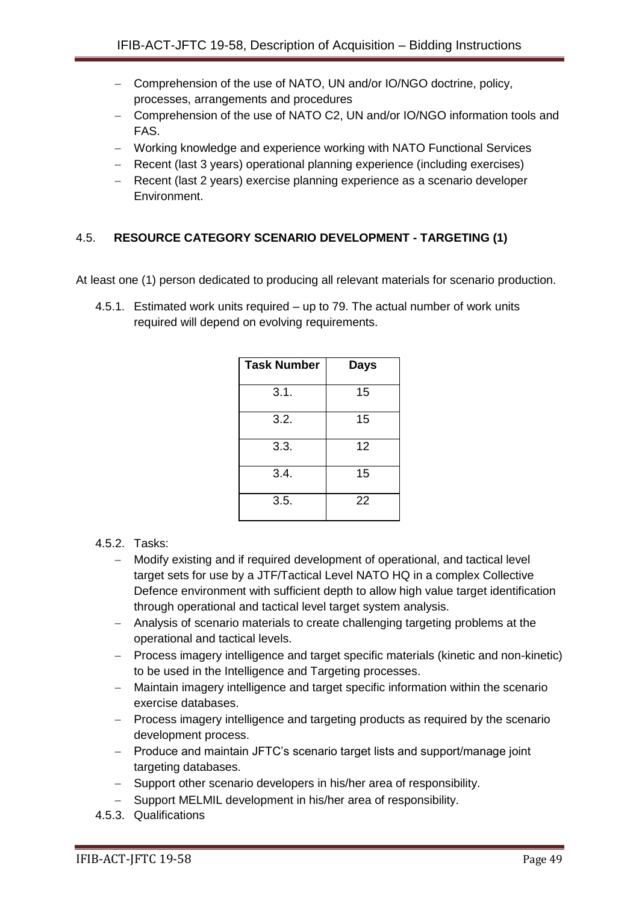- Comprehension of the use of NATO, UN and/or IO/NGO doctrine, policy, processes, arrangements and procedures
- Comprehension of the use of NATO C2, UN and/or IO/NGO information tools and FAS.
- Working knowledge and experience working with NATO Functional Services
- Recent (last 3 years) operational planning experience (including exercises)
- Recent (last 2 years) exercise planning experience as a scenario developer Environment.

## 4.5. RESOURCE CATEGORY SCENARIO DEVELOPMENT - TARGETING (1)

At least one (1) person dedicated to producing all relevant materials for scenario production.

4.5.1. Estimated work units required – up to 79. The actual number of work units required will depend on evolving requirements.

| Task Number | Days |
|---|---|
| 3.1. | 15 |
| 3.2. | 15 |
| 3.3. | 12 |
| 3.4. | 15 |
| 3.5. | 22 |

4.5.2. Tasks:

- Modify existing and if required development of operational, and tactical level target sets for use by a JTF/Tactical Level NATO HQ in a complex Collective Defence environment with sufficient depth to allow high value target identification through operational and tactical level target system analysis.
- Analysis of scenario materials to create challenging targeting problems at the operational and tactical levels.
- Process imagery intelligence and target specific materials (kinetic and non-kinetic) to be used in the Intelligence and Targeting processes.
- Maintain imagery intelligence and target specific information within the scenario exercise databases.
- Process imagery intelligence and targeting products as required by the scenario development process.
- Produce and maintain JFTC's scenario target lists and support/manage joint targeting databases.
- Support other scenario developers in his/her area of responsibility.
- Support MELMIL development in his/her area of responsibility.

4.5.3. Qualifications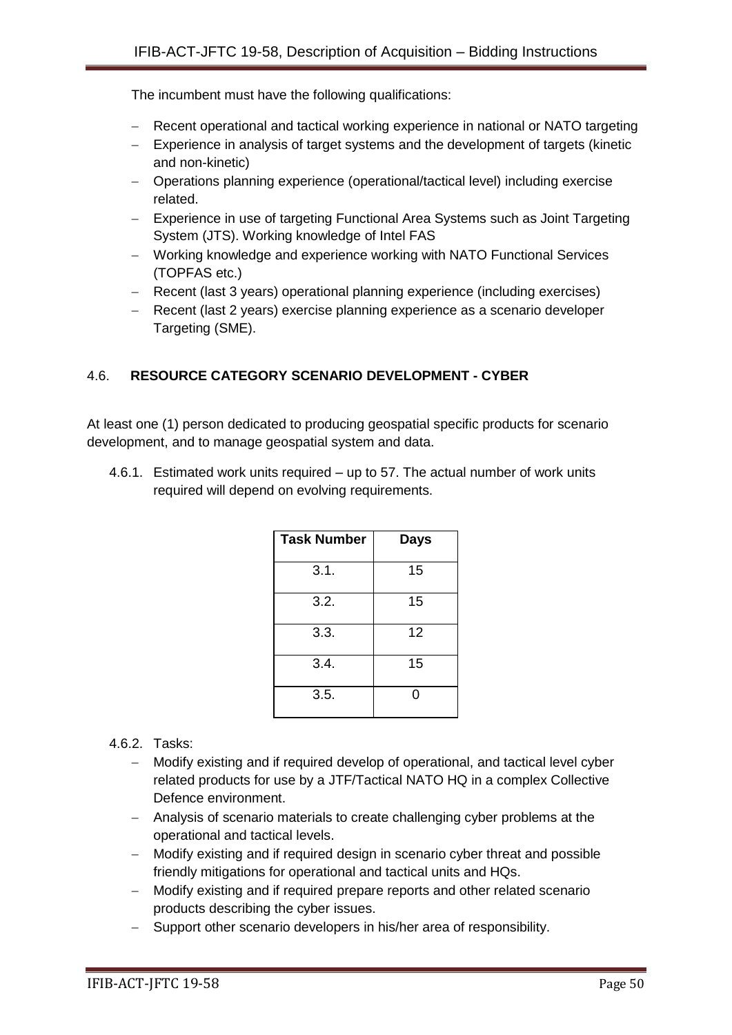The incumbent must have the following qualifications:

- Recent operational and tactical working experience in national or NATO targeting
- Experience in analysis of target systems and the development of targets (kinetic and non-kinetic)
- Operations planning experience (operational/tactical level) including exercise related.
- Experience in use of targeting Functional Area Systems such as Joint Targeting System (JTS). Working knowledge of Intel FAS
- Working knowledge and experience working with NATO Functional Services (TOPFAS etc.)
- Recent (last 3 years) operational planning experience (including exercises)
- Recent (last 2 years) exercise planning experience as a scenario developer Targeting (SME).

### 4.6. RESOURCE CATEGORY SCENARIO DEVELOPMENT - CYBER

At least one (1) person dedicated to producing geospatial specific products for scenario development, and to manage geospatial system and data.

4.6.1. Estimated work units required – up to 57. The actual number of work units required will depend on evolving requirements.

| Task Number | Days |
|---|---|
| 3.1. | 15 |
| 3.2. | 15 |
| 3.3. | 12 |
| 3.4. | 15 |
| 3.5. | 0 |

4.6.2. Tasks:

- Modify existing and if required develop of operational, and tactical level cyber related products for use by a JTF/Tactical NATO HQ in a complex Collective Defence environment.
- Analysis of scenario materials to create challenging cyber problems at the operational and tactical levels.
- Modify existing and if required design in scenario cyber threat and possible friendly mitigations for operational and tactical units and HQs.
- Modify existing and if required prepare reports and other related scenario products describing the cyber issues.
- Support other scenario developers in his/her area of responsibility.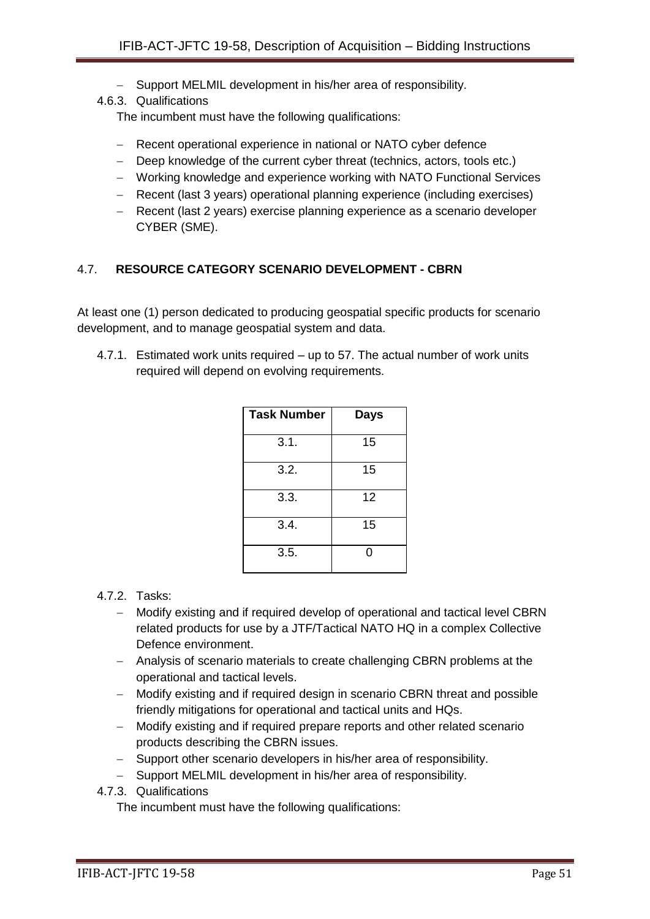- Support MELMIL development in his/her area of responsibility.

4.6.3. Qualifications

The incumbent must have the following qualifications:

- Recent operational experience in national or NATO cyber defence
- Deep knowledge of the current cyber threat (technics, actors, tools etc.)
- Working knowledge and experience working with NATO Functional Services
- Recent (last 3 years) operational planning experience (including exercises)
- Recent (last 2 years) exercise planning experience as a scenario developer CYBER (SME).

## 4.7. RESOURCE CATEGORY SCENARIO DEVELOPMENT - CBRN

At least one (1) person dedicated to producing geospatial specific products for scenario development, and to manage geospatial system and data.

4.7.1. Estimated work units required – up to 57. The actual number of work units required will depend on evolving requirements.

| Task Number | Days |
|---|---|
| 3.1. | 15 |
| 3.2. | 15 |
| 3.3. | 12 |
| 3.4. | 15 |
| 3.5. | 0 |

4.7.2. Tasks:

- Modify existing and if required develop of operational and tactical level CBRN related products for use by a JTF/Tactical NATO HQ in a complex Collective Defence environment.
- Analysis of scenario materials to create challenging CBRN problems at the operational and tactical levels.
- Modify existing and if required design in scenario CBRN threat and possible friendly mitigations for operational and tactical units and HQs.
- Modify existing and if required prepare reports and other related scenario products describing the CBRN issues.
- Support other scenario developers in his/her area of responsibility.
- Support MELMIL development in his/her area of responsibility.

4.7.3. Qualifications

The incumbent must have the following qualifications: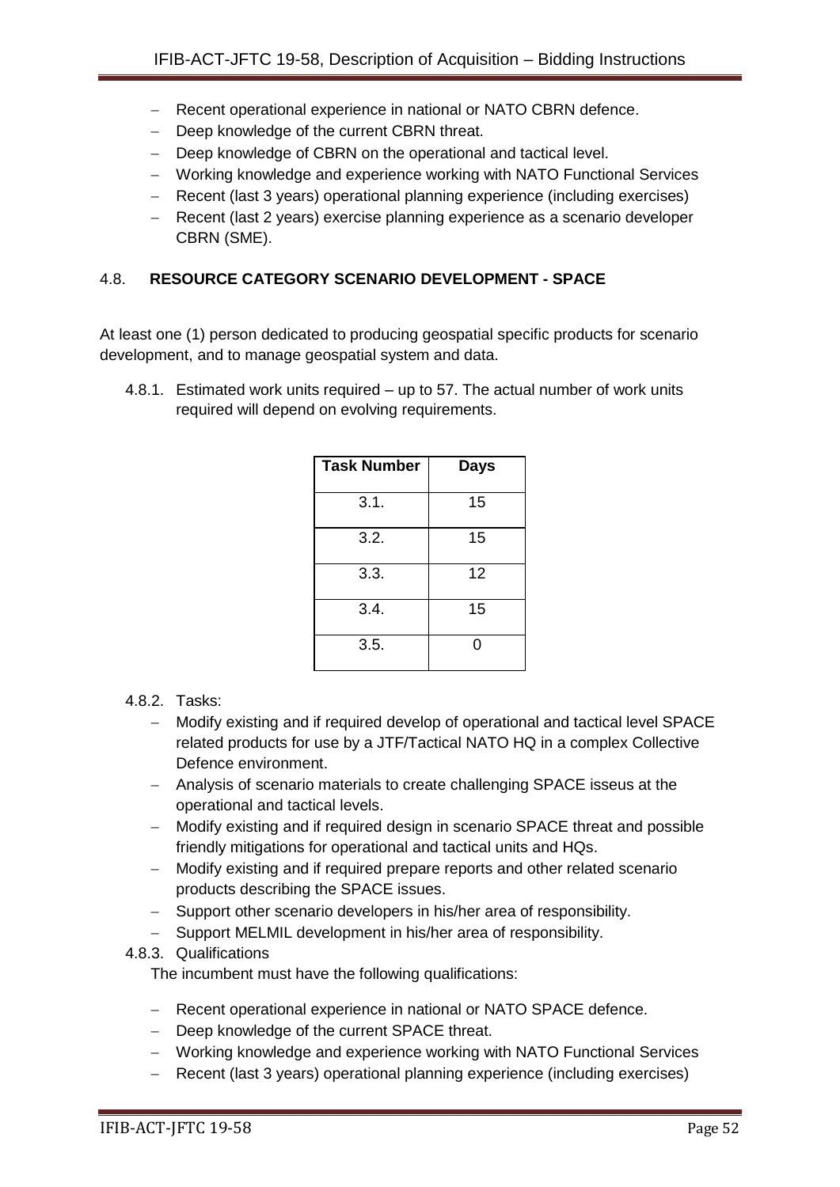- Recent operational experience in national or NATO CBRN defence.
- Deep knowledge of the current CBRN threat.
- Deep knowledge of CBRN on the operational and tactical level.
- Working knowledge and experience working with NATO Functional Services
- Recent (last 3 years) operational planning experience (including exercises)
- Recent (last 2 years) exercise planning experience as a scenario developer CBRN (SME).

### 4.8. RESOURCE CATEGORY SCENARIO DEVELOPMENT - SPACE

At least one (1) person dedicated to producing geospatial specific products for scenario development, and to manage geospatial system and data.

4.8.1. Estimated work units required – up to 57. The actual number of work units required will depend on evolving requirements.

| Task Number | Days |
|---|---|
| 3.1. | 15 |
| 3.2. | 15 |
| 3.3. | 12 |
| 3.4. | 15 |
| 3.5. | 0 |

4.8.2. Tasks:

- Modify existing and if required develop of operational and tactical level SPACE related products for use by a JTF/Tactical NATO HQ in a complex Collective Defence environment.
- Analysis of scenario materials to create challenging SPACE isseus at the operational and tactical levels.
- Modify existing and if required design in scenario SPACE threat and possible friendly mitigations for operational and tactical units and HQs.
- Modify existing and if required prepare reports and other related scenario products describing the SPACE issues.
- Support other scenario developers in his/her area of responsibility.
- Support MELMIL development in his/her area of responsibility.

4.8.3. Qualifications

The incumbent must have the following qualifications:

- Recent operational experience in national or NATO SPACE defence.
- Deep knowledge of the current SPACE threat.
- Working knowledge and experience working with NATO Functional Services
- Recent (last 3 years) operational planning experience (including exercises)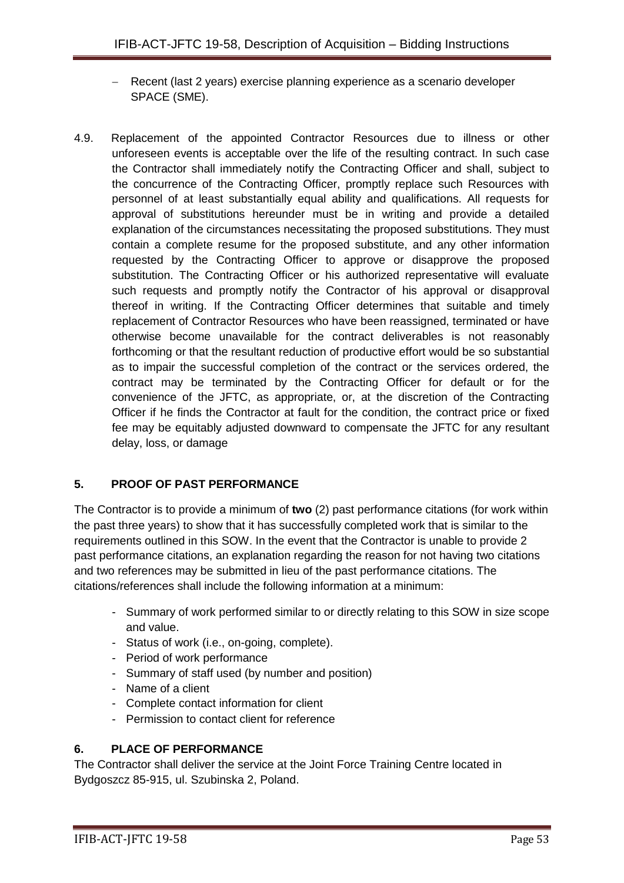- Recent (last 2 years) exercise planning experience as a scenario developer SPACE (SME).

4.9. Replacement of the appointed Contractor Resources due to illness or other unforeseen events is acceptable over the life of the resulting contract. In such case the Contractor shall immediately notify the Contracting Officer and shall, subject to the concurrence of the Contracting Officer, promptly replace such Resources with personnel of at least substantially equal ability and qualifications. All requests for approval of substitutions hereunder must be in writing and provide a detailed explanation of the circumstances necessitating the proposed substitutions. They must contain a complete resume for the proposed substitute, and any other information requested by the Contracting Officer to approve or disapprove the proposed substitution. The Contracting Officer or his authorized representative will evaluate such requests and promptly notify the Contractor of his approval or disapproval thereof in writing. If the Contracting Officer determines that suitable and timely replacement of Contractor Resources who have been reassigned, terminated or have otherwise become unavailable for the contract deliverables is not reasonably forthcoming or that the resultant reduction of productive effort would be so substantial as to impair the successful completion of the contract or the services ordered, the contract may be terminated by the Contracting Officer for default or for the convenience of the JFTC, as appropriate, or, at the discretion of the Contracting Officer if he finds the Contractor at fault for the condition, the contract price or fixed fee may be equitably adjusted downward to compensate the JFTC for any resultant delay, loss, or damage

## 5. PROOF OF PAST PERFORMANCE

The Contractor is to provide a minimum of **two** (2) past performance citations (for work within the past three years) to show that it has successfully completed work that is similar to the requirements outlined in this SOW. In the event that the Contractor is unable to provide 2 past performance citations, an explanation regarding the reason for not having two citations and two references may be submitted in lieu of the past performance citations. The citations/references shall include the following information at a minimum:

- Summary of work performed similar to or directly relating to this SOW in size scope and value.
- Status of work (i.e., on-going, complete).
- Period of work performance
- Summary of staff used (by number and position)
- Name of a client
- Complete contact information for client
- Permission to contact client for reference

## 6. PLACE OF PERFORMANCE

The Contractor shall deliver the service at the Joint Force Training Centre located in Bydgoszcz 85-915, ul. Szubinska 2, Poland.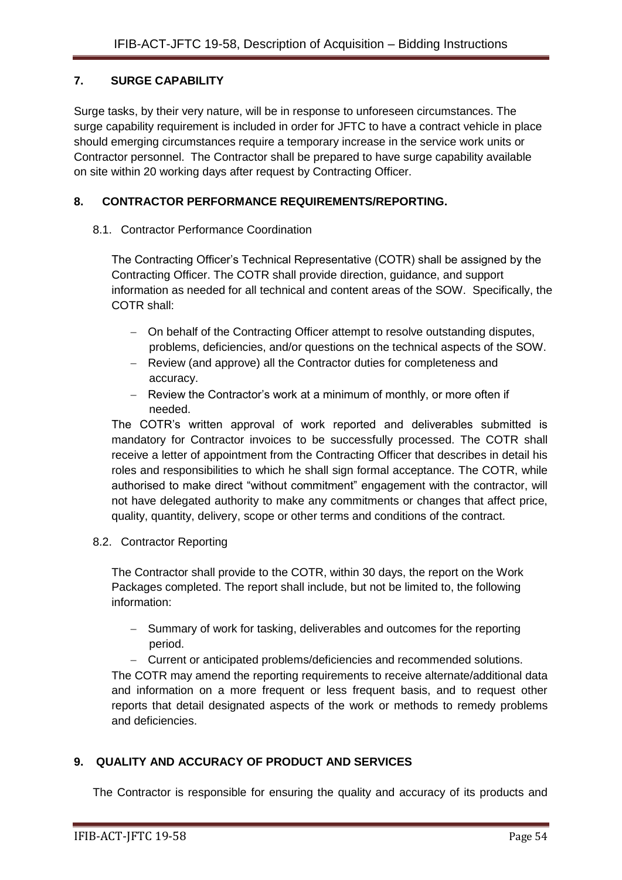## 7. SURGE CAPABILITY

Surge tasks, by their very nature, will be in response to unforeseen circumstances. The surge capability requirement is included in order for JFTC to have a contract vehicle in place should emerging circumstances require a temporary increase in the service work units or Contractor personnel. The Contractor shall be prepared to have surge capability available on site within 20 working days after request by Contracting Officer.

## 8. CONTRACTOR PERFORMANCE REQUIREMENTS/REPORTING.

### 8.1. Contractor Performance Coordination

The Contracting Officer's Technical Representative (COTR) shall be assigned by the Contracting Officer. The COTR shall provide direction, guidance, and support information as needed for all technical and content areas of the SOW. Specifically, the COTR shall:

- On behalf of the Contracting Officer attempt to resolve outstanding disputes, problems, deficiencies, and/or questions on the technical aspects of the SOW.
- Review (and approve) all the Contractor duties for completeness and accuracy.
- Review the Contractor's work at a minimum of monthly, or more often if needed.

The COTR's written approval of work reported and deliverables submitted is mandatory for Contractor invoices to be successfully processed. The COTR shall receive a letter of appointment from the Contracting Officer that describes in detail his roles and responsibilities to which he shall sign formal acceptance. The COTR, while authorised to make direct "without commitment" engagement with the contractor, will not have delegated authority to make any commitments or changes that affect price, quality, quantity, delivery, scope or other terms and conditions of the contract.

### 8.2. Contractor Reporting

The Contractor shall provide to the COTR, within 30 days, the report on the Work Packages completed. The report shall include, but not be limited to, the following information:

- Summary of work for tasking, deliverables and outcomes for the reporting period.
- Current or anticipated problems/deficiencies and recommended solutions.

The COTR may amend the reporting requirements to receive alternate/additional data and information on a more frequent or less frequent basis, and to request other reports that detail designated aspects of the work or methods to remedy problems and deficiencies.

## 9. QUALITY AND ACCURACY OF PRODUCT AND SERVICES

The Contractor is responsible for ensuring the quality and accuracy of its products and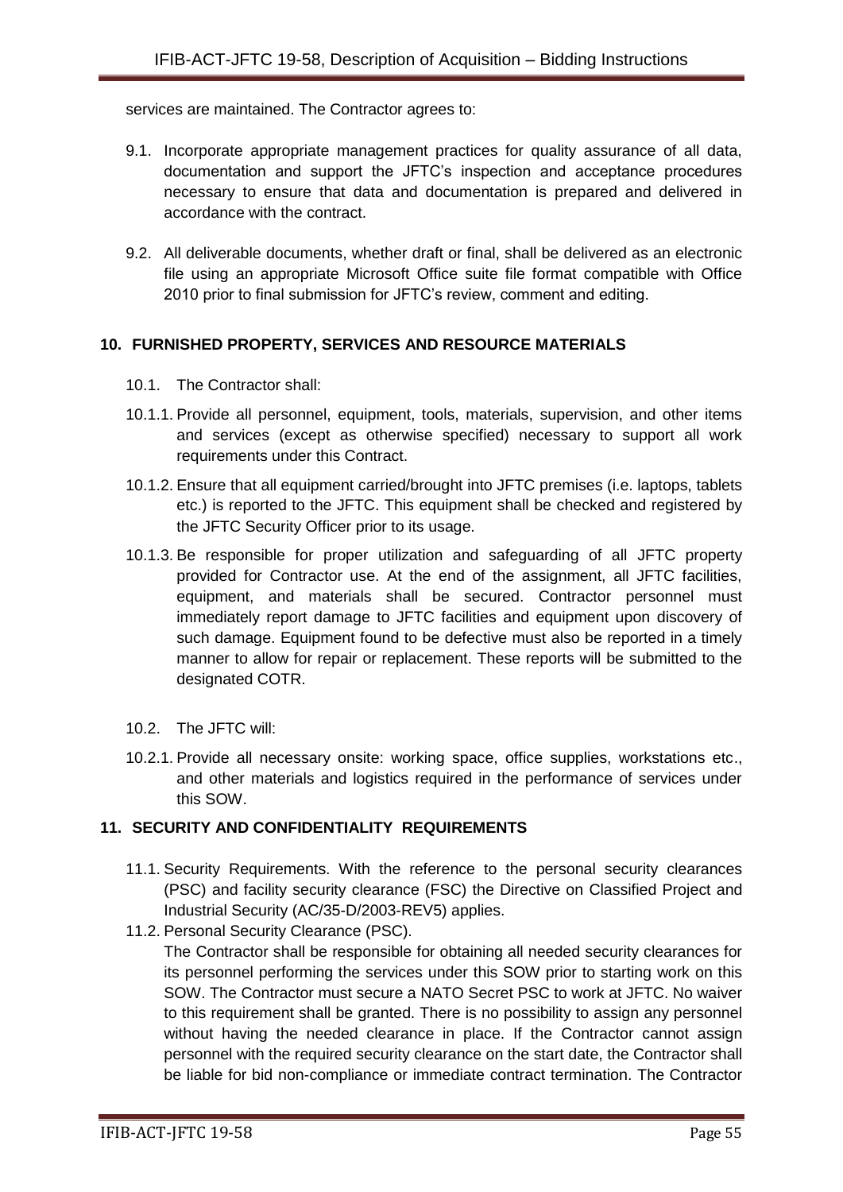services are maintained. The Contractor agrees to:

9.1. Incorporate appropriate management practices for quality assurance of all data, documentation and support the JFTC's inspection and acceptance procedures necessary to ensure that data and documentation is prepared and delivered in accordance with the contract.

9.2. All deliverable documents, whether draft or final, shall be delivered as an electronic file using an appropriate Microsoft Office suite file format compatible with Office 2010 prior to final submission for JFTC's review, comment and editing.

## 10. FURNISHED PROPERTY, SERVICES AND RESOURCE MATERIALS

10.1. The Contractor shall:

10.1.1. Provide all personnel, equipment, tools, materials, supervision, and other items and services (except as otherwise specified) necessary to support all work requirements under this Contract.

10.1.2. Ensure that all equipment carried/brought into JFTC premises (i.e. laptops, tablets etc.) is reported to the JFTC. This equipment shall be checked and registered by the JFTC Security Officer prior to its usage.

10.1.3. Be responsible for proper utilization and safeguarding of all JFTC property provided for Contractor use. At the end of the assignment, all JFTC facilities, equipment, and materials shall be secured. Contractor personnel must immediately report damage to JFTC facilities and equipment upon discovery of such damage. Equipment found to be defective must also be reported in a timely manner to allow for repair or replacement. These reports will be submitted to the designated COTR.

10.2. The JFTC will:

10.2.1. Provide all necessary onsite: working space, office supplies, workstations etc., and other materials and logistics required in the performance of services under this SOW.

## 11. SECURITY AND CONFIDENTIALITY REQUIREMENTS

11.1. Security Requirements. With the reference to the personal security clearances (PSC) and facility security clearance (FSC) the Directive on Classified Project and Industrial Security (AC/35-D/2003-REV5) applies.

11.2. Personal Security Clearance (PSC).
The Contractor shall be responsible for obtaining all needed security clearances for its personnel performing the services under this SOW prior to starting work on this SOW. The Contractor must secure a NATO Secret PSC to work at JFTC. No waiver to this requirement shall be granted. There is no possibility to assign any personnel without having the needed clearance in place. If the Contractor cannot assign personnel with the required security clearance on the start date, the Contractor shall be liable for bid non-compliance or immediate contract termination. The Contractor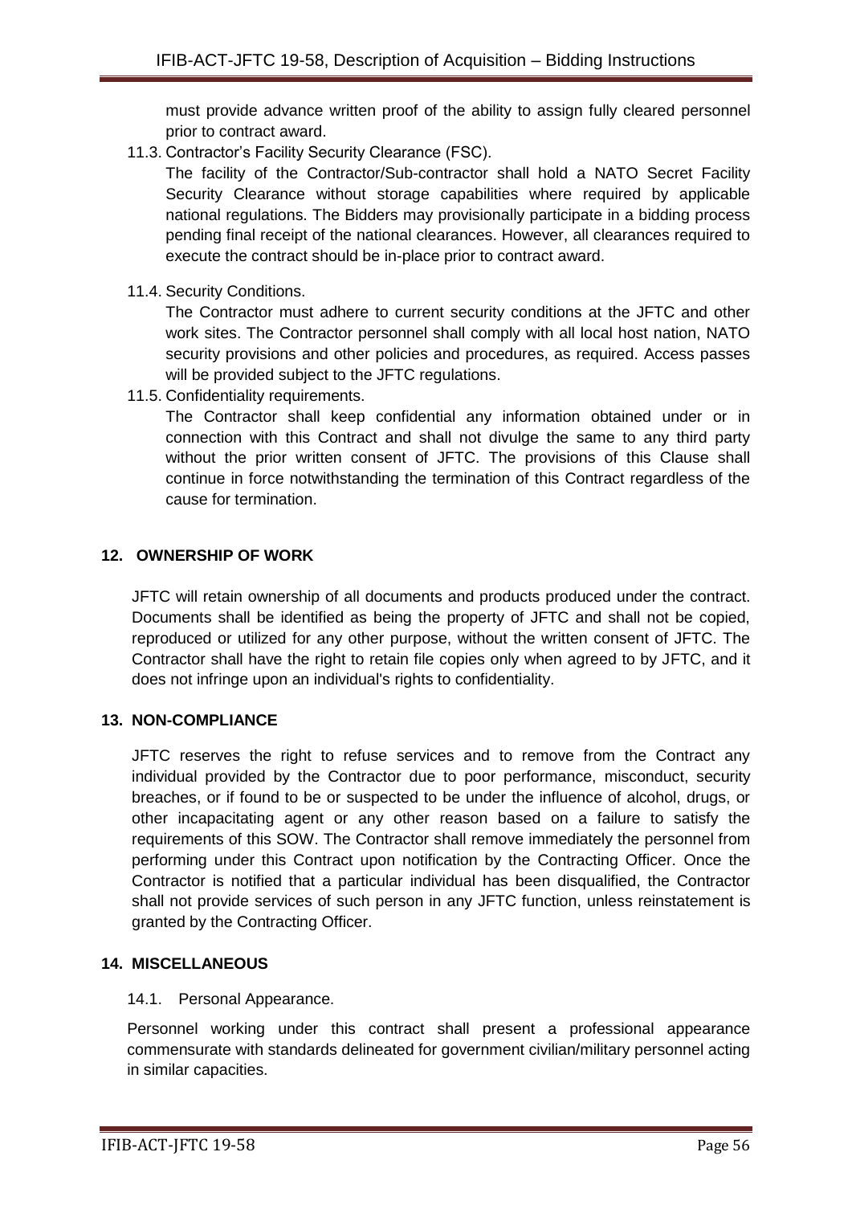must provide advance written proof of the ability to assign fully cleared personnel prior to contract award.

11.3. Contractor's Facility Security Clearance (FSC).

The facility of the Contractor/Sub-contractor shall hold a NATO Secret Facility Security Clearance without storage capabilities where required by applicable national regulations. The Bidders may provisionally participate in a bidding process pending final receipt of the national clearances. However, all clearances required to execute the contract should be in-place prior to contract award.

11.4. Security Conditions.

The Contractor must adhere to current security conditions at the JFTC and other work sites. The Contractor personnel shall comply with all local host nation, NATO security provisions and other policies and procedures, as required. Access passes will be provided subject to the JFTC regulations.

11.5. Confidentiality requirements.

The Contractor shall keep confidential any information obtained under or in connection with this Contract and shall not divulge the same to any third party without the prior written consent of JFTC. The provisions of this Clause shall continue in force notwithstanding the termination of this Contract regardless of the cause for termination.

## 12. OWNERSHIP OF WORK

JFTC will retain ownership of all documents and products produced under the contract. Documents shall be identified as being the property of JFTC and shall not be copied, reproduced or utilized for any other purpose, without the written consent of JFTC. The Contractor shall have the right to retain file copies only when agreed to by JFTC, and it does not infringe upon an individual's rights to confidentiality.

## 13. NON-COMPLIANCE

JFTC reserves the right to refuse services and to remove from the Contract any individual provided by the Contractor due to poor performance, misconduct, security breaches, or if found to be or suspected to be under the influence of alcohol, drugs, or other incapacitating agent or any other reason based on a failure to satisfy the requirements of this SOW. The Contractor shall remove immediately the personnel from performing under this Contract upon notification by the Contracting Officer. Once the Contractor is notified that a particular individual has been disqualified, the Contractor shall not provide services of such person in any JFTC function, unless reinstatement is granted by the Contracting Officer.

## 14. MISCELLANEOUS

14.1. Personal Appearance.

Personnel working under this contract shall present a professional appearance commensurate with standards delineated for government civilian/military personnel acting in similar capacities.